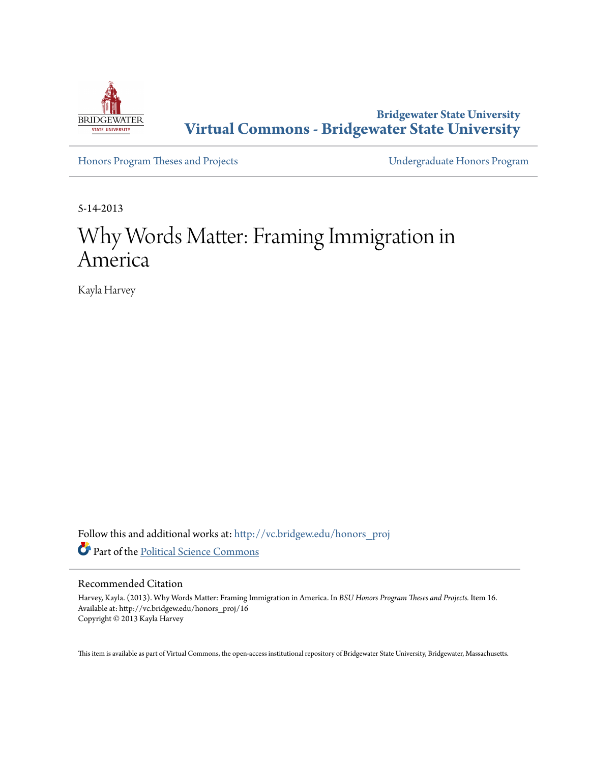Bridgewater State University

# Virtual Commons - Bridgewater State University

Honors Program Theses and Projects | Undergraduate Honors Program

5-14-2013

# Why Words Matter: Framing Immigration in America

Kayla Harvey

Follow this and additional works at: http://vc.bridgew.edu/honors_proj

Part of the Political Science Commons

## Recommended Citation

Harvey, Kayla. (2013). Why Words Matter: Framing Immigration in America. In *BSU Honors Program Theses and Projects.* Item 16.
Available at: http://vc.bridgew.edu/honors_proj/16
Copyright © 2013 Kayla Harvey

This item is available as part of Virtual Commons, the open-access institutional repository of Bridgewater State University, Bridgewater, Massachusetts.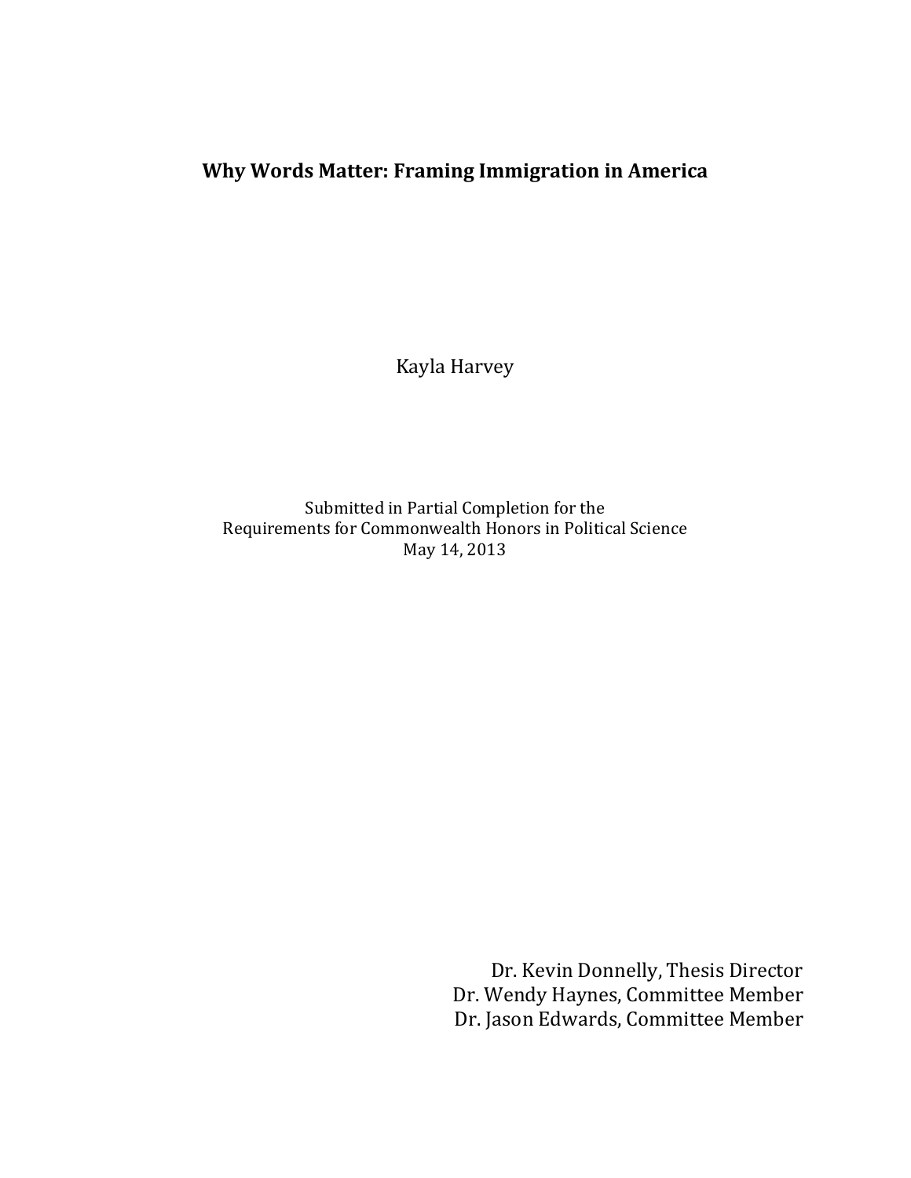# Why Words Matter: Framing Immigration in America

Kayla Harvey

Submitted in Partial Completion for the
Requirements for Commonwealth Honors in Political Science
May 14, 2013

Dr. Kevin Donnelly, Thesis Director
Dr. Wendy Haynes, Committee Member
Dr. Jason Edwards, Committee Member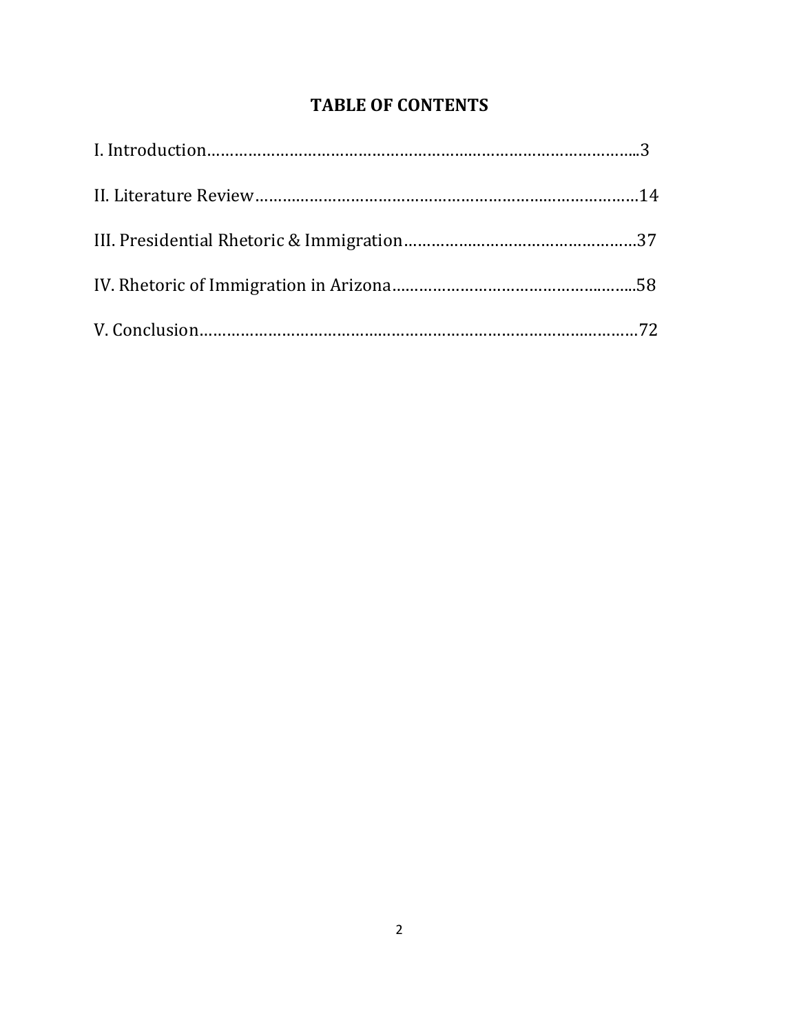# TABLE OF CONTENTS

I. Introduction……………………………………………………………………………………..3

II. Literature Review…………………………………………………………………………14

III. Presidential Rhetoric & Immigration……………………………………………37

IV. Rhetoric of Immigration in Arizona……………………………………………...58

V. Conclusion………………………………………………………………………………………72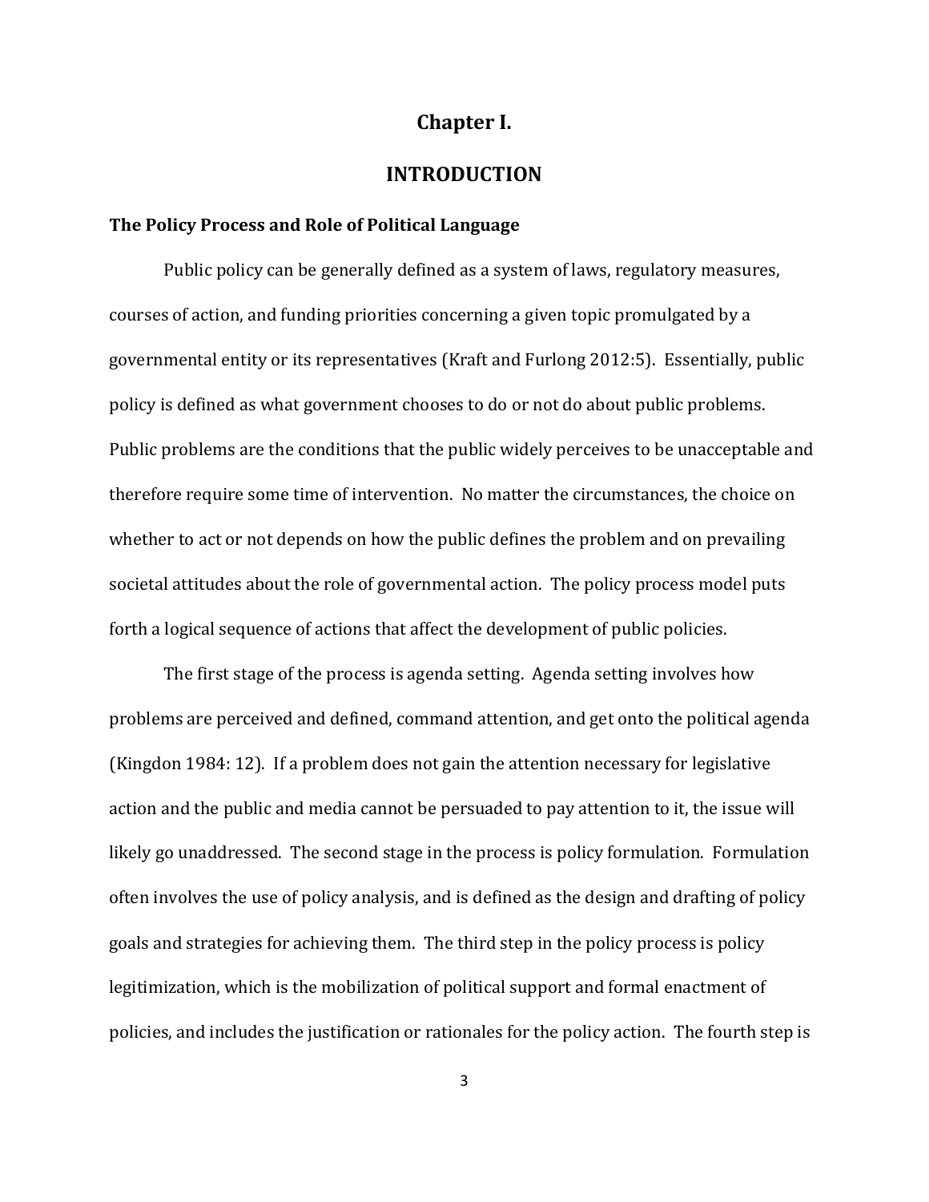# Chapter I.

# INTRODUCTION

## The Policy Process and Role of Political Language

Public policy can be generally defined as a system of laws, regulatory measures, courses of action, and funding priorities concerning a given topic promulgated by a governmental entity or its representatives (Kraft and Furlong 2012:5). Essentially, public policy is defined as what government chooses to do or not do about public problems. Public problems are the conditions that the public widely perceives to be unacceptable and therefore require some time of intervention. No matter the circumstances, the choice on whether to act or not depends on how the public defines the problem and on prevailing societal attitudes about the role of governmental action. The policy process model puts forth a logical sequence of actions that affect the development of public policies.

The first stage of the process is agenda setting. Agenda setting involves how problems are perceived and defined, command attention, and get onto the political agenda (Kingdon 1984: 12). If a problem does not gain the attention necessary for legislative action and the public and media cannot be persuaded to pay attention to it, the issue will likely go unaddressed. The second stage in the process is policy formulation. Formulation often involves the use of policy analysis, and is defined as the design and drafting of policy goals and strategies for achieving them. The third step in the policy process is policy legitimization, which is the mobilization of political support and formal enactment of policies, and includes the justification or rationales for the policy action. The fourth step is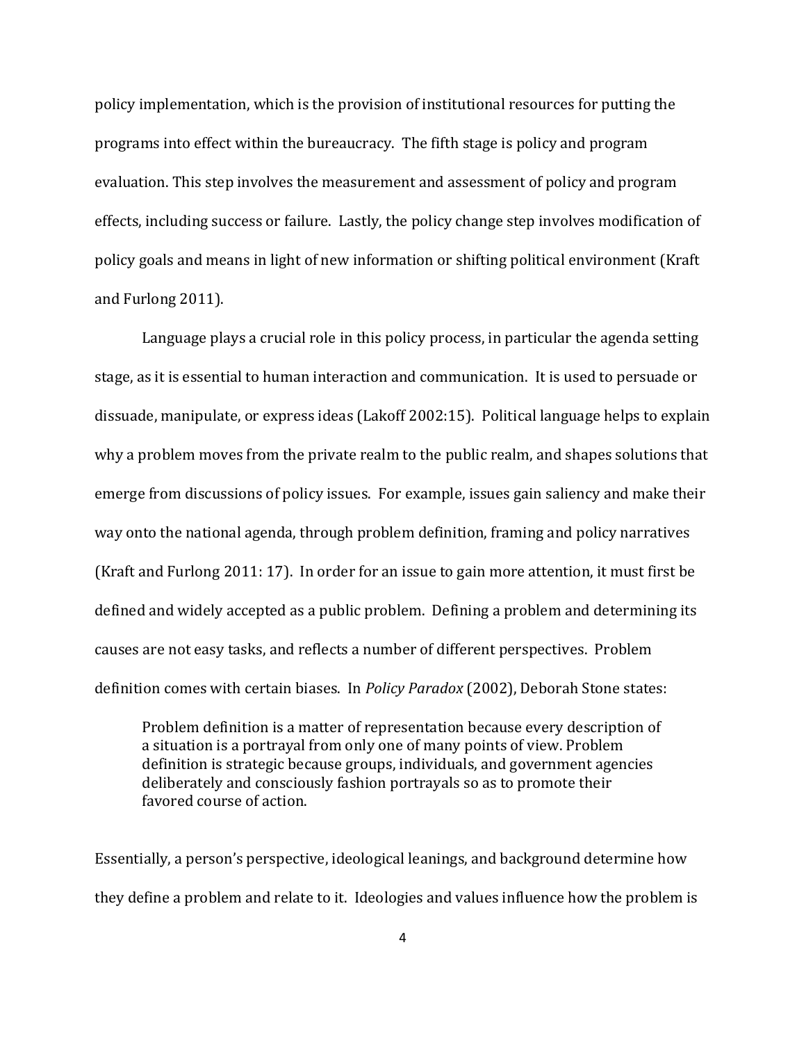policy implementation, which is the provision of institutional resources for putting the programs into effect within the bureaucracy. The fifth stage is policy and program evaluation. This step involves the measurement and assessment of policy and program effects, including success or failure. Lastly, the policy change step involves modification of policy goals and means in light of new information or shifting political environment (Kraft and Furlong 2011).

Language plays a crucial role in this policy process, in particular the agenda setting stage, as it is essential to human interaction and communication. It is used to persuade or dissuade, manipulate, or express ideas (Lakoff 2002:15). Political language helps to explain why a problem moves from the private realm to the public realm, and shapes solutions that emerge from discussions of policy issues. For example, issues gain saliency and make their way onto the national agenda, through problem definition, framing and policy narratives (Kraft and Furlong 2011: 17). In order for an issue to gain more attention, it must first be defined and widely accepted as a public problem. Defining a problem and determining its causes are not easy tasks, and reflects a number of different perspectives. Problem definition comes with certain biases. In *Policy Paradox* (2002), Deborah Stone states:

> Problem definition is a matter of representation because every description of a situation is a portrayal from only one of many points of view. Problem definition is strategic because groups, individuals, and government agencies deliberately and consciously fashion portrayals so as to promote their favored course of action.

Essentially, a person's perspective, ideological leanings, and background determine how they define a problem and relate to it. Ideologies and values influence how the problem is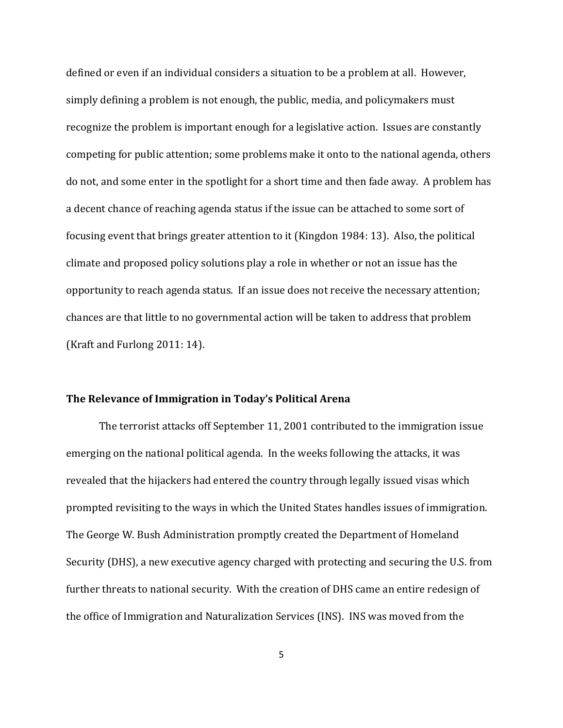defined or even if an individual considers a situation to be a problem at all. However, simply defining a problem is not enough, the public, media, and policymakers must recognize the problem is important enough for a legislative action. Issues are constantly competing for public attention; some problems make it onto to the national agenda, others do not, and some enter in the spotlight for a short time and then fade away. A problem has a decent chance of reaching agenda status if the issue can be attached to some sort of focusing event that brings greater attention to it (Kingdon 1984: 13). Also, the political climate and proposed policy solutions play a role in whether or not an issue has the opportunity to reach agenda status. If an issue does not receive the necessary attention; chances are that little to no governmental action will be taken to address that problem (Kraft and Furlong 2011: 14).

## The Relevance of Immigration in Today's Political Arena

The terrorist attacks off September 11, 2001 contributed to the immigration issue emerging on the national political agenda. In the weeks following the attacks, it was revealed that the hijackers had entered the country through legally issued visas which prompted revisiting to the ways in which the United States handles issues of immigration. The George W. Bush Administration promptly created the Department of Homeland Security (DHS), a new executive agency charged with protecting and securing the U.S. from further threats to national security. With the creation of DHS came an entire redesign of the office of Immigration and Naturalization Services (INS). INS was moved from the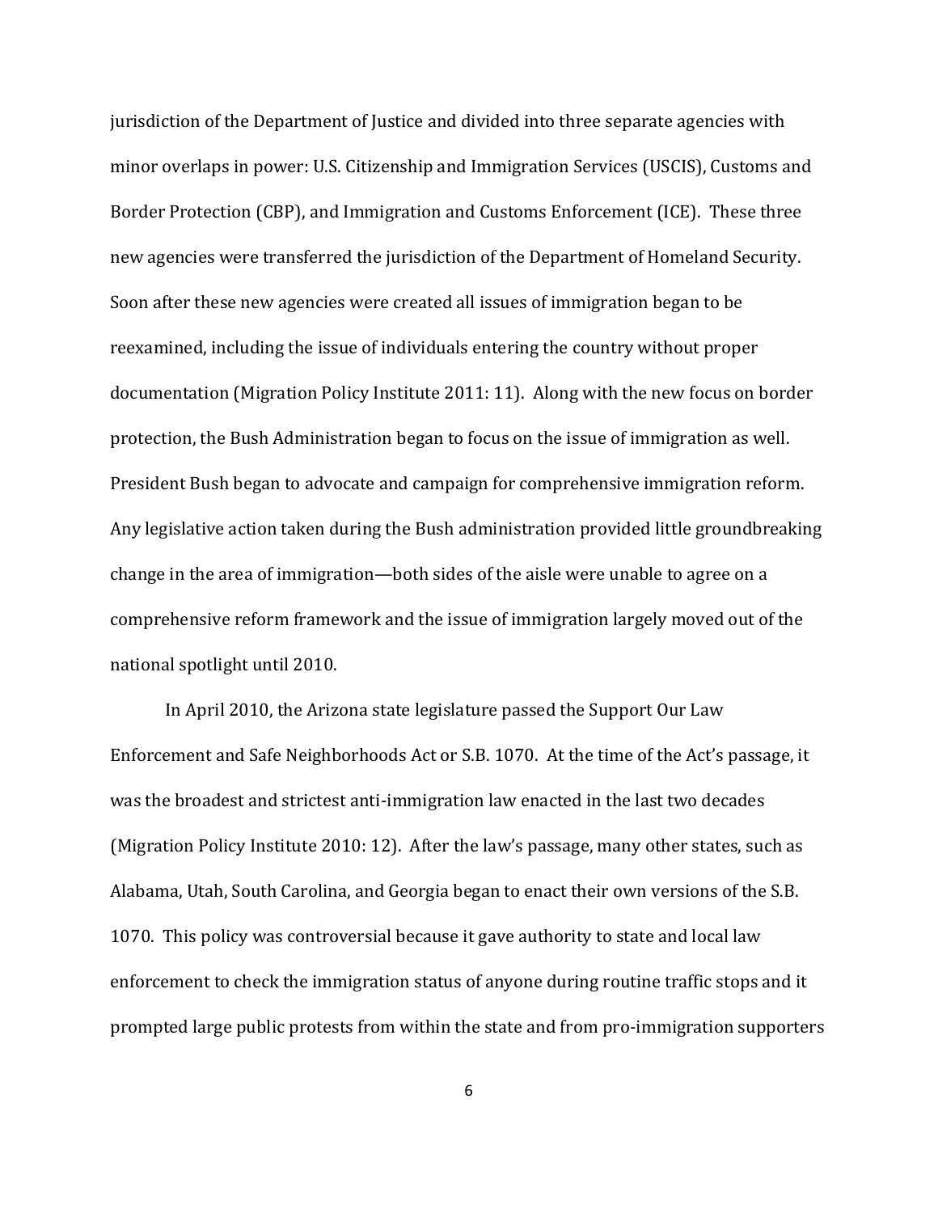jurisdiction of the Department of Justice and divided into three separate agencies with minor overlaps in power: U.S. Citizenship and Immigration Services (USCIS), Customs and Border Protection (CBP), and Immigration and Customs Enforcement (ICE). These three new agencies were transferred the jurisdiction of the Department of Homeland Security. Soon after these new agencies were created all issues of immigration began to be reexamined, including the issue of individuals entering the country without proper documentation (Migration Policy Institute 2011: 11). Along with the new focus on border protection, the Bush Administration began to focus on the issue of immigration as well. President Bush began to advocate and campaign for comprehensive immigration reform. Any legislative action taken during the Bush administration provided little groundbreaking change in the area of immigration—both sides of the aisle were unable to agree on a comprehensive reform framework and the issue of immigration largely moved out of the national spotlight until 2010.

In April 2010, the Arizona state legislature passed the Support Our Law Enforcement and Safe Neighborhoods Act or S.B. 1070. At the time of the Act's passage, it was the broadest and strictest anti-immigration law enacted in the last two decades (Migration Policy Institute 2010: 12). After the law's passage, many other states, such as Alabama, Utah, South Carolina, and Georgia began to enact their own versions of the S.B. 1070. This policy was controversial because it gave authority to state and local law enforcement to check the immigration status of anyone during routine traffic stops and it prompted large public protests from within the state and from pro-immigration supporters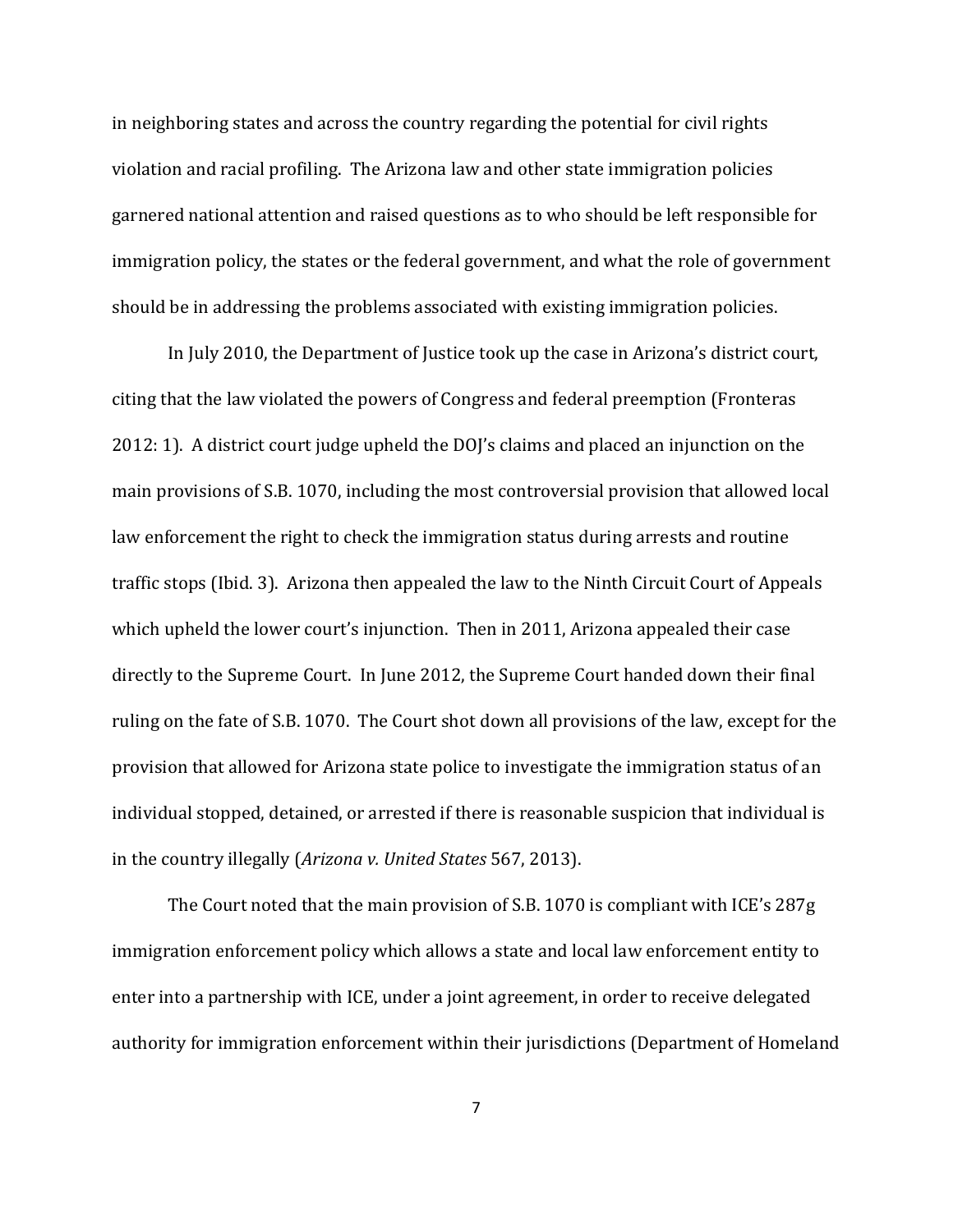in neighboring states and across the country regarding the potential for civil rights violation and racial profiling. The Arizona law and other state immigration policies garnered national attention and raised questions as to who should be left responsible for immigration policy, the states or the federal government, and what the role of government should be in addressing the problems associated with existing immigration policies.

In July 2010, the Department of Justice took up the case in Arizona's district court, citing that the law violated the powers of Congress and federal preemption (Fronteras 2012: 1). A district court judge upheld the DOJ's claims and placed an injunction on the main provisions of S.B. 1070, including the most controversial provision that allowed local law enforcement the right to check the immigration status during arrests and routine traffic stops (Ibid. 3). Arizona then appealed the law to the Ninth Circuit Court of Appeals which upheld the lower court's injunction. Then in 2011, Arizona appealed their case directly to the Supreme Court. In June 2012, the Supreme Court handed down their final ruling on the fate of S.B. 1070. The Court shot down all provisions of the law, except for the provision that allowed for Arizona state police to investigate the immigration status of an individual stopped, detained, or arrested if there is reasonable suspicion that individual is in the country illegally (*Arizona v. United States* 567, 2013).

The Court noted that the main provision of S.B. 1070 is compliant with ICE's 287g immigration enforcement policy which allows a state and local law enforcement entity to enter into a partnership with ICE, under a joint agreement, in order to receive delegated authority for immigration enforcement within their jurisdictions (Department of Homeland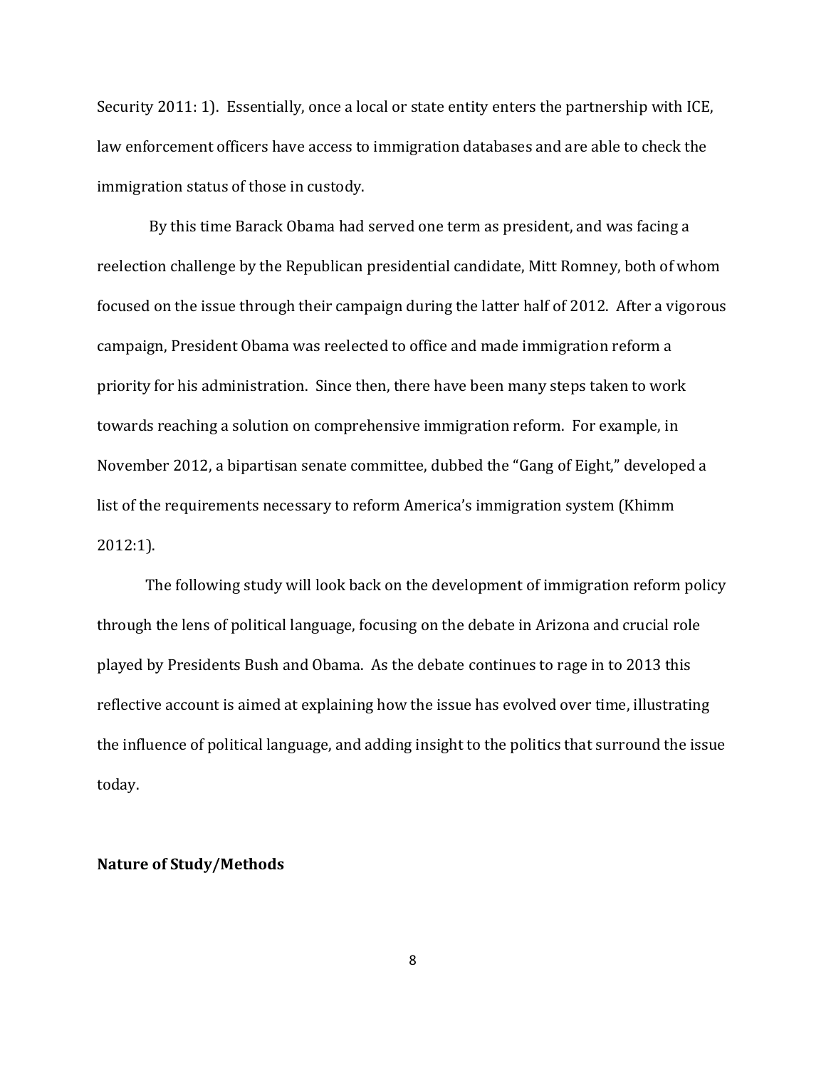Security 2011: 1). Essentially, once a local or state entity enters the partnership with ICE, law enforcement officers have access to immigration databases and are able to check the immigration status of those in custody.

By this time Barack Obama had served one term as president, and was facing a reelection challenge by the Republican presidential candidate, Mitt Romney, both of whom focused on the issue through their campaign during the latter half of 2012. After a vigorous campaign, President Obama was reelected to office and made immigration reform a priority for his administration. Since then, there have been many steps taken to work towards reaching a solution on comprehensive immigration reform. For example, in November 2012, a bipartisan senate committee, dubbed the "Gang of Eight," developed a list of the requirements necessary to reform America's immigration system (Khimm 2012:1).

The following study will look back on the development of immigration reform policy through the lens of political language, focusing on the debate in Arizona and crucial role played by Presidents Bush and Obama. As the debate continues to rage in to 2013 this reflective account is aimed at explaining how the issue has evolved over time, illustrating the influence of political language, and adding insight to the politics that surround the issue today.

**Nature of Study/Methods**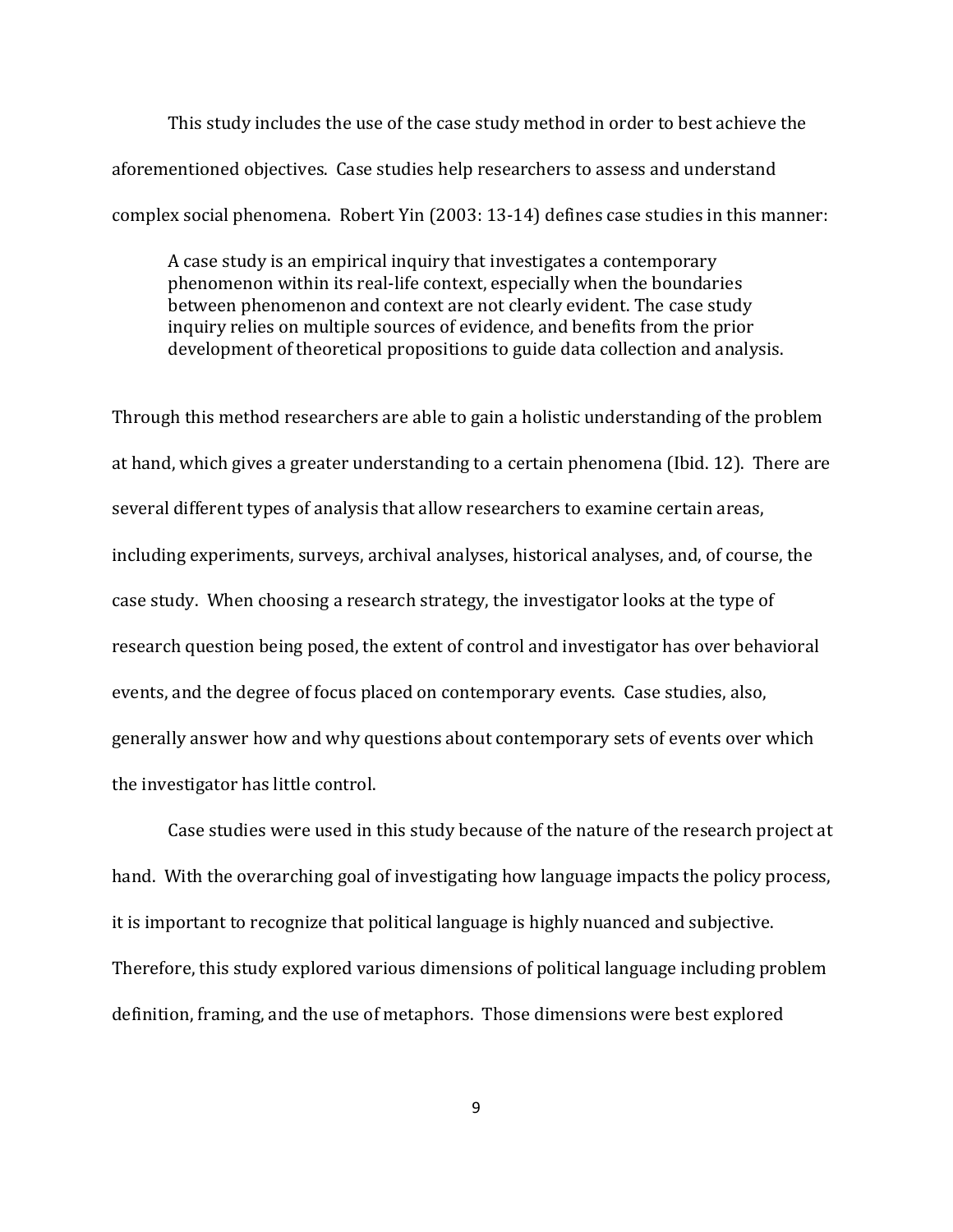This study includes the use of the case study method in order to best achieve the aforementioned objectives. Case studies help researchers to assess and understand complex social phenomena. Robert Yin (2003: 13-14) defines case studies in this manner:

> A case study is an empirical inquiry that investigates a contemporary phenomenon within its real-life context, especially when the boundaries between phenomenon and context are not clearly evident. The case study inquiry relies on multiple sources of evidence, and benefits from the prior development of theoretical propositions to guide data collection and analysis.

Through this method researchers are able to gain a holistic understanding of the problem at hand, which gives a greater understanding to a certain phenomena (Ibid. 12). There are several different types of analysis that allow researchers to examine certain areas, including experiments, surveys, archival analyses, historical analyses, and, of course, the case study. When choosing a research strategy, the investigator looks at the type of research question being posed, the extent of control and investigator has over behavioral events, and the degree of focus placed on contemporary events. Case studies, also, generally answer how and why questions about contemporary sets of events over which the investigator has little control.

Case studies were used in this study because of the nature of the research project at hand. With the overarching goal of investigating how language impacts the policy process, it is important to recognize that political language is highly nuanced and subjective. Therefore, this study explored various dimensions of political language including problem definition, framing, and the use of metaphors. Those dimensions were best explored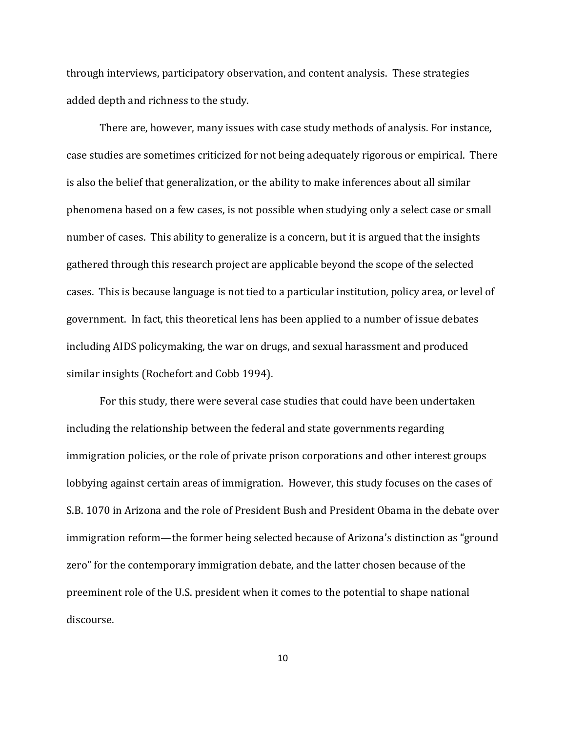through interviews, participatory observation, and content analysis. These strategies added depth and richness to the study.

There are, however, many issues with case study methods of analysis. For instance, case studies are sometimes criticized for not being adequately rigorous or empirical. There is also the belief that generalization, or the ability to make inferences about all similar phenomena based on a few cases, is not possible when studying only a select case or small number of cases. This ability to generalize is a concern, but it is argued that the insights gathered through this research project are applicable beyond the scope of the selected cases. This is because language is not tied to a particular institution, policy area, or level of government. In fact, this theoretical lens has been applied to a number of issue debates including AIDS policymaking, the war on drugs, and sexual harassment and produced similar insights (Rochefort and Cobb 1994).

For this study, there were several case studies that could have been undertaken including the relationship between the federal and state governments regarding immigration policies, or the role of private prison corporations and other interest groups lobbying against certain areas of immigration. However, this study focuses on the cases of S.B. 1070 in Arizona and the role of President Bush and President Obama in the debate over immigration reform—the former being selected because of Arizona's distinction as "ground zero" for the contemporary immigration debate, and the latter chosen because of the preeminent role of the U.S. president when it comes to the potential to shape national discourse.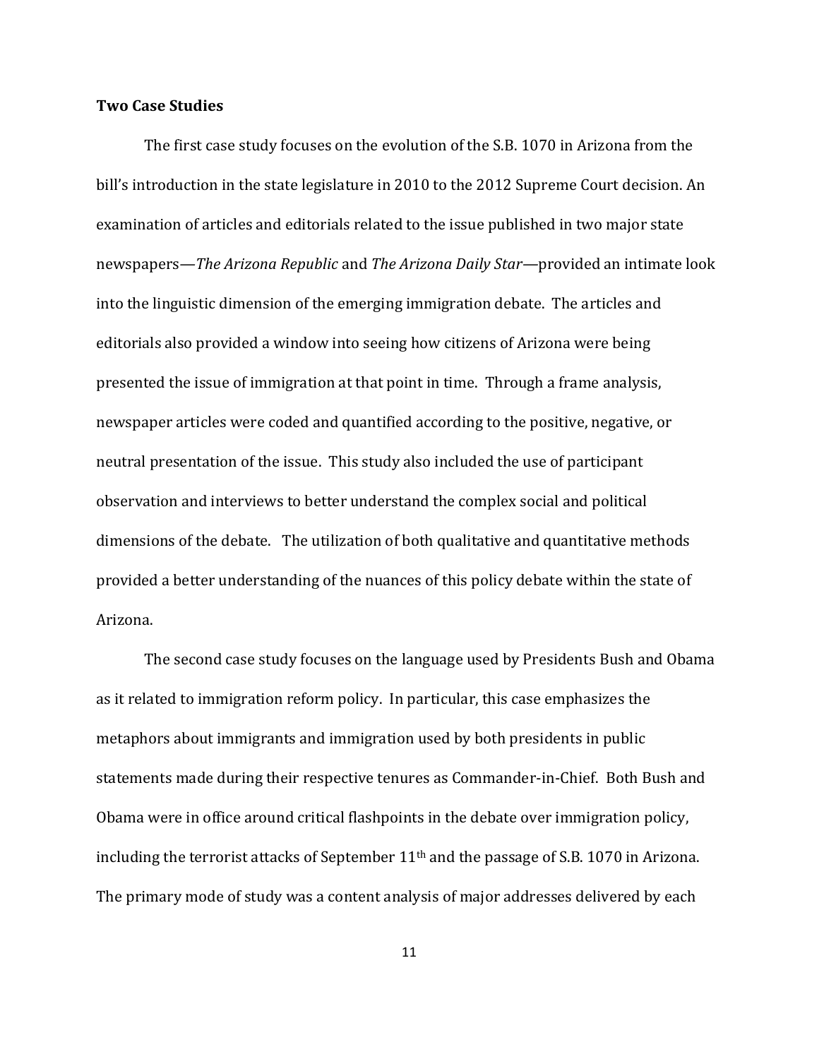**Two Case Studies**

The first case study focuses on the evolution of the S.B. 1070 in Arizona from the bill's introduction in the state legislature in 2010 to the 2012 Supreme Court decision. An examination of articles and editorials related to the issue published in two major state newspapers—*The Arizona Republic* and *The Arizona Daily Star*—provided an intimate look into the linguistic dimension of the emerging immigration debate. The articles and editorials also provided a window into seeing how citizens of Arizona were being presented the issue of immigration at that point in time. Through a frame analysis, newspaper articles were coded and quantified according to the positive, negative, or neutral presentation of the issue. This study also included the use of participant observation and interviews to better understand the complex social and political dimensions of the debate. The utilization of both qualitative and quantitative methods provided a better understanding of the nuances of this policy debate within the state of Arizona.

The second case study focuses on the language used by Presidents Bush and Obama as it related to immigration reform policy. In particular, this case emphasizes the metaphors about immigrants and immigration used by both presidents in public statements made during their respective tenures as Commander-in-Chief. Both Bush and Obama were in office around critical flashpoints in the debate over immigration policy, including the terrorist attacks of September 11th and the passage of S.B. 1070 in Arizona. The primary mode of study was a content analysis of major addresses delivered by each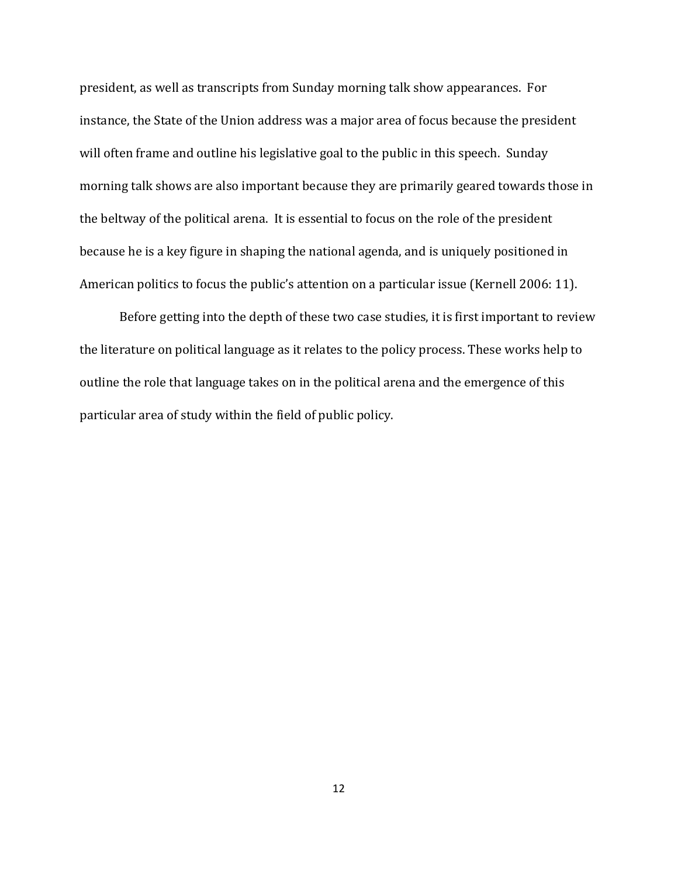president, as well as transcripts from Sunday morning talk show appearances. For instance, the State of the Union address was a major area of focus because the president will often frame and outline his legislative goal to the public in this speech. Sunday morning talk shows are also important because they are primarily geared towards those in the beltway of the political arena. It is essential to focus on the role of the president because he is a key figure in shaping the national agenda, and is uniquely positioned in American politics to focus the public's attention on a particular issue (Kernell 2006: 11).

Before getting into the depth of these two case studies, it is first important to review the literature on political language as it relates to the policy process. These works help to outline the role that language takes on in the political arena and the emergence of this particular area of study within the field of public policy.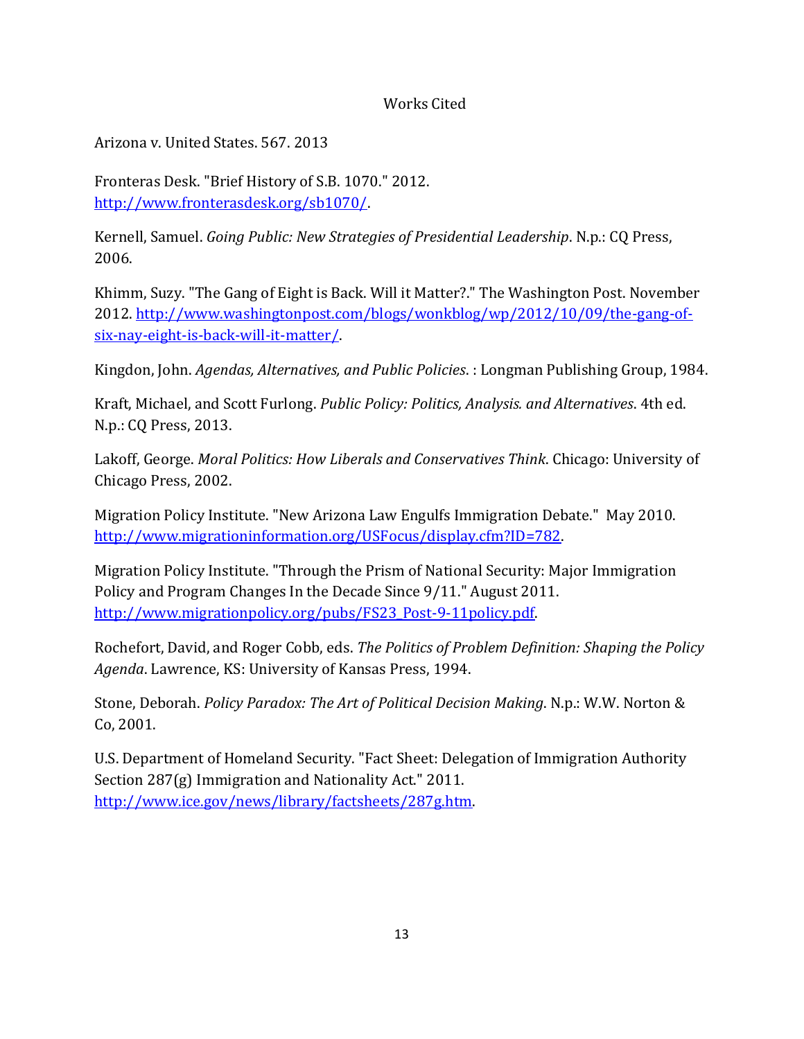# Works Cited

Arizona v. United States. 567. 2013

Fronteras Desk. "Brief History of S.B. 1070." 2012. http://www.fronterasdesk.org/sb1070/.

Kernell, Samuel. *Going Public: New Strategies of Presidential Leadership*. N.p.: CQ Press, 2006.

Khimm, Suzy. "The Gang of Eight is Back. Will it Matter?." The Washington Post. November 2012. http://www.washingtonpost.com/blogs/wonkblog/wp/2012/10/09/the-gang-of-six-nay-eight-is-back-will-it-matter/.

Kingdon, John. *Agendas, Alternatives, and Public Policies*. : Longman Publishing Group, 1984.

Kraft, Michael, and Scott Furlong. *Public Policy: Politics, Analysis. and Alternatives*. 4th ed. N.p.: CQ Press, 2013.

Lakoff, George. *Moral Politics: How Liberals and Conservatives Think*. Chicago: University of Chicago Press, 2002.

Migration Policy Institute. "New Arizona Law Engulfs Immigration Debate." May 2010. http://www.migrationinformation.org/USFocus/display.cfm?ID=782.

Migration Policy Institute. "Through the Prism of National Security: Major Immigration Policy and Program Changes In the Decade Since 9/11." August 2011. http://www.migrationpolicy.org/pubs/FS23_Post-9-11policy.pdf.

Rochefort, David, and Roger Cobb, eds. *The Politics of Problem Definition: Shaping the Policy Agenda*. Lawrence, KS: University of Kansas Press, 1994.

Stone, Deborah. *Policy Paradox: The Art of Political Decision Making*. N.p.: W.W. Norton & Co, 2001.

U.S. Department of Homeland Security. "Fact Sheet: Delegation of Immigration Authority Section 287(g) Immigration and Nationality Act." 2011. http://www.ice.gov/news/library/factsheets/287g.htm.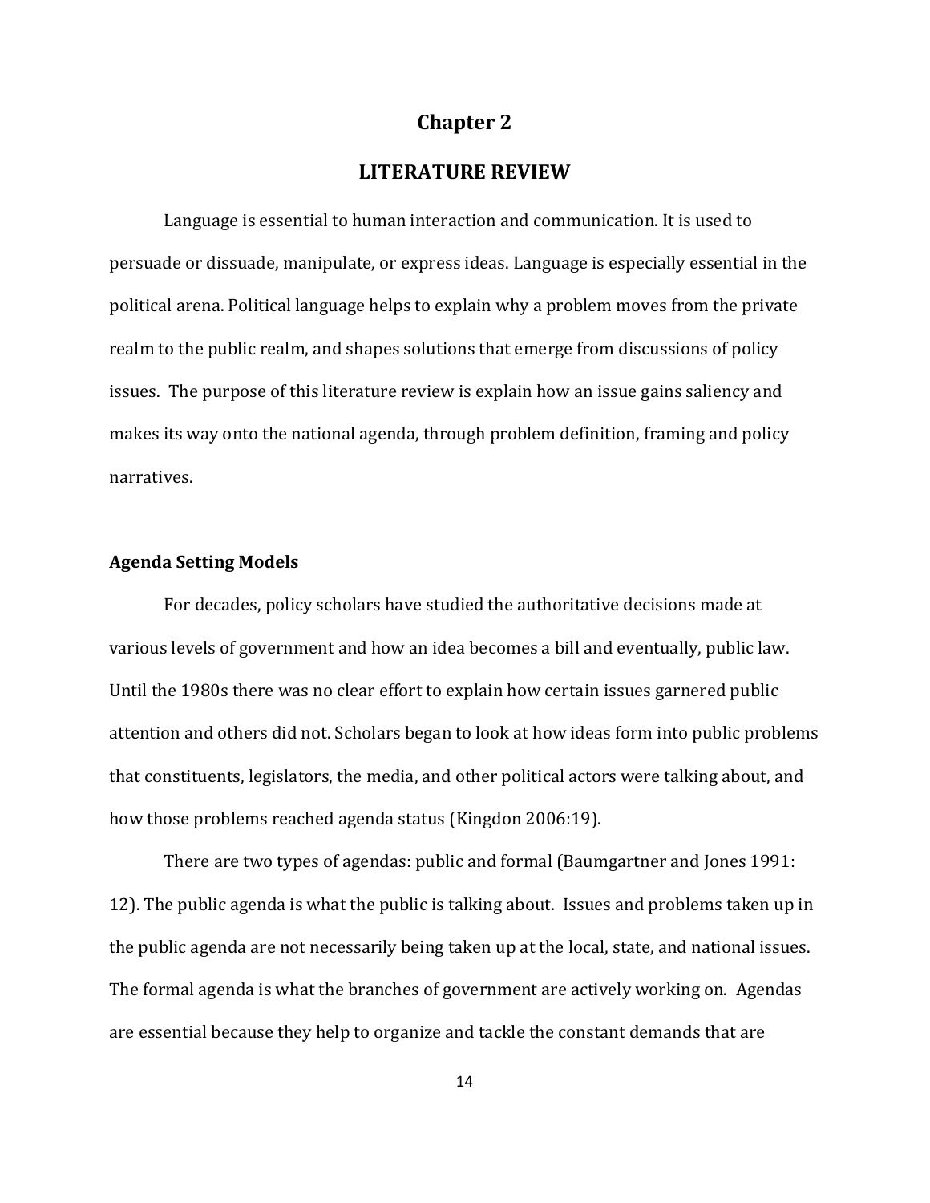# Chapter 2

# LITERATURE REVIEW

Language is essential to human interaction and communication. It is used to persuade or dissuade, manipulate, or express ideas. Language is especially essential in the political arena. Political language helps to explain why a problem moves from the private realm to the public realm, and shapes solutions that emerge from discussions of policy issues. The purpose of this literature review is explain how an issue gains saliency and makes its way onto the national agenda, through problem definition, framing and policy narratives.

## Agenda Setting Models

For decades, policy scholars have studied the authoritative decisions made at various levels of government and how an idea becomes a bill and eventually, public law. Until the 1980s there was no clear effort to explain how certain issues garnered public attention and others did not. Scholars began to look at how ideas form into public problems that constituents, legislators, the media, and other political actors were talking about, and how those problems reached agenda status (Kingdon 2006:19).

There are two types of agendas: public and formal (Baumgartner and Jones 1991: 12). The public agenda is what the public is talking about. Issues and problems taken up in the public agenda are not necessarily being taken up at the local, state, and national issues. The formal agenda is what the branches of government are actively working on. Agendas are essential because they help to organize and tackle the constant demands that are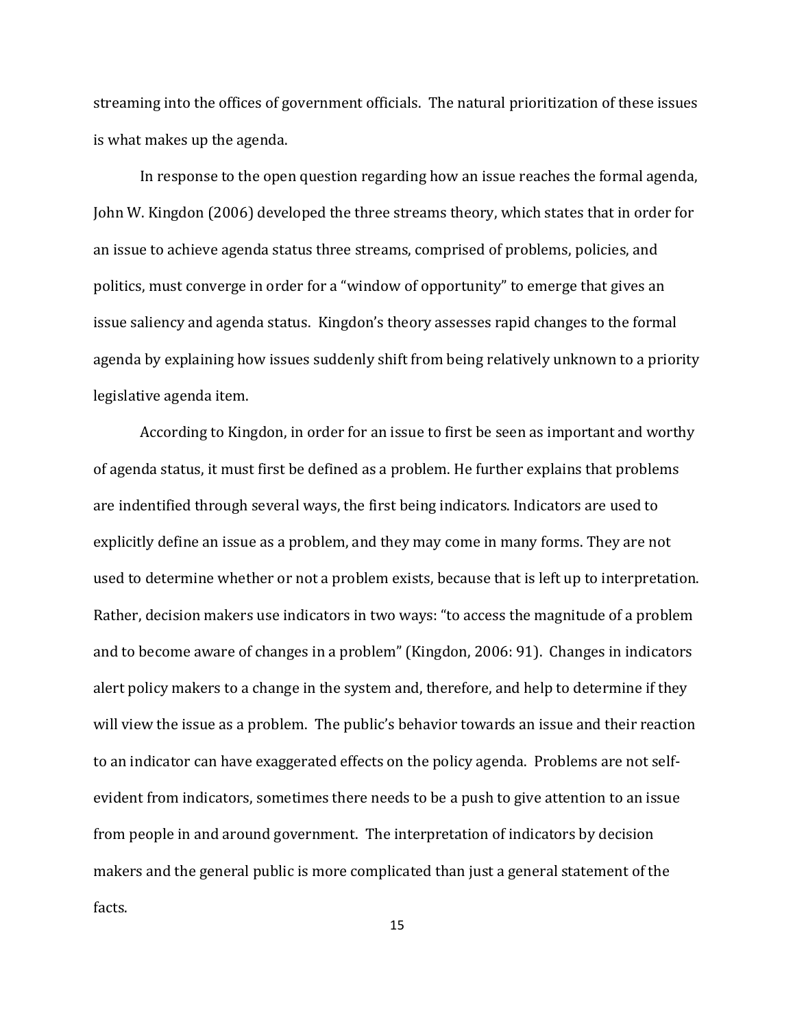streaming into the offices of government officials. The natural prioritization of these issues is what makes up the agenda.

In response to the open question regarding how an issue reaches the formal agenda, John W. Kingdon (2006) developed the three streams theory, which states that in order for an issue to achieve agenda status three streams, comprised of problems, policies, and politics, must converge in order for a "window of opportunity" to emerge that gives an issue saliency and agenda status. Kingdon's theory assesses rapid changes to the formal agenda by explaining how issues suddenly shift from being relatively unknown to a priority legislative agenda item.

According to Kingdon, in order for an issue to first be seen as important and worthy of agenda status, it must first be defined as a problem. He further explains that problems are indentified through several ways, the first being indicators. Indicators are used to explicitly define an issue as a problem, and they may come in many forms. They are not used to determine whether or not a problem exists, because that is left up to interpretation. Rather, decision makers use indicators in two ways: "to access the magnitude of a problem and to become aware of changes in a problem" (Kingdon, 2006: 91). Changes in indicators alert policy makers to a change in the system and, therefore, and help to determine if they will view the issue as a problem. The public's behavior towards an issue and their reaction to an indicator can have exaggerated effects on the policy agenda. Problems are not self-evident from indicators, sometimes there needs to be a push to give attention to an issue from people in and around government. The interpretation of indicators by decision makers and the general public is more complicated than just a general statement of the facts.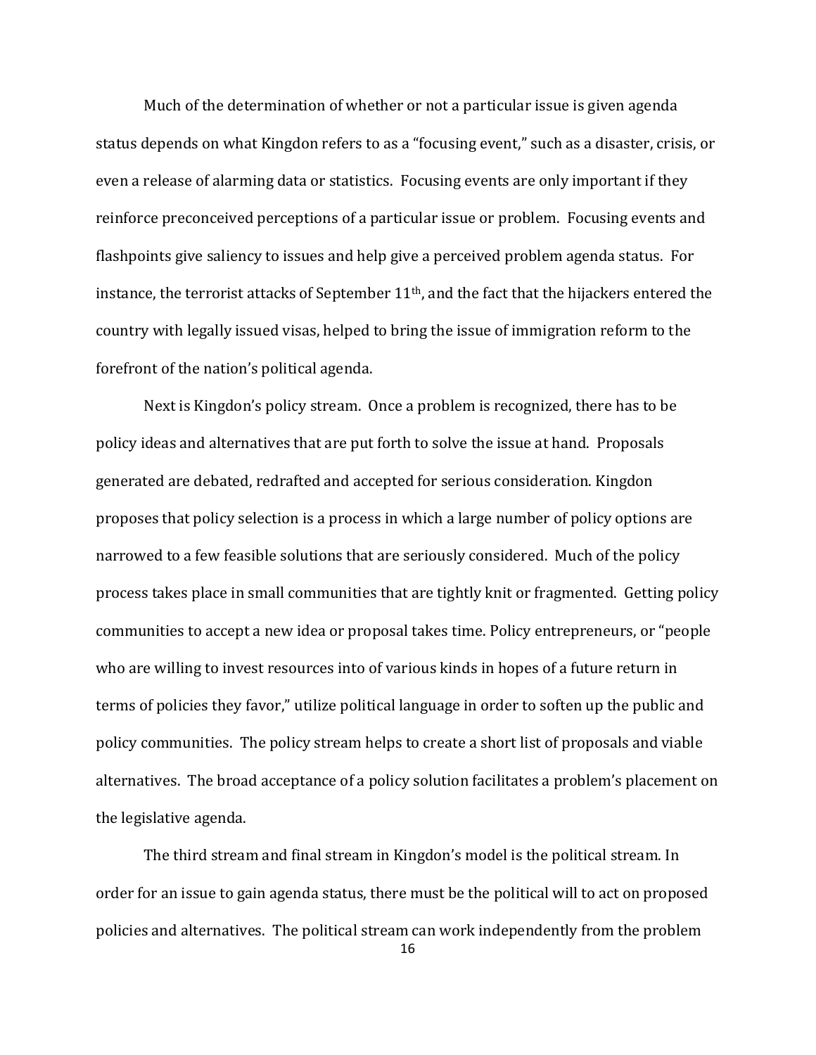Much of the determination of whether or not a particular issue is given agenda status depends on what Kingdon refers to as a "focusing event," such as a disaster, crisis, or even a release of alarming data or statistics. Focusing events are only important if they reinforce preconceived perceptions of a particular issue or problem. Focusing events and flashpoints give saliency to issues and help give a perceived problem agenda status. For instance, the terrorist attacks of September 11th, and the fact that the hijackers entered the country with legally issued visas, helped to bring the issue of immigration reform to the forefront of the nation's political agenda.

Next is Kingdon's policy stream. Once a problem is recognized, there has to be policy ideas and alternatives that are put forth to solve the issue at hand. Proposals generated are debated, redrafted and accepted for serious consideration. Kingdon proposes that policy selection is a process in which a large number of policy options are narrowed to a few feasible solutions that are seriously considered. Much of the policy process takes place in small communities that are tightly knit or fragmented. Getting policy communities to accept a new idea or proposal takes time. Policy entrepreneurs, or "people who are willing to invest resources into of various kinds in hopes of a future return in terms of policies they favor," utilize political language in order to soften up the public and policy communities. The policy stream helps to create a short list of proposals and viable alternatives. The broad acceptance of a policy solution facilitates a problem's placement on the legislative agenda.

The third stream and final stream in Kingdon's model is the political stream. In order for an issue to gain agenda status, there must be the political will to act on proposed policies and alternatives. The political stream can work independently from the problem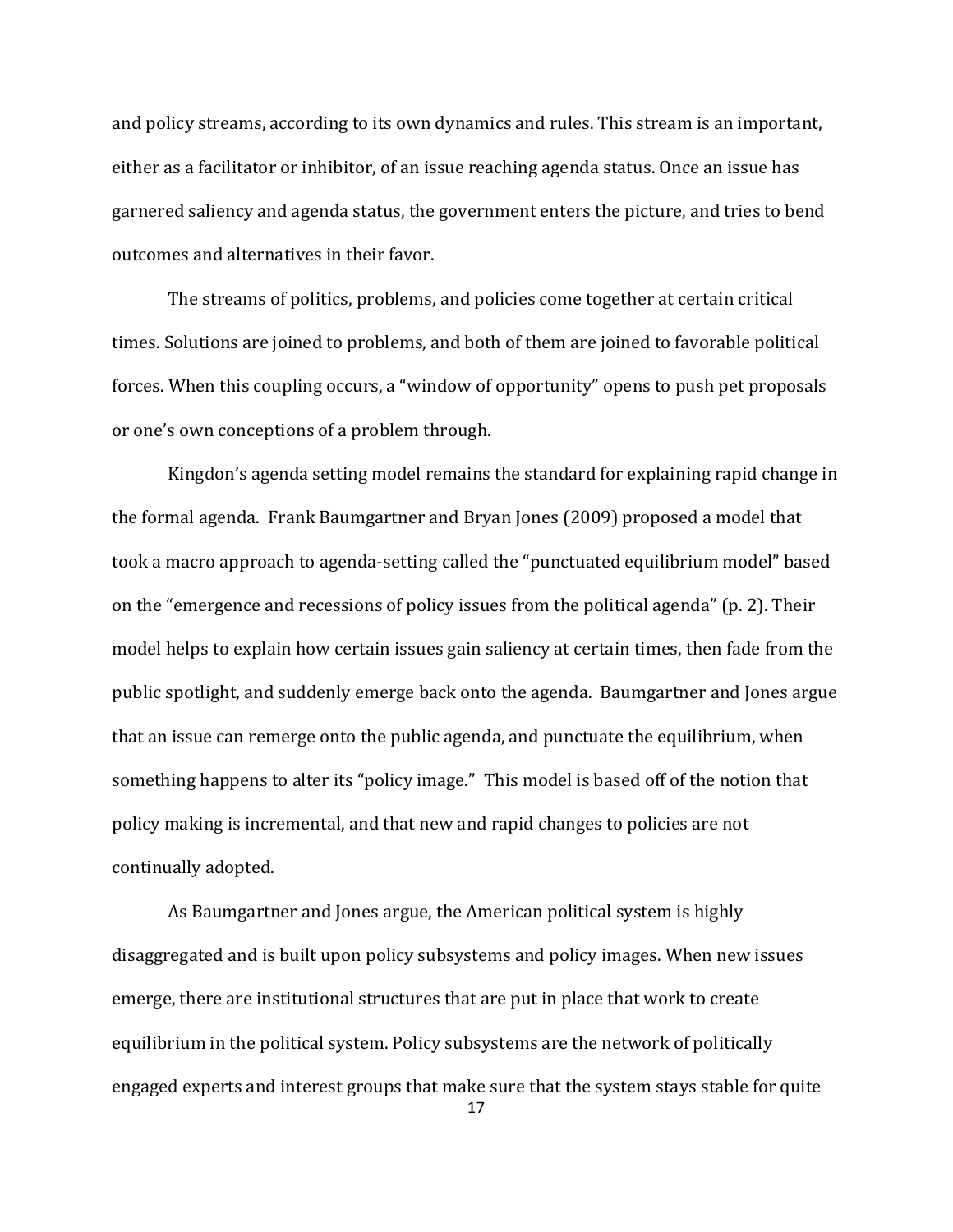and policy streams, according to its own dynamics and rules. This stream is an important, either as a facilitator or inhibitor, of an issue reaching agenda status. Once an issue has garnered saliency and agenda status, the government enters the picture, and tries to bend outcomes and alternatives in their favor.

The streams of politics, problems, and policies come together at certain critical times. Solutions are joined to problems, and both of them are joined to favorable political forces. When this coupling occurs, a "window of opportunity" opens to push pet proposals or one's own conceptions of a problem through.

Kingdon's agenda setting model remains the standard for explaining rapid change in the formal agenda. Frank Baumgartner and Bryan Jones (2009) proposed a model that took a macro approach to agenda-setting called the "punctuated equilibrium model" based on the "emergence and recessions of policy issues from the political agenda" (p. 2). Their model helps to explain how certain issues gain saliency at certain times, then fade from the public spotlight, and suddenly emerge back onto the agenda. Baumgartner and Jones argue that an issue can remerge onto the public agenda, and punctuate the equilibrium, when something happens to alter its "policy image." This model is based off of the notion that policy making is incremental, and that new and rapid changes to policies are not continually adopted.

As Baumgartner and Jones argue, the American political system is highly disaggregated and is built upon policy subsystems and policy images. When new issues emerge, there are institutional structures that are put in place that work to create equilibrium in the political system. Policy subsystems are the network of politically engaged experts and interest groups that make sure that the system stays stable for quite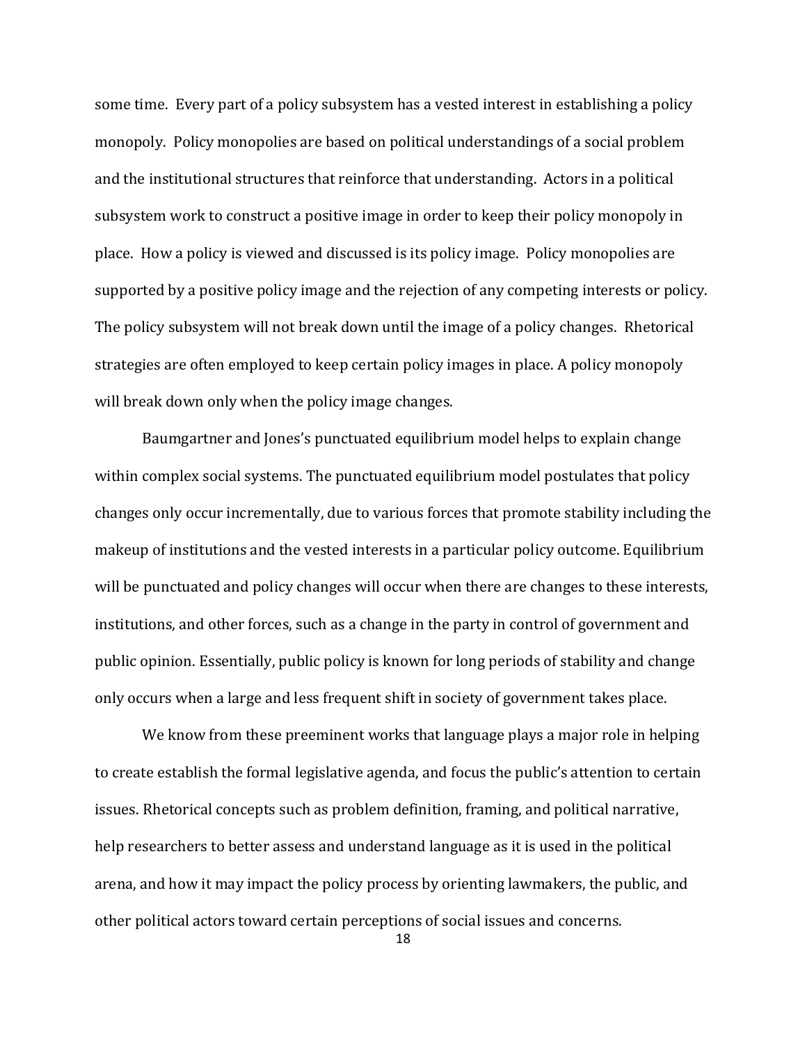some time. Every part of a policy subsystem has a vested interest in establishing a policy monopoly. Policy monopolies are based on political understandings of a social problem and the institutional structures that reinforce that understanding. Actors in a political subsystem work to construct a positive image in order to keep their policy monopoly in place. How a policy is viewed and discussed is its policy image. Policy monopolies are supported by a positive policy image and the rejection of any competing interests or policy. The policy subsystem will not break down until the image of a policy changes. Rhetorical strategies are often employed to keep certain policy images in place. A policy monopoly will break down only when the policy image changes.

Baumgartner and Jones's punctuated equilibrium model helps to explain change within complex social systems. The punctuated equilibrium model postulates that policy changes only occur incrementally, due to various forces that promote stability including the makeup of institutions and the vested interests in a particular policy outcome. Equilibrium will be punctuated and policy changes will occur when there are changes to these interests, institutions, and other forces, such as a change in the party in control of government and public opinion. Essentially, public policy is known for long periods of stability and change only occurs when a large and less frequent shift in society of government takes place.

We know from these preeminent works that language plays a major role in helping to create establish the formal legislative agenda, and focus the public's attention to certain issues. Rhetorical concepts such as problem definition, framing, and political narrative, help researchers to better assess and understand language as it is used in the political arena, and how it may impact the policy process by orienting lawmakers, the public, and other political actors toward certain perceptions of social issues and concerns.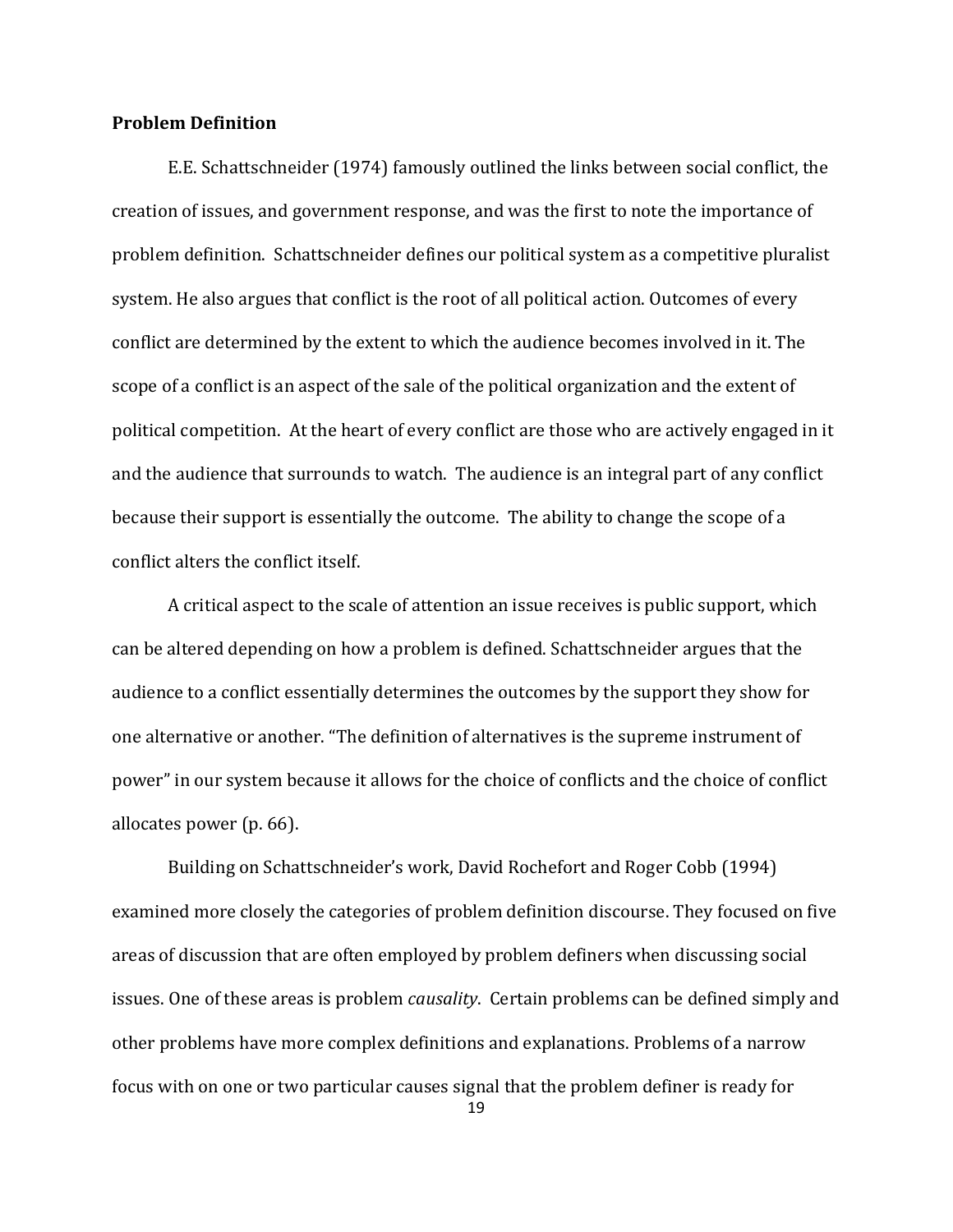**Problem Definition**

E.E. Schattschneider (1974) famously outlined the links between social conflict, the creation of issues, and government response, and was the first to note the importance of problem definition. Schattschneider defines our political system as a competitive pluralist system. He also argues that conflict is the root of all political action. Outcomes of every conflict are determined by the extent to which the audience becomes involved in it. The scope of a conflict is an aspect of the sale of the political organization and the extent of political competition. At the heart of every conflict are those who are actively engaged in it and the audience that surrounds to watch. The audience is an integral part of any conflict because their support is essentially the outcome. The ability to change the scope of a conflict alters the conflict itself.

A critical aspect to the scale of attention an issue receives is public support, which can be altered depending on how a problem is defined. Schattschneider argues that the audience to a conflict essentially determines the outcomes by the support they show for one alternative or another. "The definition of alternatives is the supreme instrument of power" in our system because it allows for the choice of conflicts and the choice of conflict allocates power (p. 66).

Building on Schattschneider's work, David Rochefort and Roger Cobb (1994) examined more closely the categories of problem definition discourse. They focused on five areas of discussion that are often employed by problem definers when discussing social issues. One of these areas is problem *causality*. Certain problems can be defined simply and other problems have more complex definitions and explanations. Problems of a narrow focus with on one or two particular causes signal that the problem definer is ready for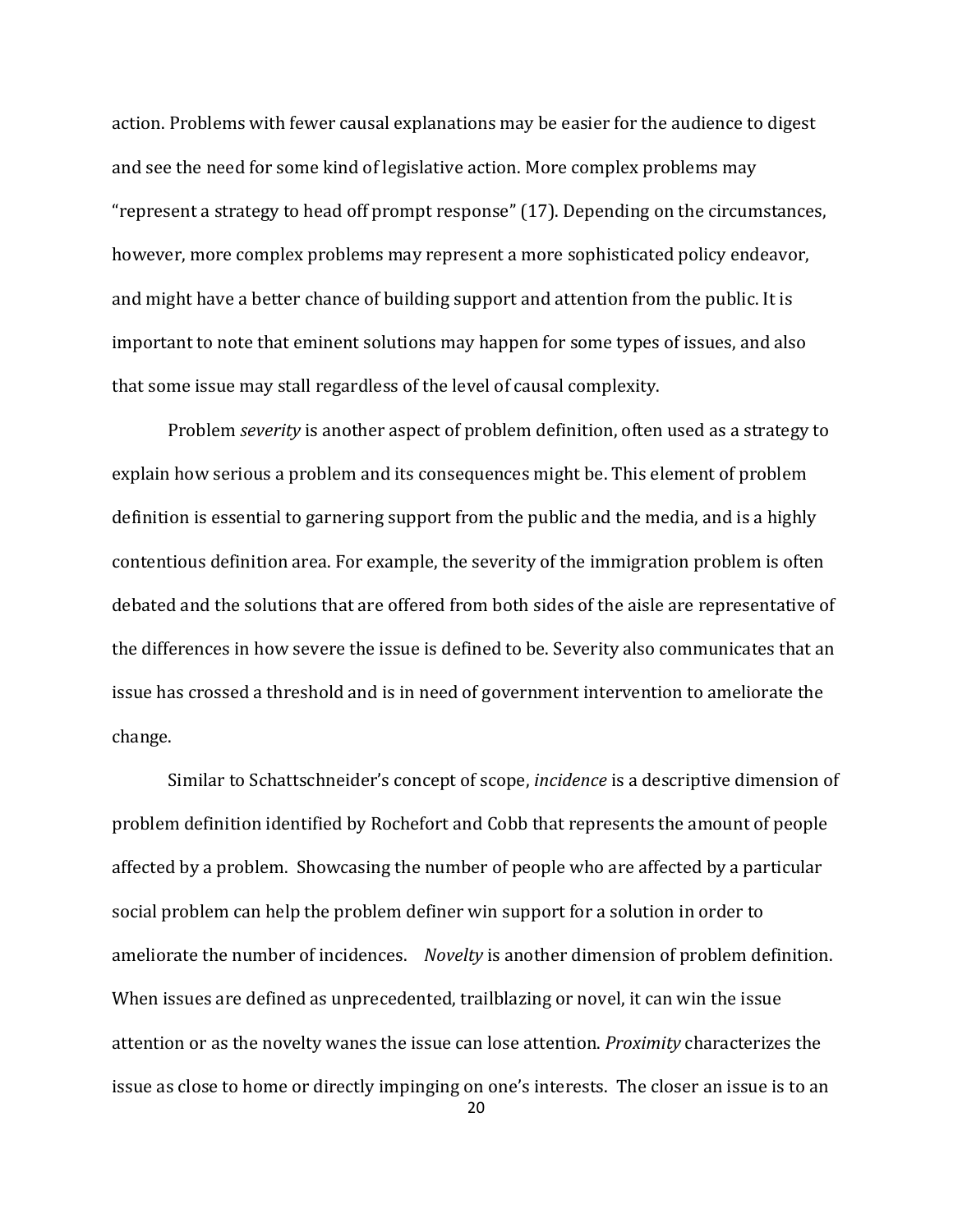action. Problems with fewer causal explanations may be easier for the audience to digest and see the need for some kind of legislative action. More complex problems may "represent a strategy to head off prompt response" (17). Depending on the circumstances, however, more complex problems may represent a more sophisticated policy endeavor, and might have a better chance of building support and attention from the public. It is important to note that eminent solutions may happen for some types of issues, and also that some issue may stall regardless of the level of causal complexity.

Problem *severity* is another aspect of problem definition, often used as a strategy to explain how serious a problem and its consequences might be. This element of problem definition is essential to garnering support from the public and the media, and is a highly contentious definition area. For example, the severity of the immigration problem is often debated and the solutions that are offered from both sides of the aisle are representative of the differences in how severe the issue is defined to be. Severity also communicates that an issue has crossed a threshold and is in need of government intervention to ameliorate the change.

Similar to Schattschneider's concept of scope, *incidence* is a descriptive dimension of problem definition identified by Rochefort and Cobb that represents the amount of people affected by a problem. Showcasing the number of people who are affected by a particular social problem can help the problem definer win support for a solution in order to ameliorate the number of incidences. *Novelty* is another dimension of problem definition. When issues are defined as unprecedented, trailblazing or novel, it can win the issue attention or as the novelty wanes the issue can lose attention. *Proximity* characterizes the issue as close to home or directly impinging on one's interests. The closer an issue is to an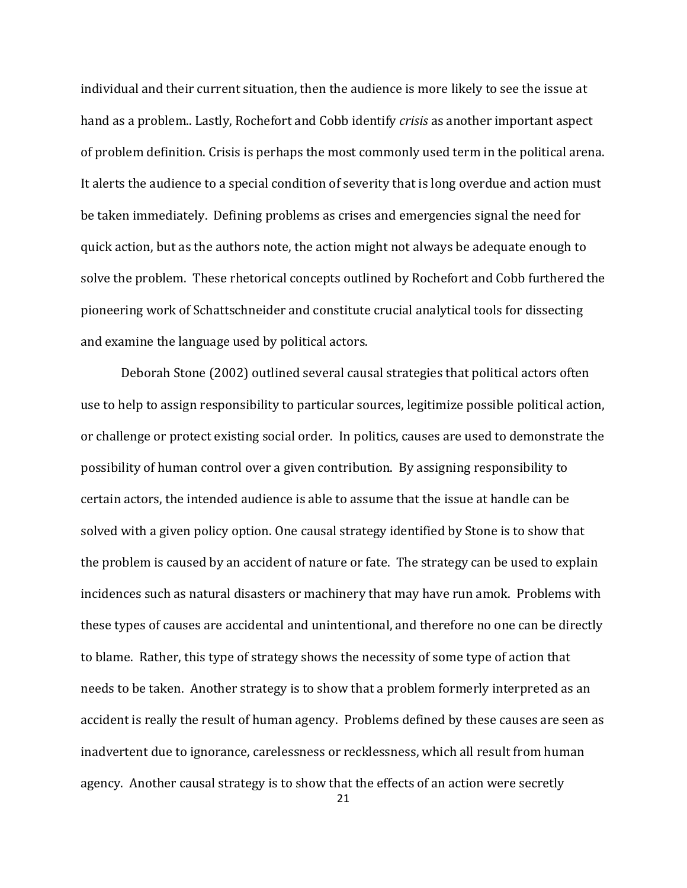individual and their current situation, then the audience is more likely to see the issue at hand as a problem.. Lastly, Rochefort and Cobb identify *crisis* as another important aspect of problem definition. Crisis is perhaps the most commonly used term in the political arena. It alerts the audience to a special condition of severity that is long overdue and action must be taken immediately. Defining problems as crises and emergencies signal the need for quick action, but as the authors note, the action might not always be adequate enough to solve the problem. These rhetorical concepts outlined by Rochefort and Cobb furthered the pioneering work of Schattschneider and constitute crucial analytical tools for dissecting and examine the language used by political actors.

Deborah Stone (2002) outlined several causal strategies that political actors often use to help to assign responsibility to particular sources, legitimize possible political action, or challenge or protect existing social order. In politics, causes are used to demonstrate the possibility of human control over a given contribution. By assigning responsibility to certain actors, the intended audience is able to assume that the issue at handle can be solved with a given policy option. One causal strategy identified by Stone is to show that the problem is caused by an accident of nature or fate. The strategy can be used to explain incidences such as natural disasters or machinery that may have run amok. Problems with these types of causes are accidental and unintentional, and therefore no one can be directly to blame. Rather, this type of strategy shows the necessity of some type of action that needs to be taken. Another strategy is to show that a problem formerly interpreted as an accident is really the result of human agency. Problems defined by these causes are seen as inadvertent due to ignorance, carelessness or recklessness, which all result from human agency. Another causal strategy is to show that the effects of an action were secretly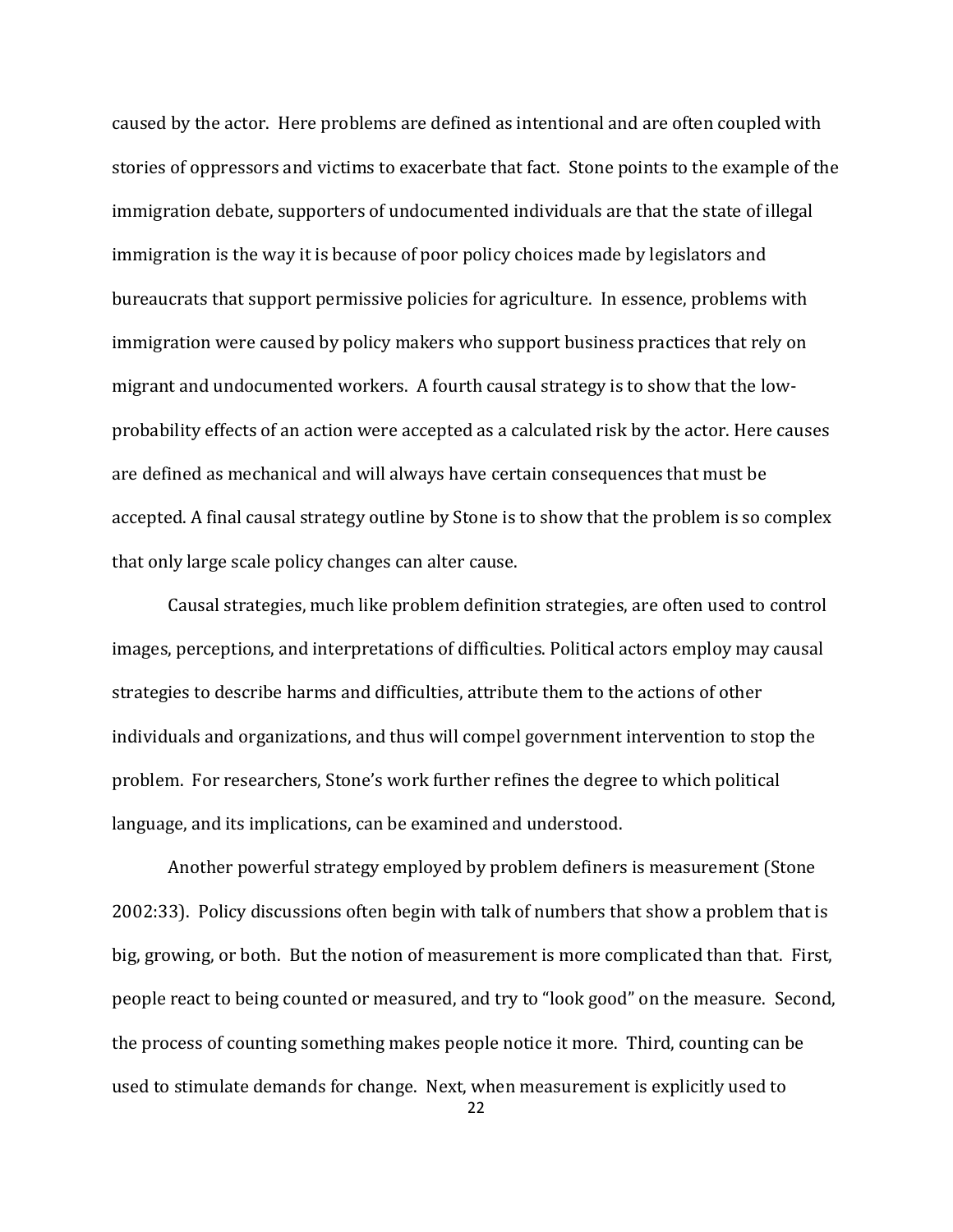caused by the actor. Here problems are defined as intentional and are often coupled with stories of oppressors and victims to exacerbate that fact. Stone points to the example of the immigration debate, supporters of undocumented individuals are that the state of illegal immigration is the way it is because of poor policy choices made by legislators and bureaucrats that support permissive policies for agriculture. In essence, problems with immigration were caused by policy makers who support business practices that rely on migrant and undocumented workers. A fourth causal strategy is to show that the low-probability effects of an action were accepted as a calculated risk by the actor. Here causes are defined as mechanical and will always have certain consequences that must be accepted. A final causal strategy outline by Stone is to show that the problem is so complex that only large scale policy changes can alter cause.

Causal strategies, much like problem definition strategies, are often used to control images, perceptions, and interpretations of difficulties. Political actors employ may causal strategies to describe harms and difficulties, attribute them to the actions of other individuals and organizations, and thus will compel government intervention to stop the problem. For researchers, Stone's work further refines the degree to which political language, and its implications, can be examined and understood.

Another powerful strategy employed by problem definers is measurement (Stone 2002:33). Policy discussions often begin with talk of numbers that show a problem that is big, growing, or both. But the notion of measurement is more complicated than that. First, people react to being counted or measured, and try to "look good" on the measure. Second, the process of counting something makes people notice it more. Third, counting can be used to stimulate demands for change. Next, when measurement is explicitly used to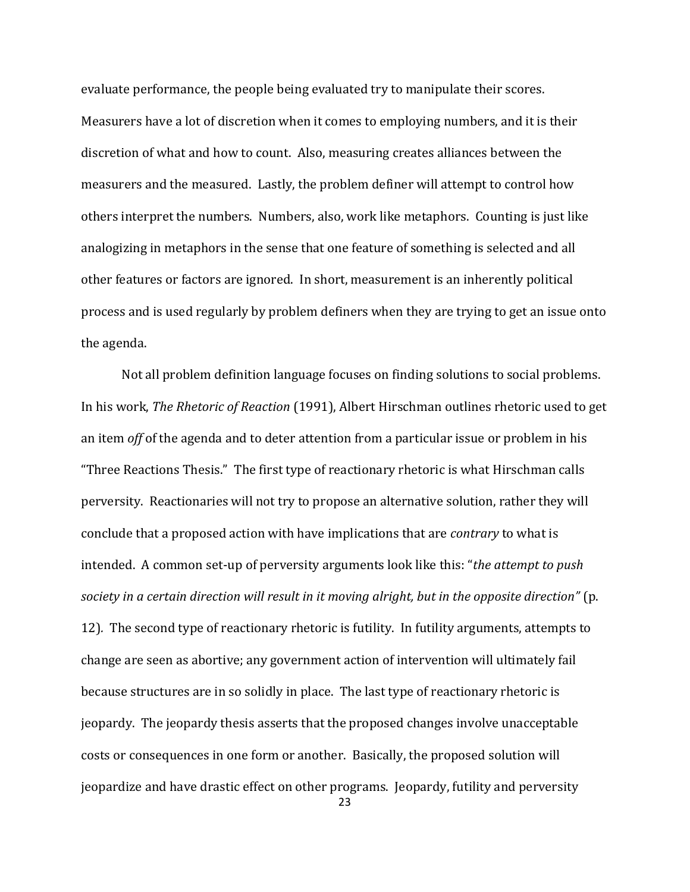evaluate performance, the people being evaluated try to manipulate their scores. Measurers have a lot of discretion when it comes to employing numbers, and it is their discretion of what and how to count. Also, measuring creates alliances between the measurers and the measured. Lastly, the problem definer will attempt to control how others interpret the numbers. Numbers, also, work like metaphors. Counting is just like analogizing in metaphors in the sense that one feature of something is selected and all other features or factors are ignored. In short, measurement is an inherently political process and is used regularly by problem definers when they are trying to get an issue onto the agenda.

Not all problem definition language focuses on finding solutions to social problems. In his work, *The Rhetoric of Reaction* (1991), Albert Hirschman outlines rhetoric used to get an item *off* of the agenda and to deter attention from a particular issue or problem in his "Three Reactions Thesis." The first type of reactionary rhetoric is what Hirschman calls perversity. Reactionaries will not try to propose an alternative solution, rather they will conclude that a proposed action with have implications that are *contrary* to what is intended. A common set-up of perversity arguments look like this: "*the attempt to push society in a certain direction will result in it moving alright, but in the opposite direction"* (p. 12). The second type of reactionary rhetoric is futility. In futility arguments, attempts to change are seen as abortive; any government action of intervention will ultimately fail because structures are in so solidly in place. The last type of reactionary rhetoric is jeopardy. The jeopardy thesis asserts that the proposed changes involve unacceptable costs or consequences in one form or another. Basically, the proposed solution will jeopardize and have drastic effect on other programs. Jeopardy, futility and perversity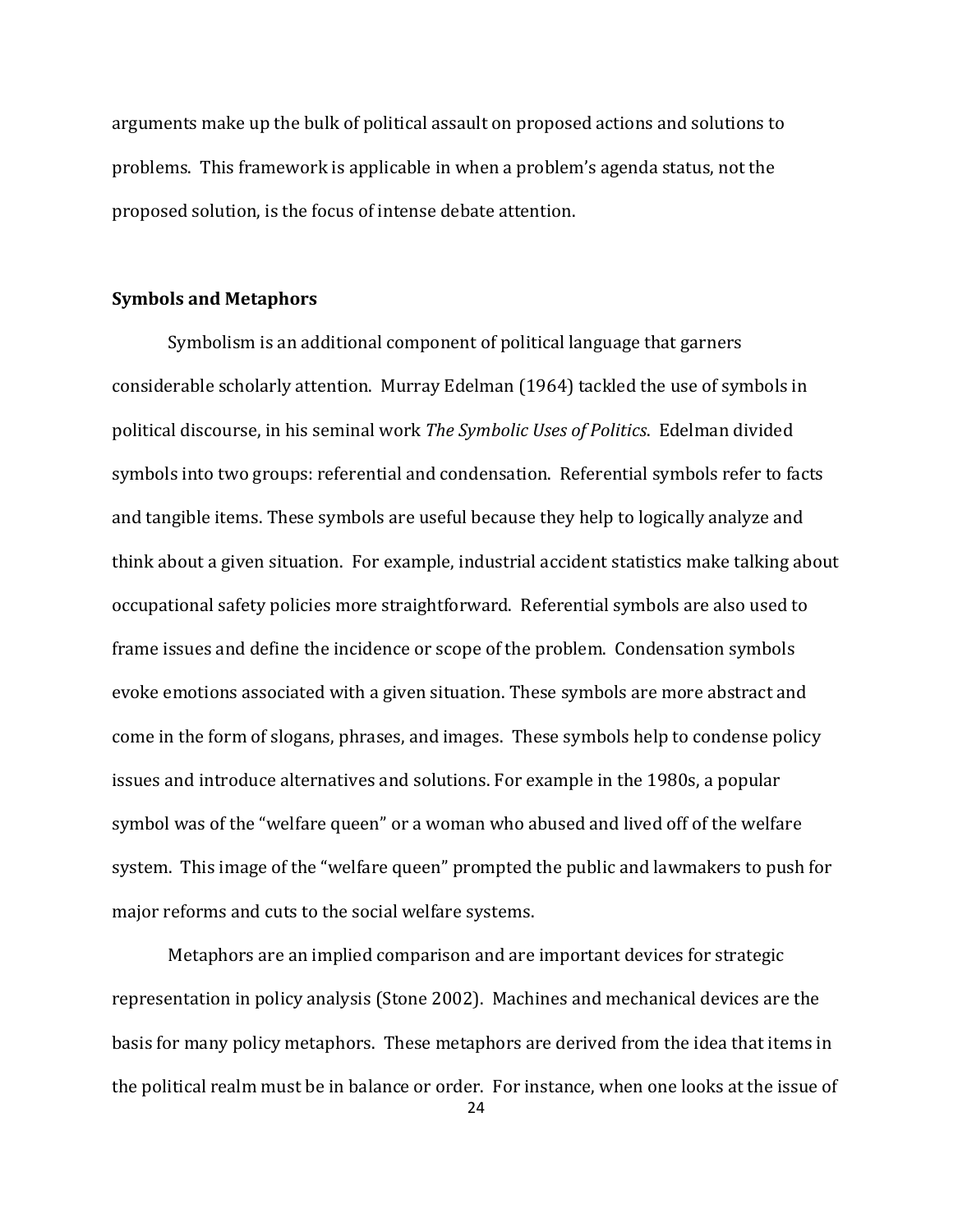arguments make up the bulk of political assault on proposed actions and solutions to problems. This framework is applicable in when a problem's agenda status, not the proposed solution, is the focus of intense debate attention.

**Symbols and Metaphors**

Symbolism is an additional component of political language that garners considerable scholarly attention. Murray Edelman (1964) tackled the use of symbols in political discourse, in his seminal work *The Symbolic Uses of Politics*. Edelman divided symbols into two groups: referential and condensation. Referential symbols refer to facts and tangible items. These symbols are useful because they help to logically analyze and think about a given situation. For example, industrial accident statistics make talking about occupational safety policies more straightforward. Referential symbols are also used to frame issues and define the incidence or scope of the problem. Condensation symbols evoke emotions associated with a given situation. These symbols are more abstract and come in the form of slogans, phrases, and images. These symbols help to condense policy issues and introduce alternatives and solutions. For example in the 1980s, a popular symbol was of the "welfare queen" or a woman who abused and lived off of the welfare system. This image of the "welfare queen" prompted the public and lawmakers to push for major reforms and cuts to the social welfare systems.

Metaphors are an implied comparison and are important devices for strategic representation in policy analysis (Stone 2002). Machines and mechanical devices are the basis for many policy metaphors. These metaphors are derived from the idea that items in the political realm must be in balance or order. For instance, when one looks at the issue of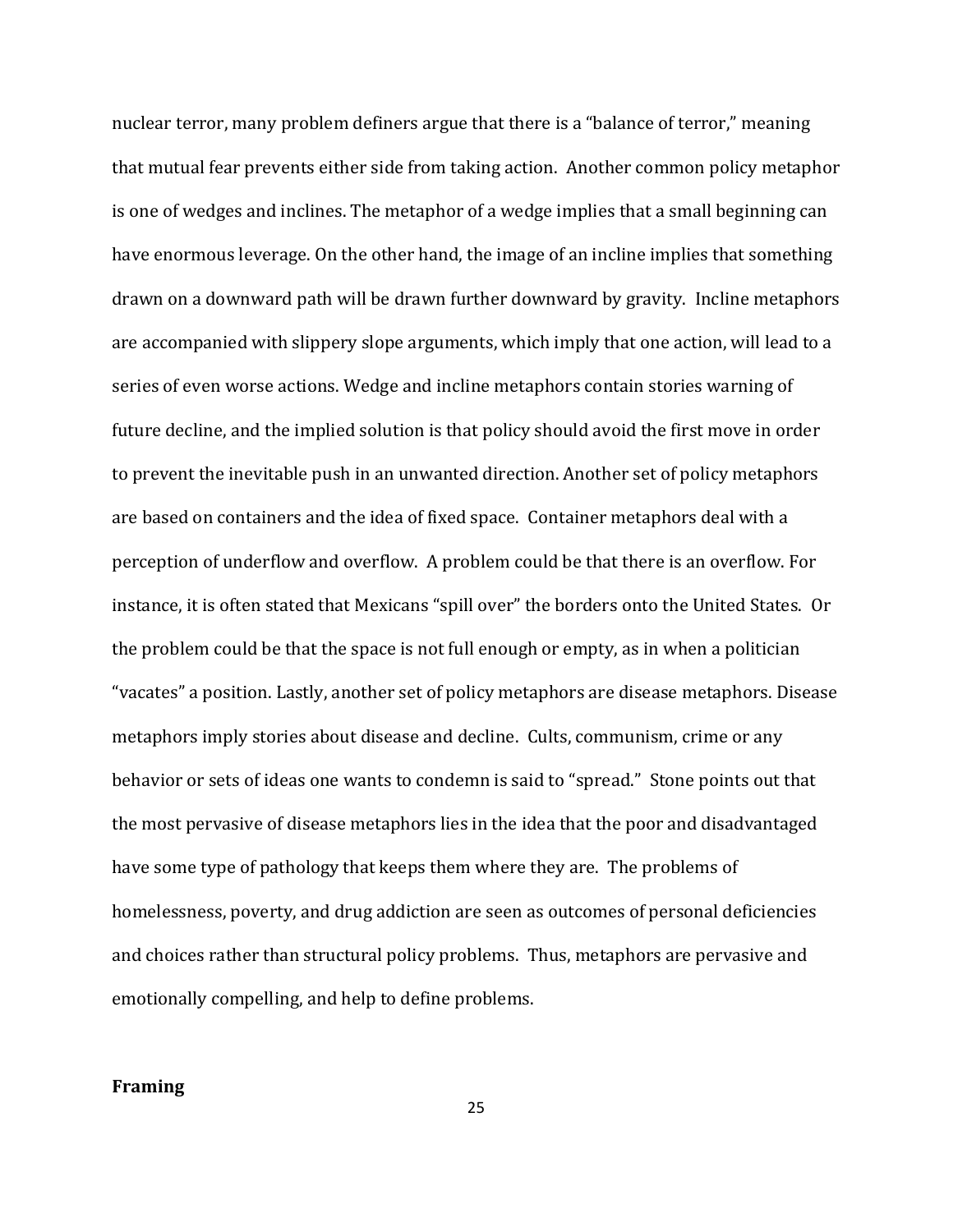nuclear terror, many problem definers argue that there is a "balance of terror," meaning that mutual fear prevents either side from taking action. Another common policy metaphor is one of wedges and inclines. The metaphor of a wedge implies that a small beginning can have enormous leverage. On the other hand, the image of an incline implies that something drawn on a downward path will be drawn further downward by gravity. Incline metaphors are accompanied with slippery slope arguments, which imply that one action, will lead to a series of even worse actions. Wedge and incline metaphors contain stories warning of future decline, and the implied solution is that policy should avoid the first move in order to prevent the inevitable push in an unwanted direction. Another set of policy metaphors are based on containers and the idea of fixed space. Container metaphors deal with a perception of underflow and overflow. A problem could be that there is an overflow. For instance, it is often stated that Mexicans "spill over" the borders onto the United States. Or the problem could be that the space is not full enough or empty, as in when a politician "vacates" a position. Lastly, another set of policy metaphors are disease metaphors. Disease metaphors imply stories about disease and decline. Cults, communism, crime or any behavior or sets of ideas one wants to condemn is said to "spread." Stone points out that the most pervasive of disease metaphors lies in the idea that the poor and disadvantaged have some type of pathology that keeps them where they are. The problems of homelessness, poverty, and drug addiction are seen as outcomes of personal deficiencies and choices rather than structural policy problems. Thus, metaphors are pervasive and emotionally compelling, and help to define problems.

**Framing**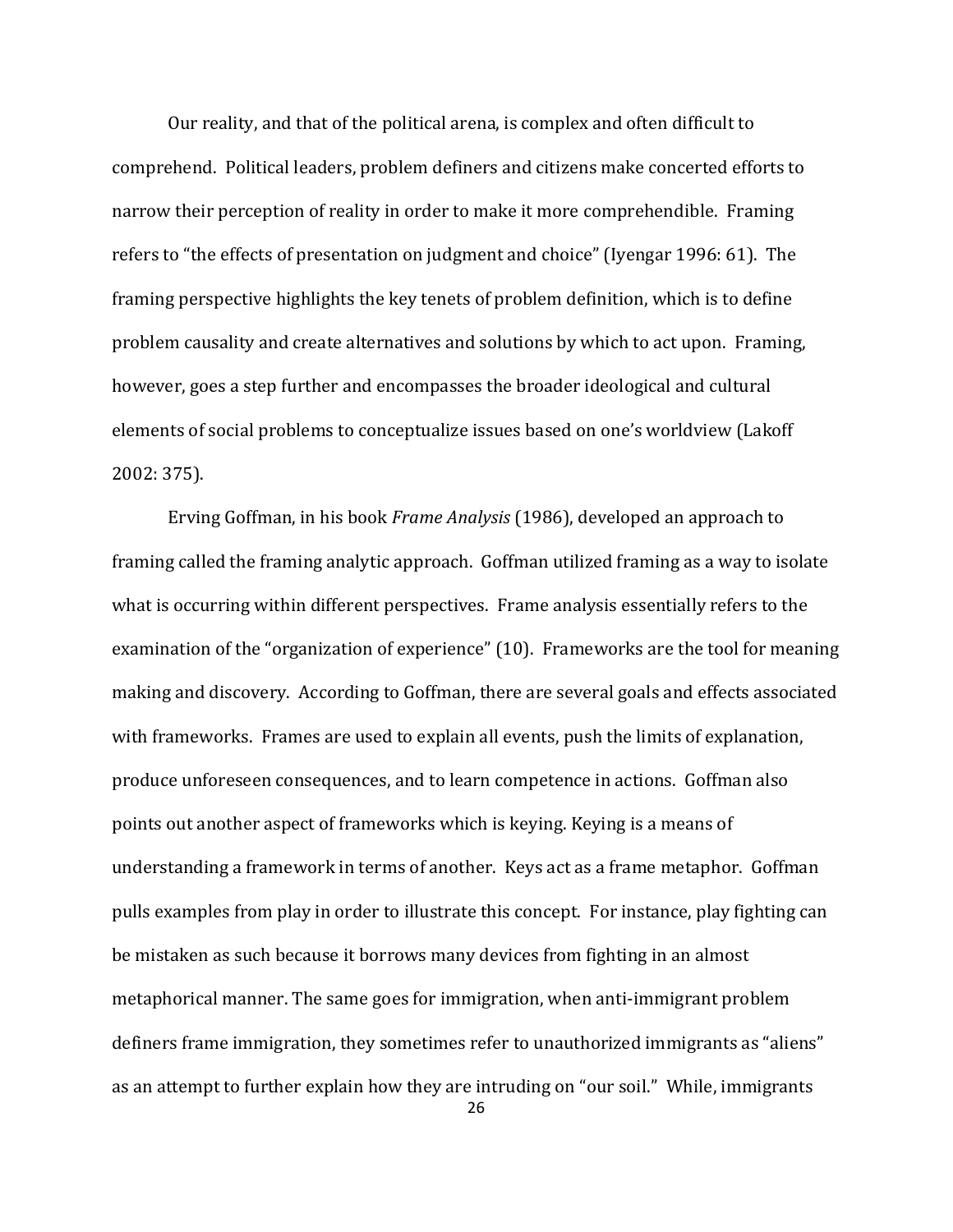Our reality, and that of the political arena, is complex and often difficult to comprehend. Political leaders, problem definers and citizens make concerted efforts to narrow their perception of reality in order to make it more comprehendible. Framing refers to "the effects of presentation on judgment and choice" (Iyengar 1996: 61). The framing perspective highlights the key tenets of problem definition, which is to define problem causality and create alternatives and solutions by which to act upon. Framing, however, goes a step further and encompasses the broader ideological and cultural elements of social problems to conceptualize issues based on one's worldview (Lakoff 2002: 375).

Erving Goffman, in his book *Frame Analysis* (1986), developed an approach to framing called the framing analytic approach. Goffman utilized framing as a way to isolate what is occurring within different perspectives. Frame analysis essentially refers to the examination of the "organization of experience" (10). Frameworks are the tool for meaning making and discovery. According to Goffman, there are several goals and effects associated with frameworks. Frames are used to explain all events, push the limits of explanation, produce unforeseen consequences, and to learn competence in actions. Goffman also points out another aspect of frameworks which is keying. Keying is a means of understanding a framework in terms of another. Keys act as a frame metaphor. Goffman pulls examples from play in order to illustrate this concept. For instance, play fighting can be mistaken as such because it borrows many devices from fighting in an almost metaphorical manner. The same goes for immigration, when anti-immigrant problem definers frame immigration, they sometimes refer to unauthorized immigrants as "aliens" as an attempt to further explain how they are intruding on "our soil." While, immigrants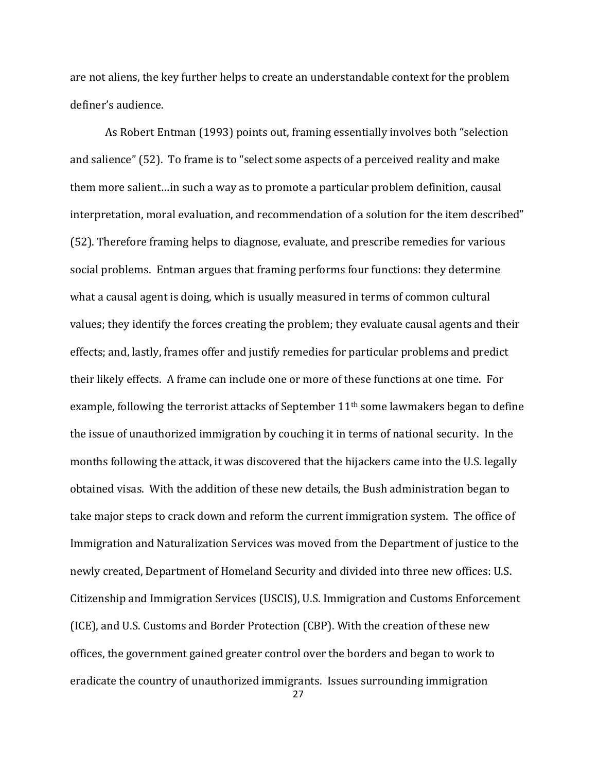are not aliens, the key further helps to create an understandable context for the problem definer's audience.

As Robert Entman (1993) points out, framing essentially involves both "selection and salience" (52). To frame is to "select some aspects of a perceived reality and make them more salient…in such a way as to promote a particular problem definition, causal interpretation, moral evaluation, and recommendation of a solution for the item described" (52). Therefore framing helps to diagnose, evaluate, and prescribe remedies for various social problems. Entman argues that framing performs four functions: they determine what a causal agent is doing, which is usually measured in terms of common cultural values; they identify the forces creating the problem; they evaluate causal agents and their effects; and, lastly, frames offer and justify remedies for particular problems and predict their likely effects. A frame can include one or more of these functions at one time. For example, following the terrorist attacks of September 11th some lawmakers began to define the issue of unauthorized immigration by couching it in terms of national security. In the months following the attack, it was discovered that the hijackers came into the U.S. legally obtained visas. With the addition of these new details, the Bush administration began to take major steps to crack down and reform the current immigration system. The office of Immigration and Naturalization Services was moved from the Department of justice to the newly created, Department of Homeland Security and divided into three new offices: U.S. Citizenship and Immigration Services (USCIS), U.S. Immigration and Customs Enforcement (ICE), and U.S. Customs and Border Protection (CBP). With the creation of these new offices, the government gained greater control over the borders and began to work to eradicate the country of unauthorized immigrants. Issues surrounding immigration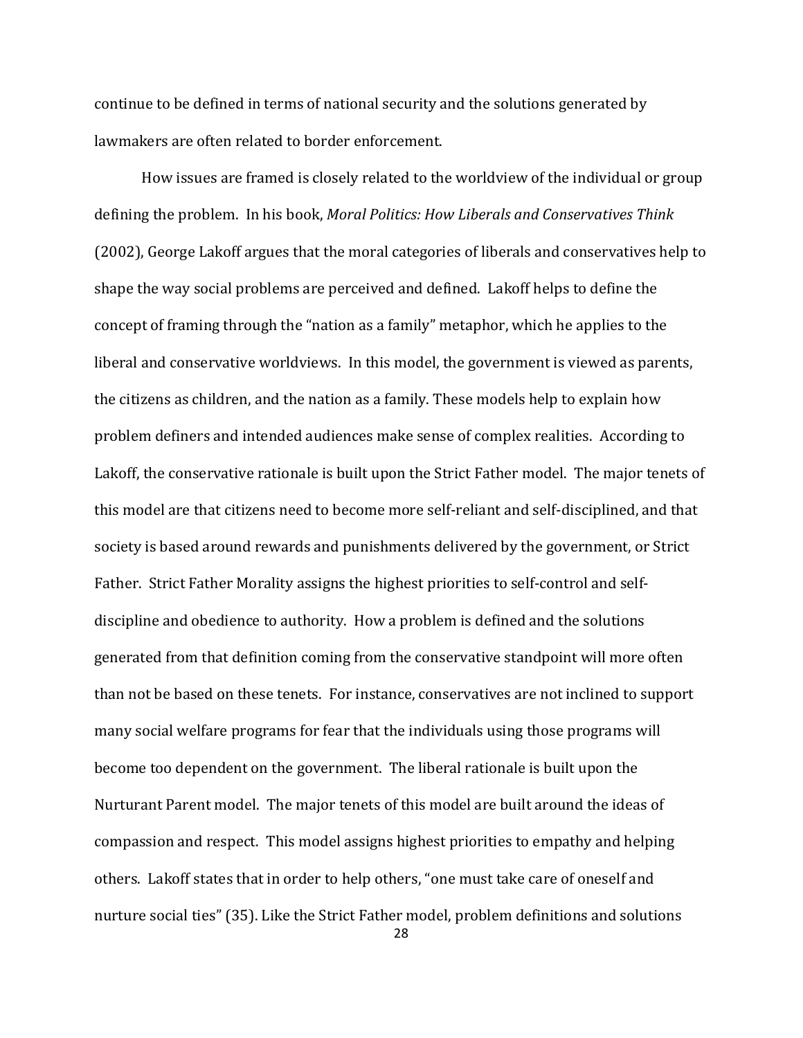continue to be defined in terms of national security and the solutions generated by lawmakers are often related to border enforcement.

How issues are framed is closely related to the worldview of the individual or group defining the problem. In his book, *Moral Politics: How Liberals and Conservatives Think* (2002), George Lakoff argues that the moral categories of liberals and conservatives help to shape the way social problems are perceived and defined. Lakoff helps to define the concept of framing through the "nation as a family" metaphor, which he applies to the liberal and conservative worldviews. In this model, the government is viewed as parents, the citizens as children, and the nation as a family. These models help to explain how problem definers and intended audiences make sense of complex realities. According to Lakoff, the conservative rationale is built upon the Strict Father model. The major tenets of this model are that citizens need to become more self-reliant and self-disciplined, and that society is based around rewards and punishments delivered by the government, or Strict Father. Strict Father Morality assigns the highest priorities to self-control and self-discipline and obedience to authority. How a problem is defined and the solutions generated from that definition coming from the conservative standpoint will more often than not be based on these tenets. For instance, conservatives are not inclined to support many social welfare programs for fear that the individuals using those programs will become too dependent on the government. The liberal rationale is built upon the Nurturant Parent model. The major tenets of this model are built around the ideas of compassion and respect. This model assigns highest priorities to empathy and helping others. Lakoff states that in order to help others, "one must take care of oneself and nurture social ties" (35). Like the Strict Father model, problem definitions and solutions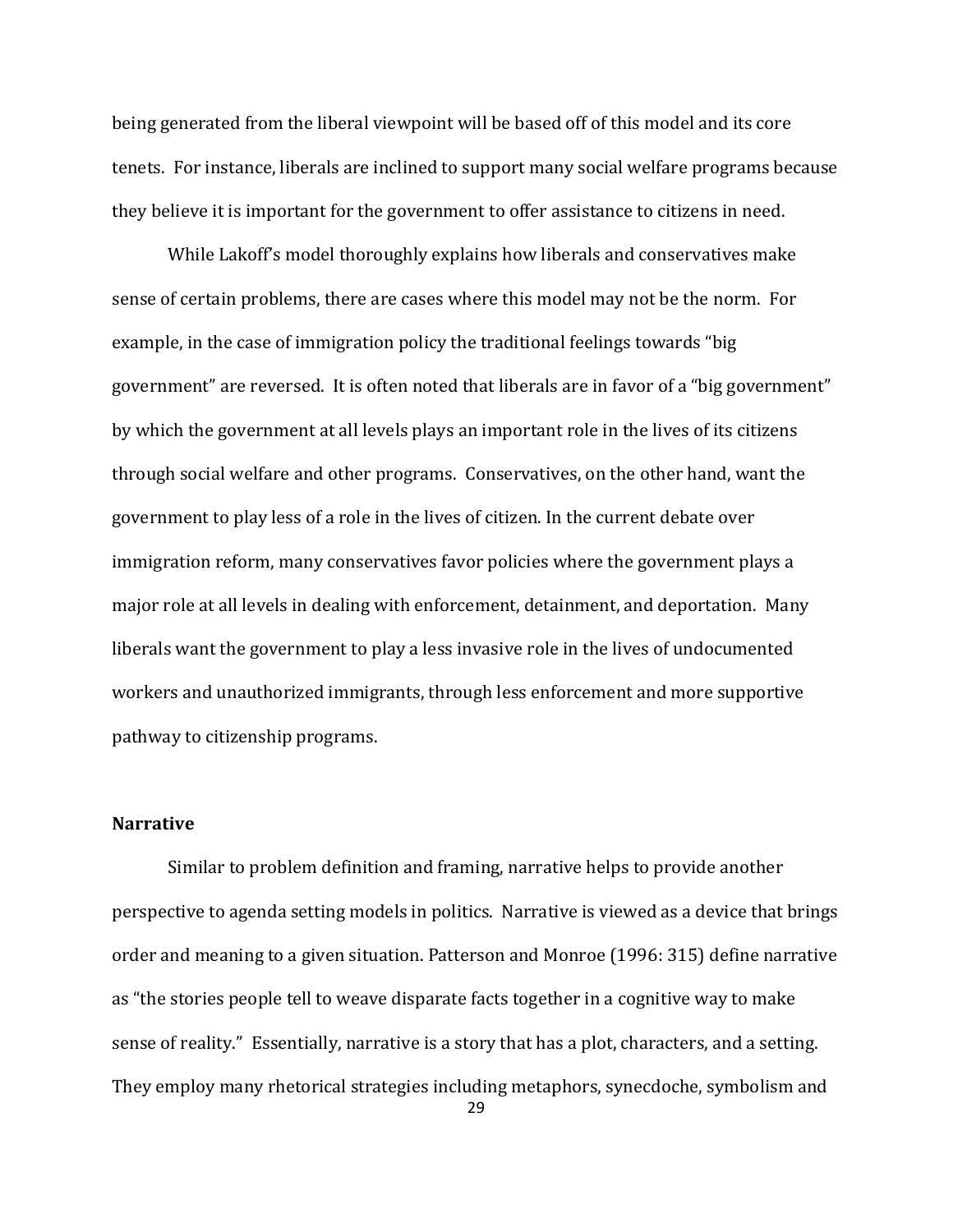being generated from the liberal viewpoint will be based off of this model and its core tenets. For instance, liberals are inclined to support many social welfare programs because they believe it is important for the government to offer assistance to citizens in need.

While Lakoff's model thoroughly explains how liberals and conservatives make sense of certain problems, there are cases where this model may not be the norm. For example, in the case of immigration policy the traditional feelings towards "big government" are reversed. It is often noted that liberals are in favor of a "big government" by which the government at all levels plays an important role in the lives of its citizens through social welfare and other programs. Conservatives, on the other hand, want the government to play less of a role in the lives of citizen. In the current debate over immigration reform, many conservatives favor policies where the government plays a major role at all levels in dealing with enforcement, detainment, and deportation. Many liberals want the government to play a less invasive role in the lives of undocumented workers and unauthorized immigrants, through less enforcement and more supportive pathway to citizenship programs.

**Narrative**

Similar to problem definition and framing, narrative helps to provide another perspective to agenda setting models in politics. Narrative is viewed as a device that brings order and meaning to a given situation. Patterson and Monroe (1996: 315) define narrative as "the stories people tell to weave disparate facts together in a cognitive way to make sense of reality." Essentially, narrative is a story that has a plot, characters, and a setting. They employ many rhetorical strategies including metaphors, synecdoche, symbolism and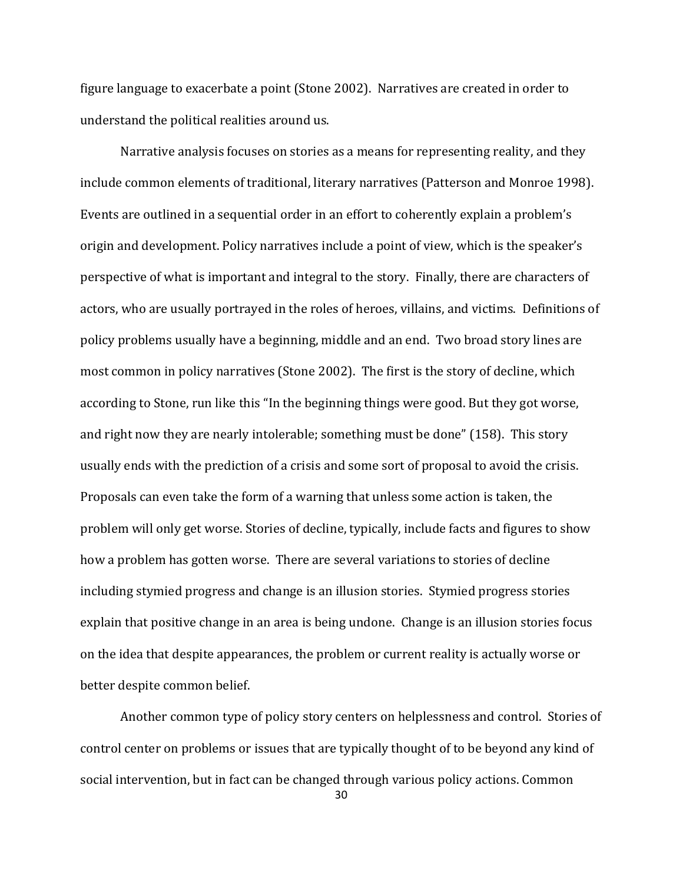figure language to exacerbate a point (Stone 2002). Narratives are created in order to understand the political realities around us.

Narrative analysis focuses on stories as a means for representing reality, and they include common elements of traditional, literary narratives (Patterson and Monroe 1998). Events are outlined in a sequential order in an effort to coherently explain a problem's origin and development. Policy narratives include a point of view, which is the speaker's perspective of what is important and integral to the story. Finally, there are characters of actors, who are usually portrayed in the roles of heroes, villains, and victims. Definitions of policy problems usually have a beginning, middle and an end. Two broad story lines are most common in policy narratives (Stone 2002). The first is the story of decline, which according to Stone, run like this "In the beginning things were good. But they got worse, and right now they are nearly intolerable; something must be done" (158). This story usually ends with the prediction of a crisis and some sort of proposal to avoid the crisis. Proposals can even take the form of a warning that unless some action is taken, the problem will only get worse. Stories of decline, typically, include facts and figures to show how a problem has gotten worse. There are several variations to stories of decline including stymied progress and change is an illusion stories. Stymied progress stories explain that positive change in an area is being undone. Change is an illusion stories focus on the idea that despite appearances, the problem or current reality is actually worse or better despite common belief.

Another common type of policy story centers on helplessness and control. Stories of control center on problems or issues that are typically thought of to be beyond any kind of social intervention, but in fact can be changed through various policy actions. Common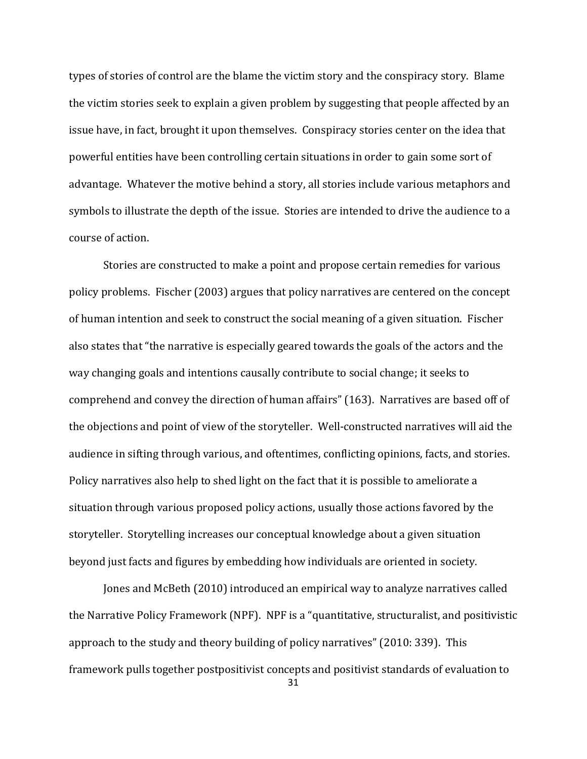types of stories of control are the blame the victim story and the conspiracy story. Blame the victim stories seek to explain a given problem by suggesting that people affected by an issue have, in fact, brought it upon themselves. Conspiracy stories center on the idea that powerful entities have been controlling certain situations in order to gain some sort of advantage. Whatever the motive behind a story, all stories include various metaphors and symbols to illustrate the depth of the issue. Stories are intended to drive the audience to a course of action.

Stories are constructed to make a point and propose certain remedies for various policy problems. Fischer (2003) argues that policy narratives are centered on the concept of human intention and seek to construct the social meaning of a given situation. Fischer also states that "the narrative is especially geared towards the goals of the actors and the way changing goals and intentions causally contribute to social change; it seeks to comprehend and convey the direction of human affairs" (163). Narratives are based off of the objections and point of view of the storyteller. Well-constructed narratives will aid the audience in sifting through various, and oftentimes, conflicting opinions, facts, and stories. Policy narratives also help to shed light on the fact that it is possible to ameliorate a situation through various proposed policy actions, usually those actions favored by the storyteller. Storytelling increases our conceptual knowledge about a given situation beyond just facts and figures by embedding how individuals are oriented in society.

Jones and McBeth (2010) introduced an empirical way to analyze narratives called the Narrative Policy Framework (NPF). NPF is a "quantitative, structuralist, and positivistic approach to the study and theory building of policy narratives" (2010: 339). This framework pulls together postpositivist concepts and positivist standards of evaluation to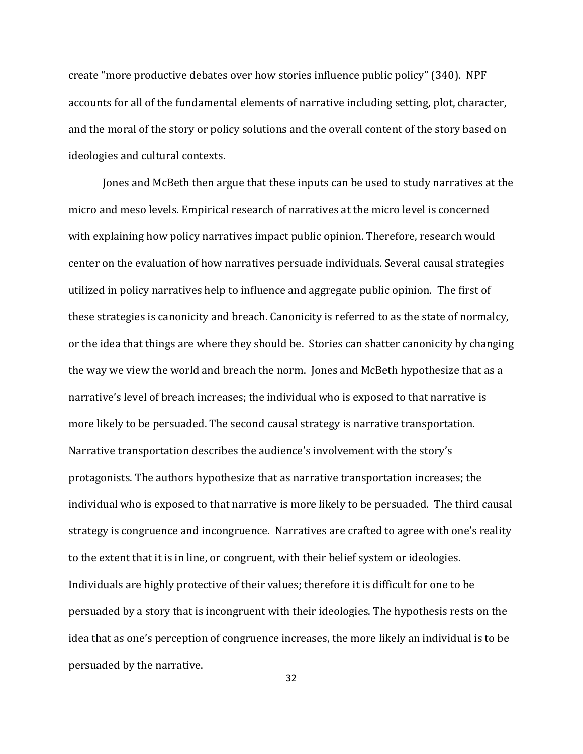create "more productive debates over how stories influence public policy" (340). NPF accounts for all of the fundamental elements of narrative including setting, plot, character, and the moral of the story or policy solutions and the overall content of the story based on ideologies and cultural contexts.

Jones and McBeth then argue that these inputs can be used to study narratives at the micro and meso levels. Empirical research of narratives at the micro level is concerned with explaining how policy narratives impact public opinion. Therefore, research would center on the evaluation of how narratives persuade individuals. Several causal strategies utilized in policy narratives help to influence and aggregate public opinion. The first of these strategies is canonicity and breach. Canonicity is referred to as the state of normalcy, or the idea that things are where they should be. Stories can shatter canonicity by changing the way we view the world and breach the norm. Jones and McBeth hypothesize that as a narrative's level of breach increases; the individual who is exposed to that narrative is more likely to be persuaded. The second causal strategy is narrative transportation. Narrative transportation describes the audience's involvement with the story's protagonists. The authors hypothesize that as narrative transportation increases; the individual who is exposed to that narrative is more likely to be persuaded. The third causal strategy is congruence and incongruence. Narratives are crafted to agree with one's reality to the extent that it is in line, or congruent, with their belief system or ideologies. Individuals are highly protective of their values; therefore it is difficult for one to be persuaded by a story that is incongruent with their ideologies. The hypothesis rests on the idea that as one's perception of congruence increases, the more likely an individual is to be persuaded by the narrative.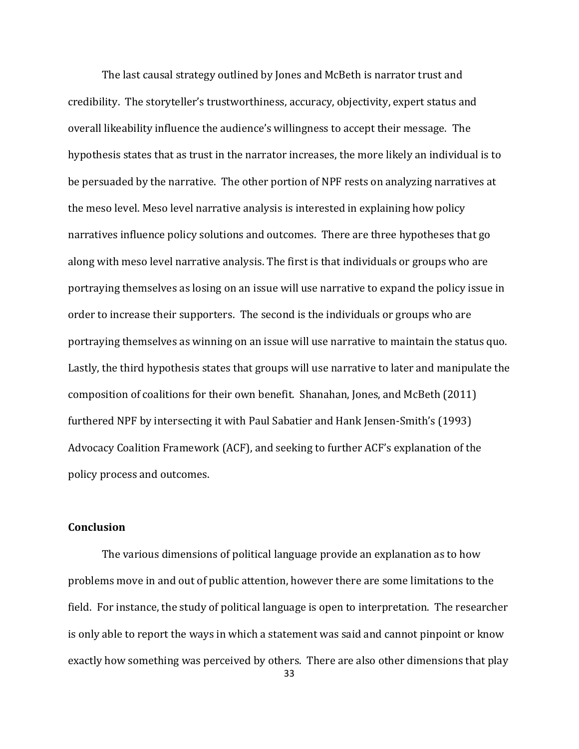The last causal strategy outlined by Jones and McBeth is narrator trust and credibility. The storyteller's trustworthiness, accuracy, objectivity, expert status and overall likeability influence the audience's willingness to accept their message. The hypothesis states that as trust in the narrator increases, the more likely an individual is to be persuaded by the narrative. The other portion of NPF rests on analyzing narratives at the meso level. Meso level narrative analysis is interested in explaining how policy narratives influence policy solutions and outcomes. There are three hypotheses that go along with meso level narrative analysis. The first is that individuals or groups who are portraying themselves as losing on an issue will use narrative to expand the policy issue in order to increase their supporters. The second is the individuals or groups who are portraying themselves as winning on an issue will use narrative to maintain the status quo. Lastly, the third hypothesis states that groups will use narrative to later and manipulate the composition of coalitions for their own benefit. Shanahan, Jones, and McBeth (2011) furthered NPF by intersecting it with Paul Sabatier and Hank Jensen-Smith's (1993) Advocacy Coalition Framework (ACF), and seeking to further ACF's explanation of the policy process and outcomes.

## Conclusion

The various dimensions of political language provide an explanation as to how problems move in and out of public attention, however there are some limitations to the field. For instance, the study of political language is open to interpretation. The researcher is only able to report the ways in which a statement was said and cannot pinpoint or know exactly how something was perceived by others. There are also other dimensions that play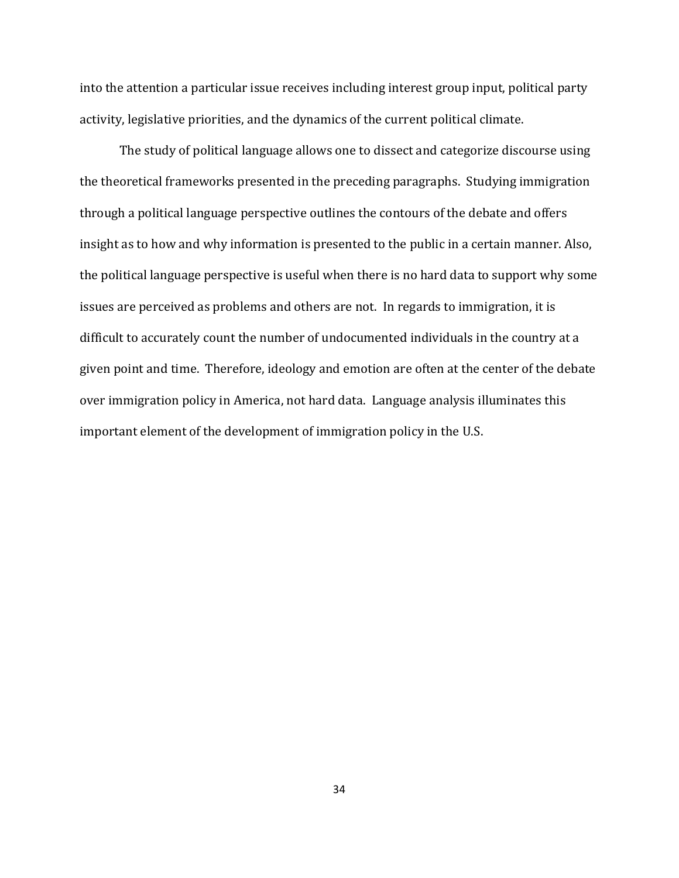into the attention a particular issue receives including interest group input, political party activity, legislative priorities, and the dynamics of the current political climate.

The study of political language allows one to dissect and categorize discourse using the theoretical frameworks presented in the preceding paragraphs. Studying immigration through a political language perspective outlines the contours of the debate and offers insight as to how and why information is presented to the public in a certain manner. Also, the political language perspective is useful when there is no hard data to support why some issues are perceived as problems and others are not. In regards to immigration, it is difficult to accurately count the number of undocumented individuals in the country at a given point and time. Therefore, ideology and emotion are often at the center of the debate over immigration policy in America, not hard data. Language analysis illuminates this important element of the development of immigration policy in the U.S.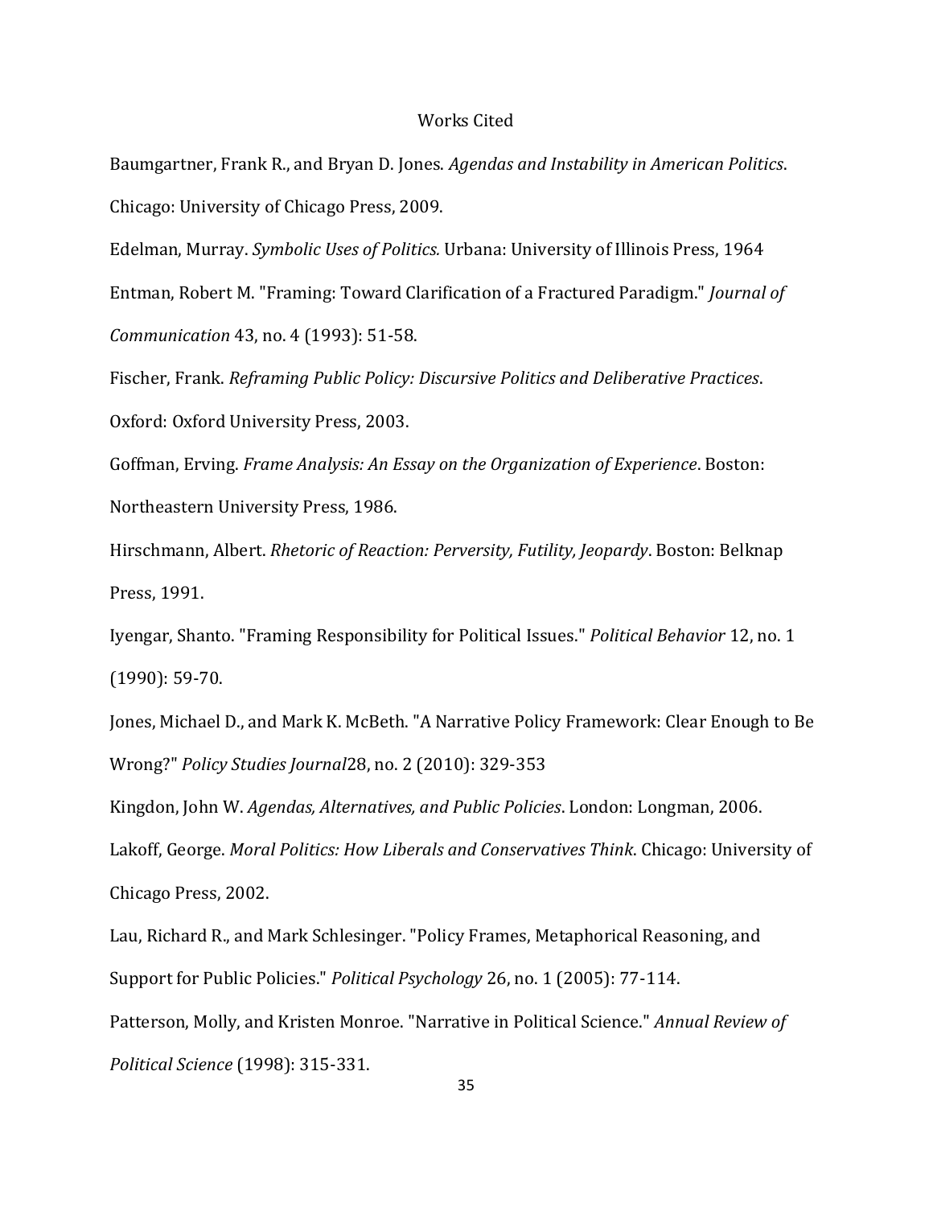# Works Cited

Baumgartner, Frank R., and Bryan D. Jones. *Agendas and Instability in American Politics*. Chicago: University of Chicago Press, 2009.

Edelman, Murray. *Symbolic Uses of Politics.* Urbana: University of Illinois Press, 1964

Entman, Robert M. "Framing: Toward Clarification of a Fractured Paradigm." *Journal of Communication* 43, no. 4 (1993): 51-58.

Fischer, Frank. *Reframing Public Policy: Discursive Politics and Deliberative Practices*. Oxford: Oxford University Press, 2003.

Goffman, Erving. *Frame Analysis: An Essay on the Organization of Experience*. Boston: Northeastern University Press, 1986.

Hirschmann, Albert. *Rhetoric of Reaction: Perversity, Futility, Jeopardy*. Boston: Belknap Press, 1991.

Iyengar, Shanto. "Framing Responsibility for Political Issues." *Political Behavior* 12, no. 1 (1990): 59-70.

Jones, Michael D., and Mark K. McBeth. "A Narrative Policy Framework: Clear Enough to Be Wrong?" *Policy Studies Journal*28, no. 2 (2010): 329-353

Kingdon, John W. *Agendas, Alternatives, and Public Policies*. London: Longman, 2006.

Lakoff, George. *Moral Politics: How Liberals and Conservatives Think*. Chicago: University of Chicago Press, 2002.

Lau, Richard R., and Mark Schlesinger. "Policy Frames, Metaphorical Reasoning, and Support for Public Policies." *Political Psychology* 26, no. 1 (2005): 77-114.

Patterson, Molly, and Kristen Monroe. "Narrative in Political Science." *Annual Review of Political Science* (1998): 315-331.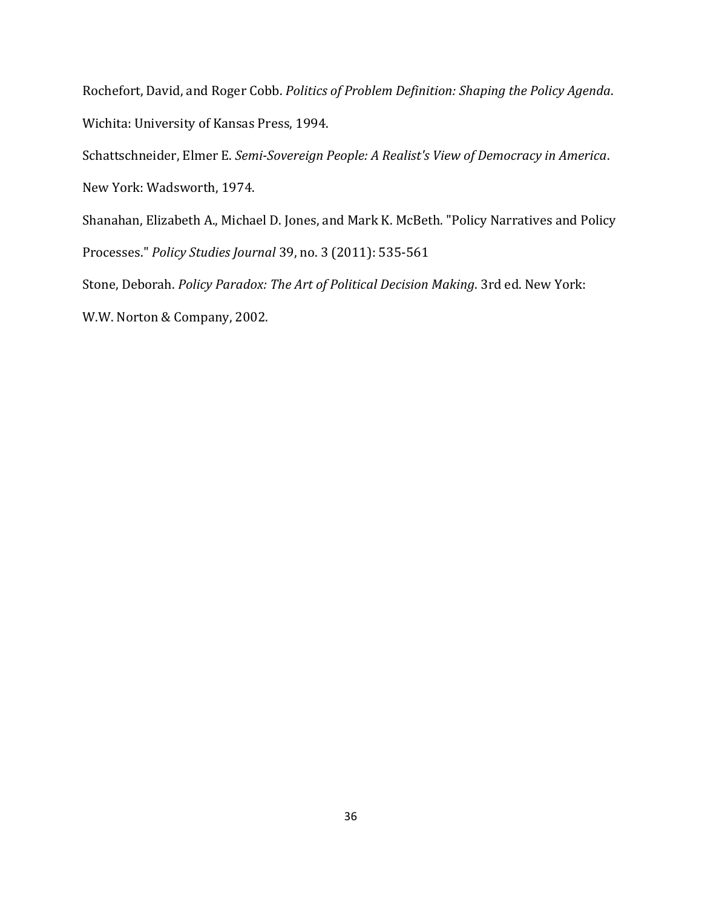Rochefort, David, and Roger Cobb. *Politics of Problem Definition: Shaping the Policy Agenda*. Wichita: University of Kansas Press, 1994.

Schattschneider, Elmer E. *Semi-Sovereign People: A Realist's View of Democracy in America*. New York: Wadsworth, 1974.

Shanahan, Elizabeth A., Michael D. Jones, and Mark K. McBeth. "Policy Narratives and Policy Processes." *Policy Studies Journal* 39, no. 3 (2011): 535-561

Stone, Deborah. *Policy Paradox: The Art of Political Decision Making*. 3rd ed. New York: W.W. Norton & Company, 2002.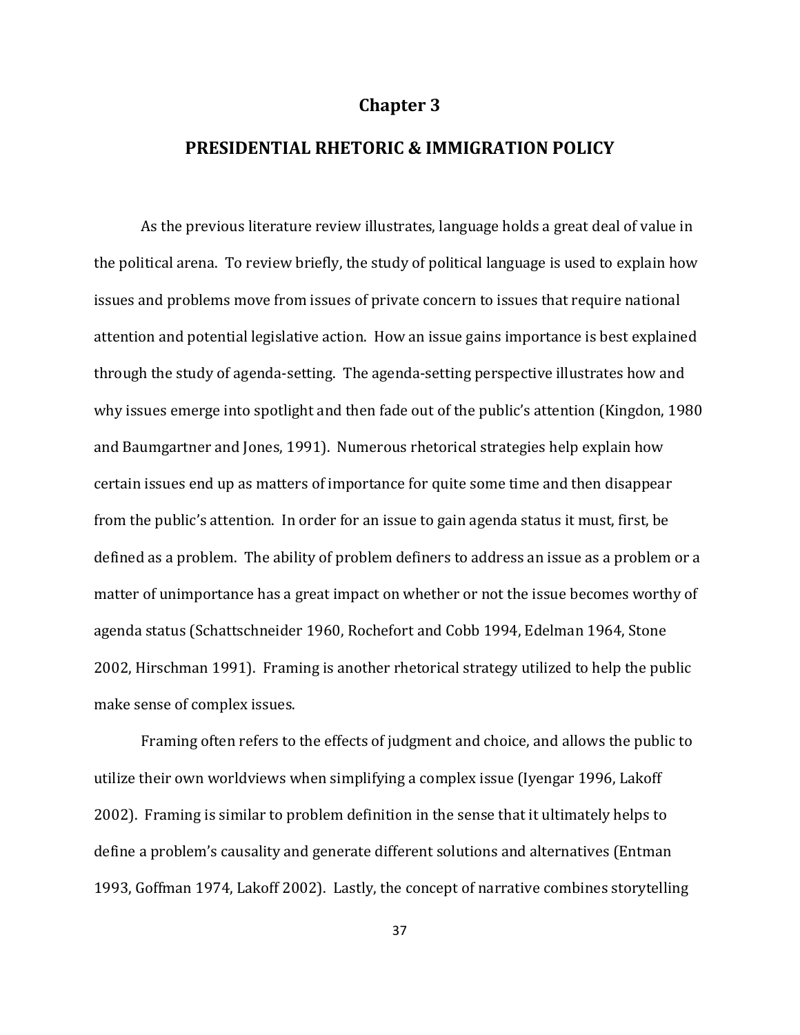# Chapter 3

## PRESIDENTIAL RHETORIC & IMMIGRATION POLICY

As the previous literature review illustrates, language holds a great deal of value in the political arena. To review briefly, the study of political language is used to explain how issues and problems move from issues of private concern to issues that require national attention and potential legislative action. How an issue gains importance is best explained through the study of agenda-setting. The agenda-setting perspective illustrates how and why issues emerge into spotlight and then fade out of the public's attention (Kingdon, 1980 and Baumgartner and Jones, 1991). Numerous rhetorical strategies help explain how certain issues end up as matters of importance for quite some time and then disappear from the public's attention. In order for an issue to gain agenda status it must, first, be defined as a problem. The ability of problem definers to address an issue as a problem or a matter of unimportance has a great impact on whether or not the issue becomes worthy of agenda status (Schattschneider 1960, Rochefort and Cobb 1994, Edelman 1964, Stone 2002, Hirschman 1991). Framing is another rhetorical strategy utilized to help the public make sense of complex issues.

Framing often refers to the effects of judgment and choice, and allows the public to utilize their own worldviews when simplifying a complex issue (Iyengar 1996, Lakoff 2002). Framing is similar to problem definition in the sense that it ultimately helps to define a problem's causality and generate different solutions and alternatives (Entman 1993, Goffman 1974, Lakoff 2002). Lastly, the concept of narrative combines storytelling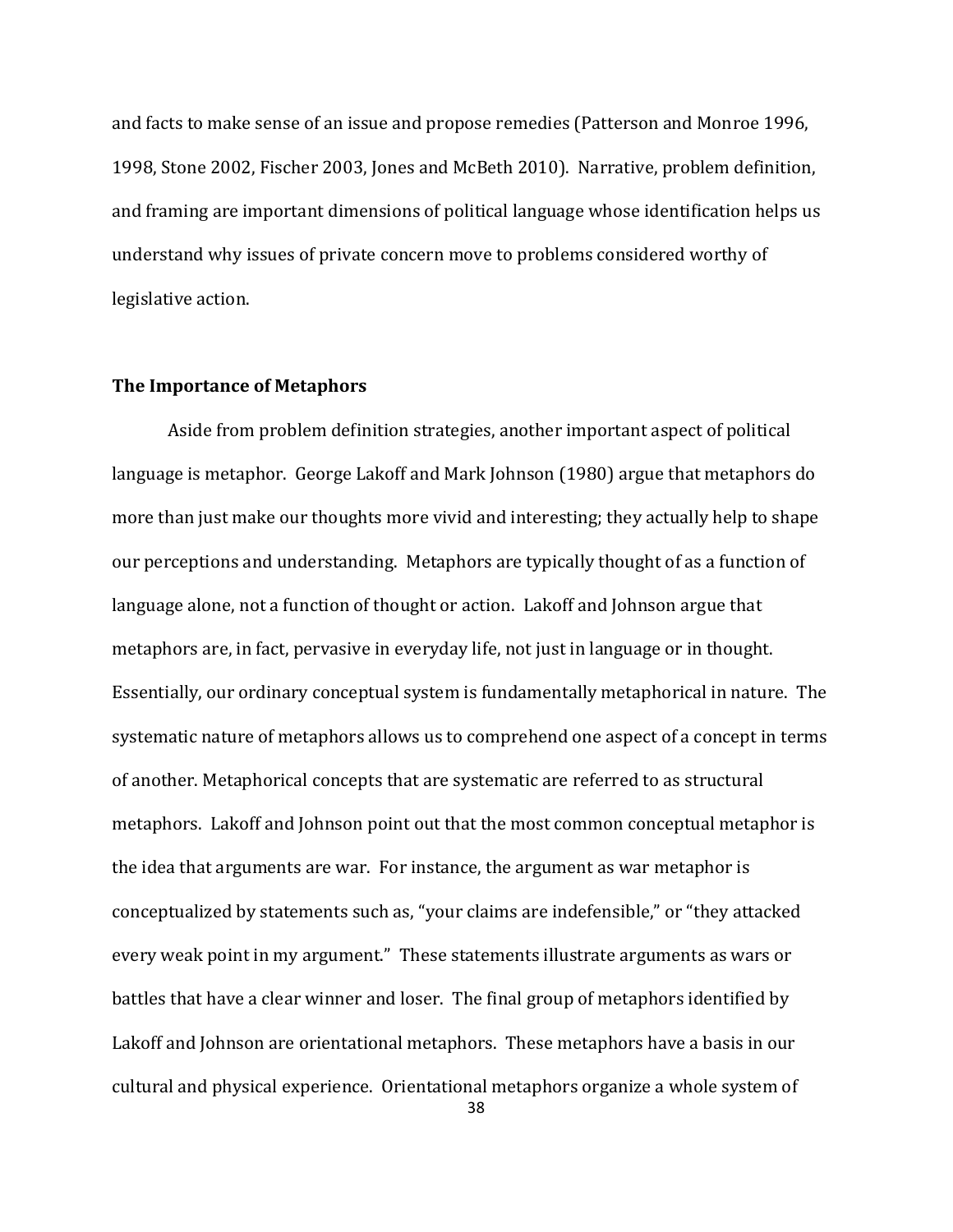and facts to make sense of an issue and propose remedies (Patterson and Monroe 1996, 1998, Stone 2002, Fischer 2003, Jones and McBeth 2010). Narrative, problem definition, and framing are important dimensions of political language whose identification helps us understand why issues of private concern move to problems considered worthy of legislative action.

### The Importance of Metaphors

Aside from problem definition strategies, another important aspect of political language is metaphor. George Lakoff and Mark Johnson (1980) argue that metaphors do more than just make our thoughts more vivid and interesting; they actually help to shape our perceptions and understanding. Metaphors are typically thought of as a function of language alone, not a function of thought or action. Lakoff and Johnson argue that metaphors are, in fact, pervasive in everyday life, not just in language or in thought. Essentially, our ordinary conceptual system is fundamentally metaphorical in nature. The systematic nature of metaphors allows us to comprehend one aspect of a concept in terms of another. Metaphorical concepts that are systematic are referred to as structural metaphors. Lakoff and Johnson point out that the most common conceptual metaphor is the idea that arguments are war. For instance, the argument as war metaphor is conceptualized by statements such as, "your claims are indefensible," or "they attacked every weak point in my argument." These statements illustrate arguments as wars or battles that have a clear winner and loser. The final group of metaphors identified by Lakoff and Johnson are orientational metaphors. These metaphors have a basis in our cultural and physical experience. Orientational metaphors organize a whole system of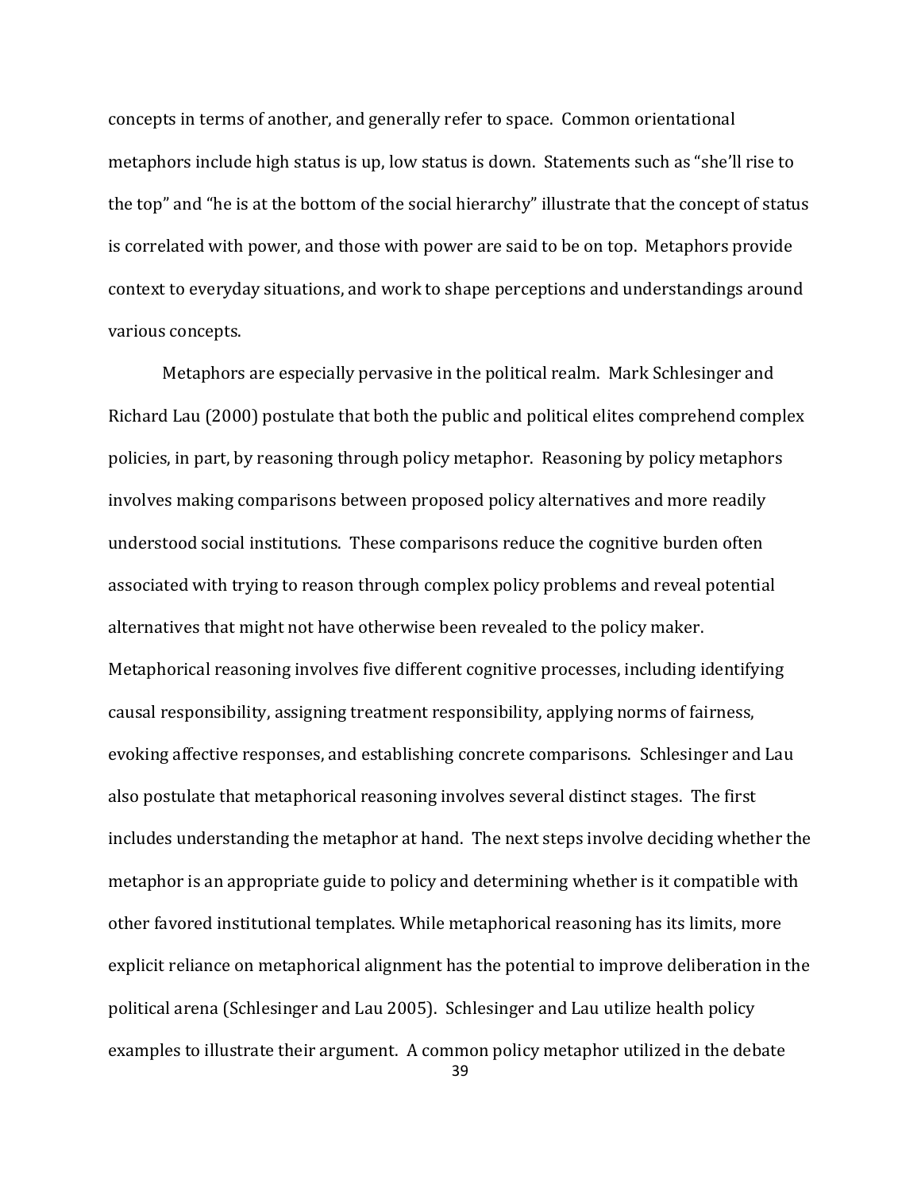concepts in terms of another, and generally refer to space. Common orientational metaphors include high status is up, low status is down. Statements such as "she'll rise to the top" and "he is at the bottom of the social hierarchy" illustrate that the concept of status is correlated with power, and those with power are said to be on top. Metaphors provide context to everyday situations, and work to shape perceptions and understandings around various concepts.

Metaphors are especially pervasive in the political realm. Mark Schlesinger and Richard Lau (2000) postulate that both the public and political elites comprehend complex policies, in part, by reasoning through policy metaphor. Reasoning by policy metaphors involves making comparisons between proposed policy alternatives and more readily understood social institutions. These comparisons reduce the cognitive burden often associated with trying to reason through complex policy problems and reveal potential alternatives that might not have otherwise been revealed to the policy maker. Metaphorical reasoning involves five different cognitive processes, including identifying causal responsibility, assigning treatment responsibility, applying norms of fairness, evoking affective responses, and establishing concrete comparisons. Schlesinger and Lau also postulate that metaphorical reasoning involves several distinct stages. The first includes understanding the metaphor at hand. The next steps involve deciding whether the metaphor is an appropriate guide to policy and determining whether is it compatible with other favored institutional templates. While metaphorical reasoning has its limits, more explicit reliance on metaphorical alignment has the potential to improve deliberation in the political arena (Schlesinger and Lau 2005). Schlesinger and Lau utilize health policy examples to illustrate their argument. A common policy metaphor utilized in the debate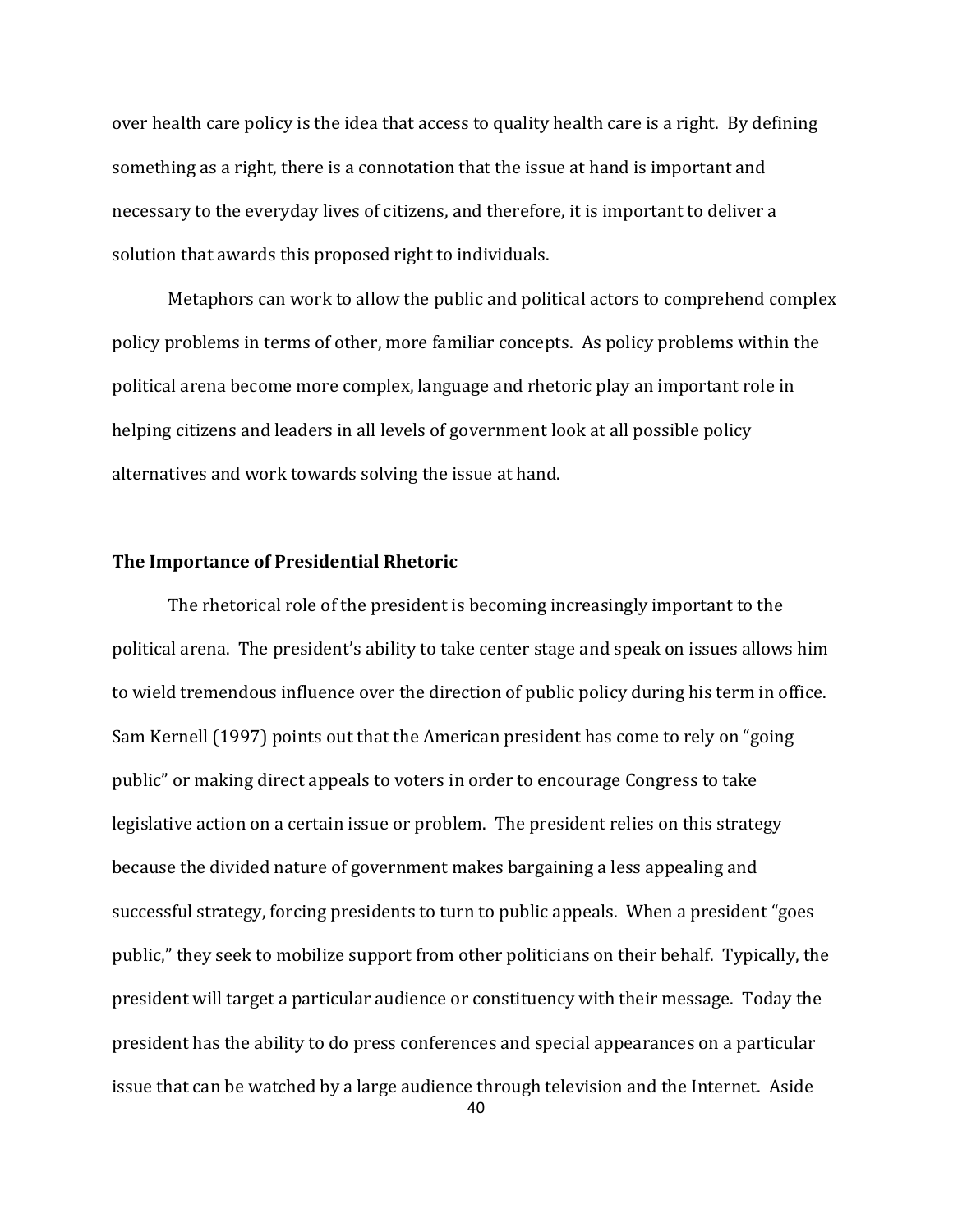over health care policy is the idea that access to quality health care is a right. By defining something as a right, there is a connotation that the issue at hand is important and necessary to the everyday lives of citizens, and therefore, it is important to deliver a solution that awards this proposed right to individuals.

Metaphors can work to allow the public and political actors to comprehend complex policy problems in terms of other, more familiar concepts. As policy problems within the political arena become more complex, language and rhetoric play an important role in helping citizens and leaders in all levels of government look at all possible policy alternatives and work towards solving the issue at hand.

**The Importance of Presidential Rhetoric**

The rhetorical role of the president is becoming increasingly important to the political arena. The president's ability to take center stage and speak on issues allows him to wield tremendous influence over the direction of public policy during his term in office. Sam Kernell (1997) points out that the American president has come to rely on "going public" or making direct appeals to voters in order to encourage Congress to take legislative action on a certain issue or problem. The president relies on this strategy because the divided nature of government makes bargaining a less appealing and successful strategy, forcing presidents to turn to public appeals. When a president "goes public," they seek to mobilize support from other politicians on their behalf. Typically, the president will target a particular audience or constituency with their message. Today the president has the ability to do press conferences and special appearances on a particular issue that can be watched by a large audience through television and the Internet. Aside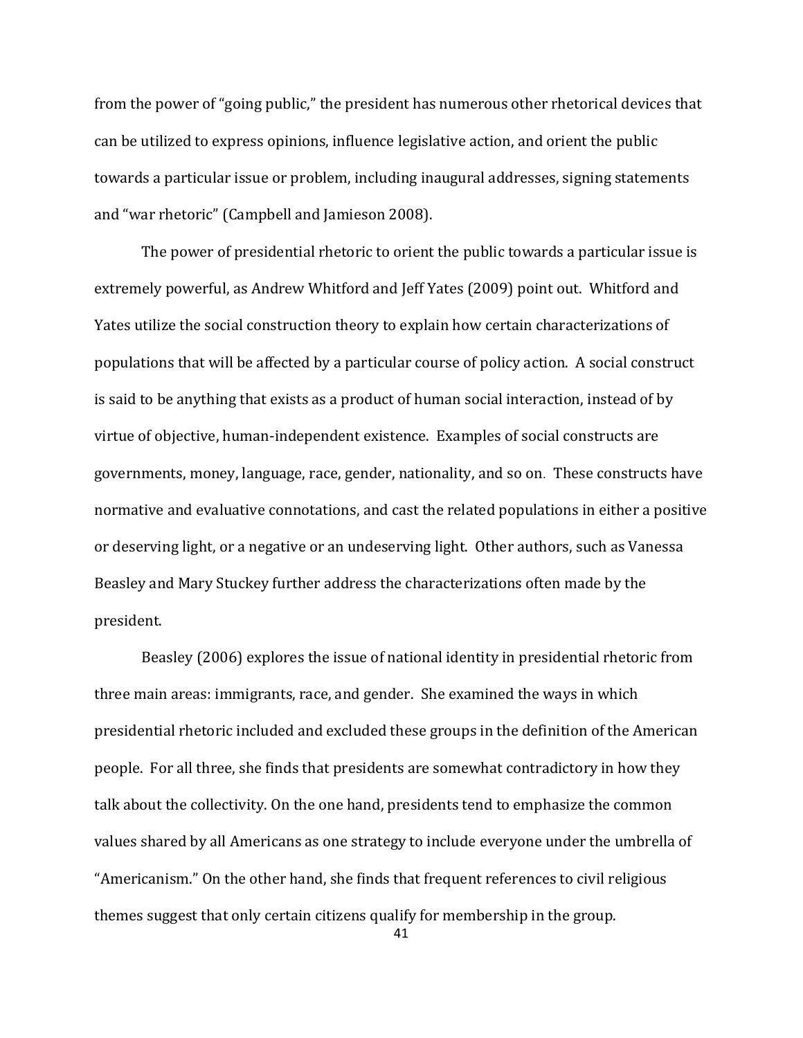from the power of "going public," the president has numerous other rhetorical devices that can be utilized to express opinions, influence legislative action, and orient the public towards a particular issue or problem, including inaugural addresses, signing statements and "war rhetoric" (Campbell and Jamieson 2008).

The power of presidential rhetoric to orient the public towards a particular issue is extremely powerful, as Andrew Whitford and Jeff Yates (2009) point out. Whitford and Yates utilize the social construction theory to explain how certain characterizations of populations that will be affected by a particular course of policy action. A social construct is said to be anything that exists as a product of human social interaction, instead of by virtue of objective, human-independent existence. Examples of social constructs are governments, money, language, race, gender, nationality, and so on. These constructs have normative and evaluative connotations, and cast the related populations in either a positive or deserving light, or a negative or an undeserving light. Other authors, such as Vanessa Beasley and Mary Stuckey further address the characterizations often made by the president.

Beasley (2006) explores the issue of national identity in presidential rhetoric from three main areas: immigrants, race, and gender. She examined the ways in which presidential rhetoric included and excluded these groups in the definition of the American people. For all three, she finds that presidents are somewhat contradictory in how they talk about the collectivity. On the one hand, presidents tend to emphasize the common values shared by all Americans as one strategy to include everyone under the umbrella of "Americanism." On the other hand, she finds that frequent references to civil religious themes suggest that only certain citizens qualify for membership in the group.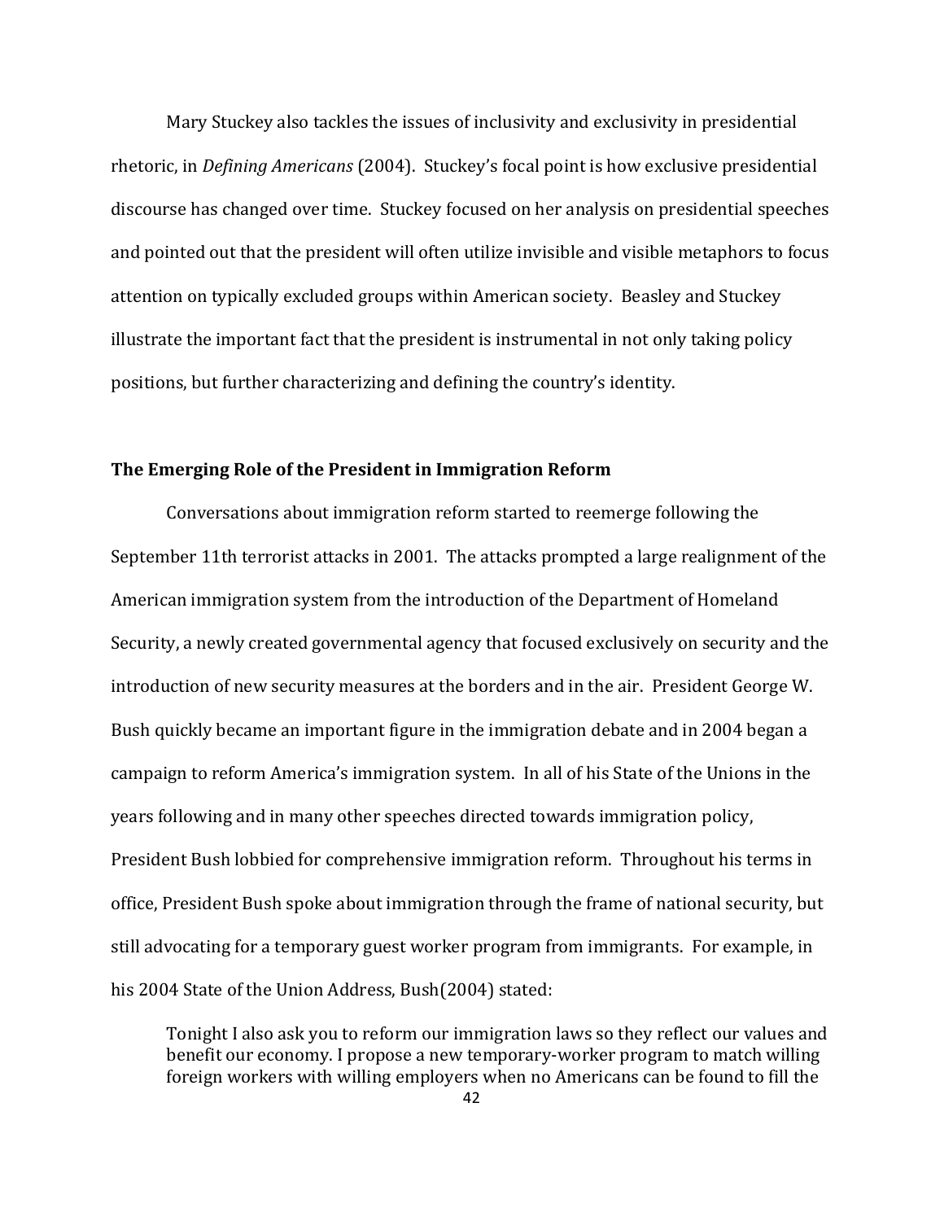Mary Stuckey also tackles the issues of inclusivity and exclusivity in presidential rhetoric, in *Defining Americans* (2004). Stuckey's focal point is how exclusive presidential discourse has changed over time. Stuckey focused on her analysis on presidential speeches and pointed out that the president will often utilize invisible and visible metaphors to focus attention on typically excluded groups within American society. Beasley and Stuckey illustrate the important fact that the president is instrumental in not only taking policy positions, but further characterizing and defining the country's identity.

### The Emerging Role of the President in Immigration Reform

Conversations about immigration reform started to reemerge following the September 11th terrorist attacks in 2001. The attacks prompted a large realignment of the American immigration system from the introduction of the Department of Homeland Security, a newly created governmental agency that focused exclusively on security and the introduction of new security measures at the borders and in the air. President George W. Bush quickly became an important figure in the immigration debate and in 2004 began a campaign to reform America's immigration system. In all of his State of the Unions in the years following and in many other speeches directed towards immigration policy, President Bush lobbied for comprehensive immigration reform. Throughout his terms in office, President Bush spoke about immigration through the frame of national security, but still advocating for a temporary guest worker program from immigrants. For example, in his 2004 State of the Union Address, Bush(2004) stated:

> Tonight I also ask you to reform our immigration laws so they reflect our values and benefit our economy. I propose a new temporary-worker program to match willing foreign workers with willing employers when no Americans can be found to fill the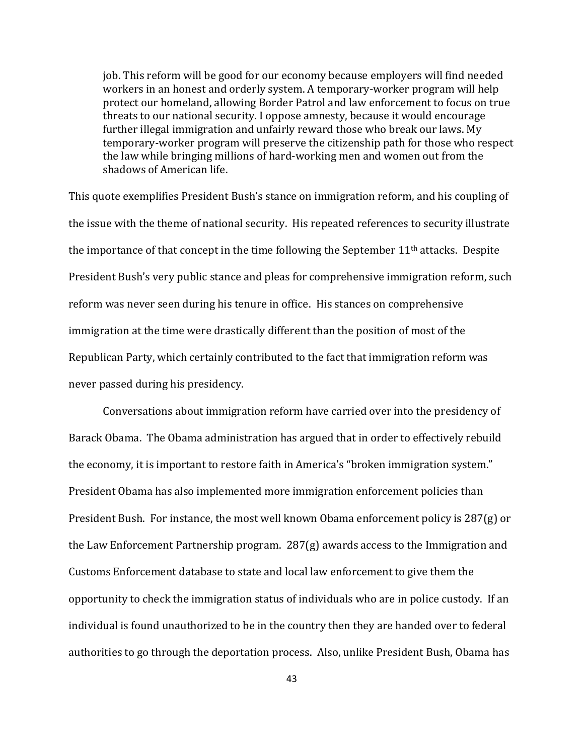> job. This reform will be good for our economy because employers will find needed workers in an honest and orderly system. A temporary-worker program will help protect our homeland, allowing Border Patrol and law enforcement to focus on true threats to our national security. I oppose amnesty, because it would encourage further illegal immigration and unfairly reward those who break our laws. My temporary-worker program will preserve the citizenship path for those who respect the law while bringing millions of hard-working men and women out from the shadows of American life.

This quote exemplifies President Bush's stance on immigration reform, and his coupling of the issue with the theme of national security. His repeated references to security illustrate the importance of that concept in the time following the September 11th attacks. Despite President Bush's very public stance and pleas for comprehensive immigration reform, such reform was never seen during his tenure in office. His stances on comprehensive immigration at the time were drastically different than the position of most of the Republican Party, which certainly contributed to the fact that immigration reform was never passed during his presidency.

Conversations about immigration reform have carried over into the presidency of Barack Obama. The Obama administration has argued that in order to effectively rebuild the economy, it is important to restore faith in America's "broken immigration system." President Obama has also implemented more immigration enforcement policies than President Bush. For instance, the most well known Obama enforcement policy is 287(g) or the Law Enforcement Partnership program. 287(g) awards access to the Immigration and Customs Enforcement database to state and local law enforcement to give them the opportunity to check the immigration status of individuals who are in police custody. If an individual is found unauthorized to be in the country then they are handed over to federal authorities to go through the deportation process. Also, unlike President Bush, Obama has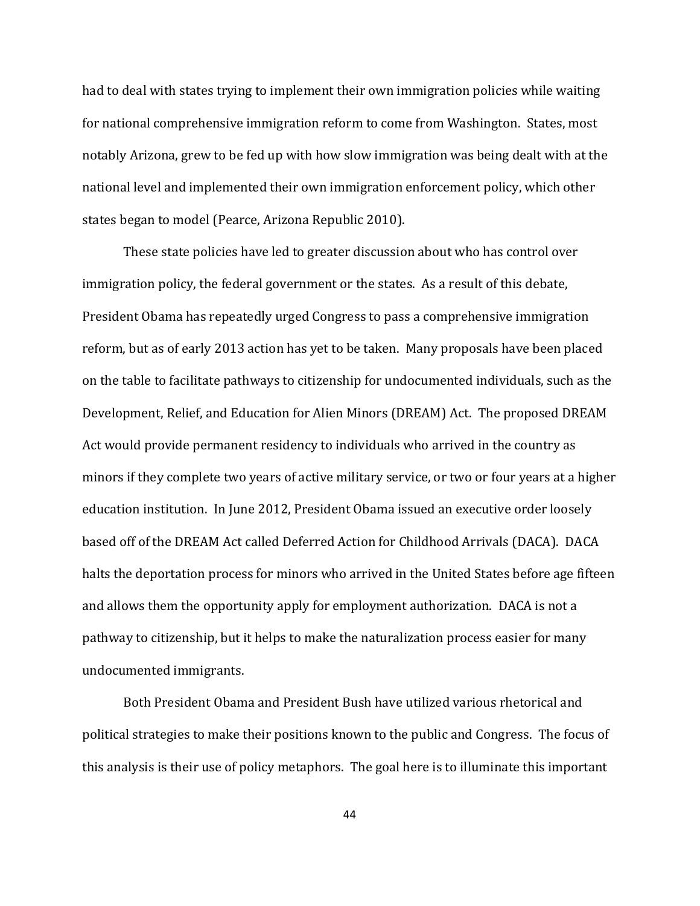had to deal with states trying to implement their own immigration policies while waiting for national comprehensive immigration reform to come from Washington. States, most notably Arizona, grew to be fed up with how slow immigration was being dealt with at the national level and implemented their own immigration enforcement policy, which other states began to model (Pearce, Arizona Republic 2010).

These state policies have led to greater discussion about who has control over immigration policy, the federal government or the states. As a result of this debate, President Obama has repeatedly urged Congress to pass a comprehensive immigration reform, but as of early 2013 action has yet to be taken. Many proposals have been placed on the table to facilitate pathways to citizenship for undocumented individuals, such as the Development, Relief, and Education for Alien Minors (DREAM) Act. The proposed DREAM Act would provide permanent residency to individuals who arrived in the country as minors if they complete two years of active military service, or two or four years at a higher education institution. In June 2012, President Obama issued an executive order loosely based off of the DREAM Act called Deferred Action for Childhood Arrivals (DACA). DACA halts the deportation process for minors who arrived in the United States before age fifteen and allows them the opportunity apply for employment authorization. DACA is not a pathway to citizenship, but it helps to make the naturalization process easier for many undocumented immigrants.

Both President Obama and President Bush have utilized various rhetorical and political strategies to make their positions known to the public and Congress. The focus of this analysis is their use of policy metaphors. The goal here is to illuminate this important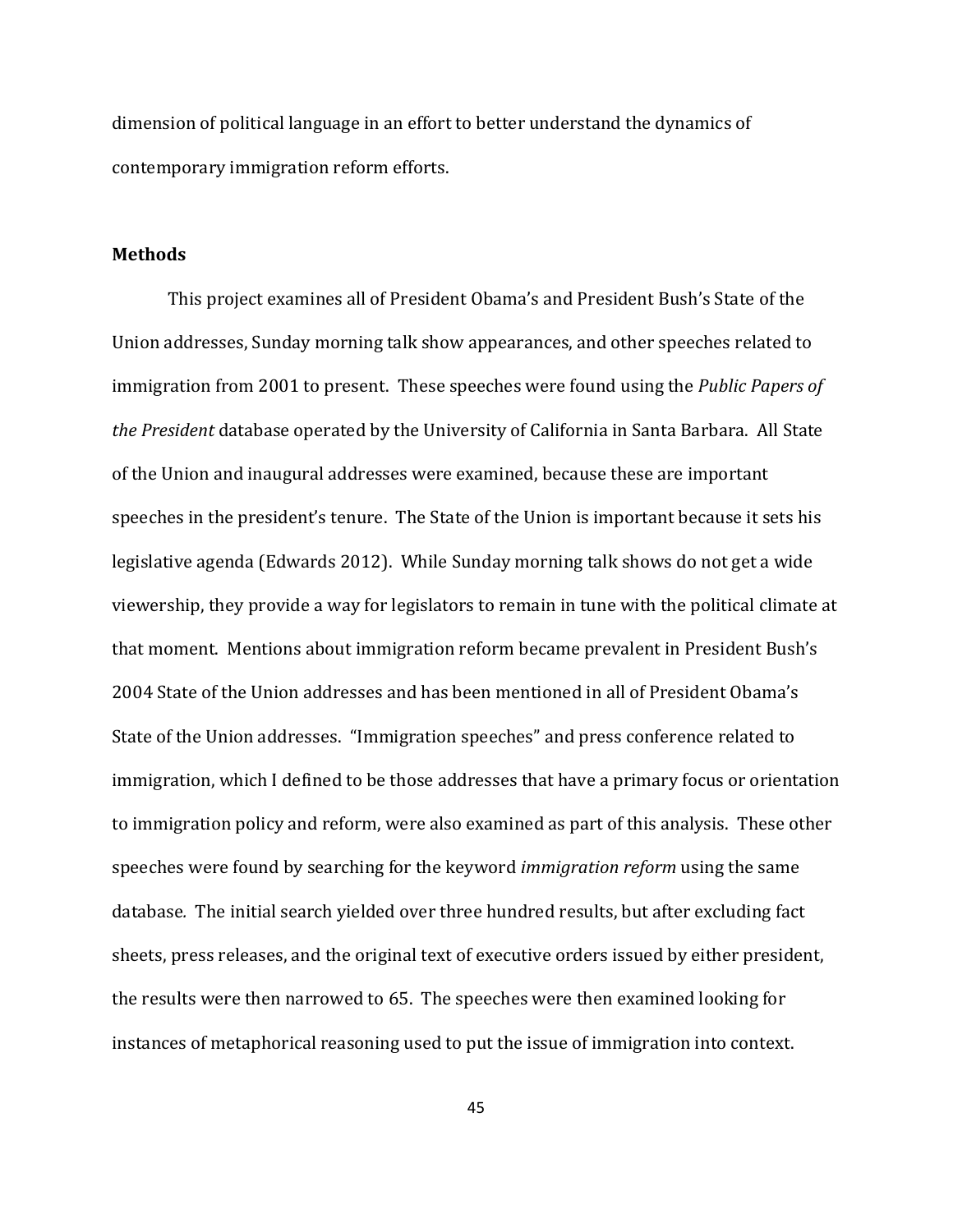dimension of political language in an effort to better understand the dynamics of contemporary immigration reform efforts.

**Methods**

This project examines all of President Obama's and President Bush's State of the Union addresses, Sunday morning talk show appearances, and other speeches related to immigration from 2001 to present. These speeches were found using the *Public Papers of the President* database operated by the University of California in Santa Barbara. All State of the Union and inaugural addresses were examined, because these are important speeches in the president's tenure. The State of the Union is important because it sets his legislative agenda (Edwards 2012). While Sunday morning talk shows do not get a wide viewership, they provide a way for legislators to remain in tune with the political climate at that moment. Mentions about immigration reform became prevalent in President Bush's 2004 State of the Union addresses and has been mentioned in all of President Obama's State of the Union addresses. "Immigration speeches" and press conference related to immigration, which I defined to be those addresses that have a primary focus or orientation to immigration policy and reform, were also examined as part of this analysis. These other speeches were found by searching for the keyword *immigration reform* using the same database*.* The initial search yielded over three hundred results, but after excluding fact sheets, press releases, and the original text of executive orders issued by either president, the results were then narrowed to 65. The speeches were then examined looking for instances of metaphorical reasoning used to put the issue of immigration into context.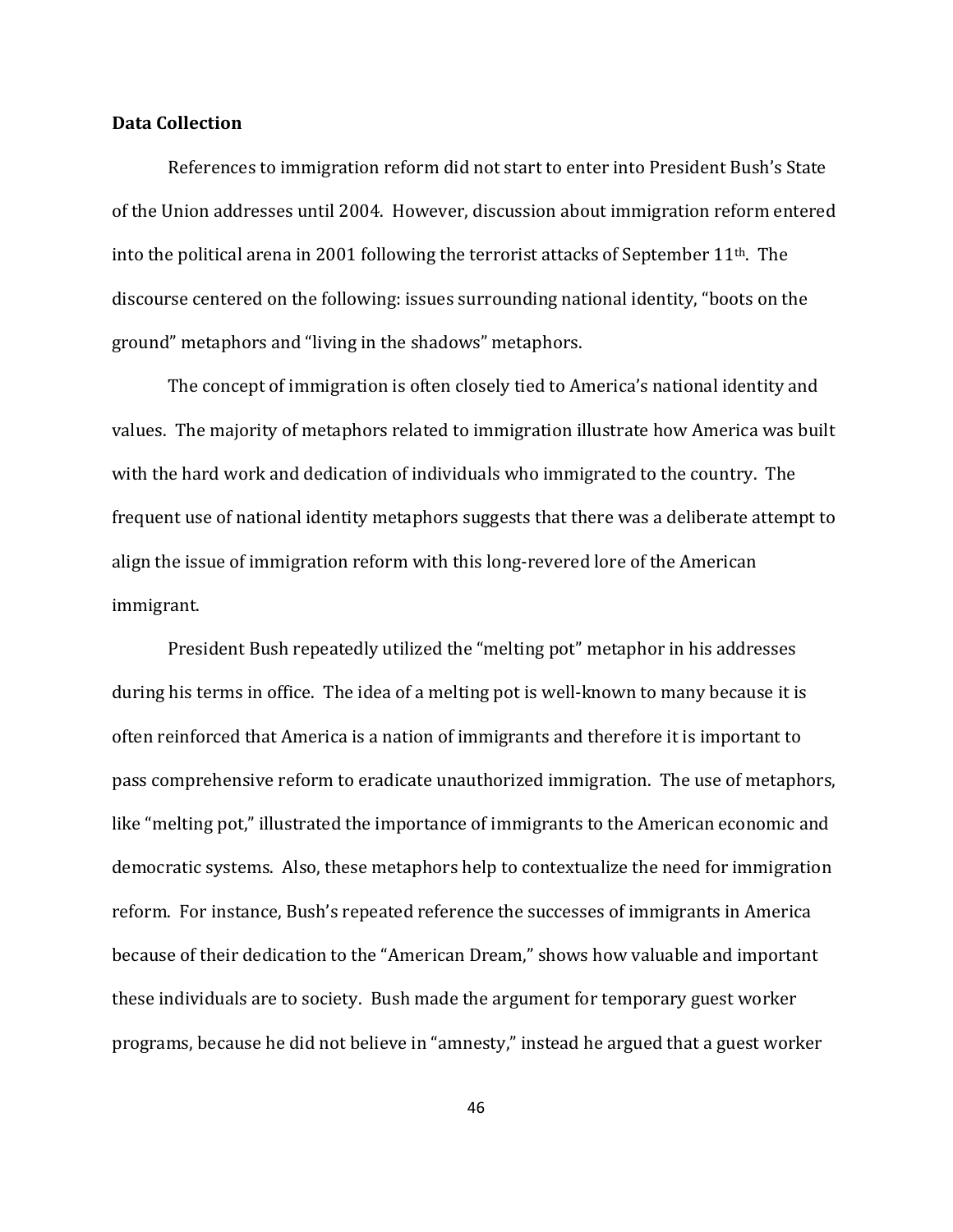**Data Collection**

References to immigration reform did not start to enter into President Bush's State of the Union addresses until 2004. However, discussion about immigration reform entered into the political arena in 2001 following the terrorist attacks of September 11th. The discourse centered on the following: issues surrounding national identity, "boots on the ground" metaphors and "living in the shadows" metaphors.

The concept of immigration is often closely tied to America's national identity and values. The majority of metaphors related to immigration illustrate how America was built with the hard work and dedication of individuals who immigrated to the country. The frequent use of national identity metaphors suggests that there was a deliberate attempt to align the issue of immigration reform with this long-revered lore of the American immigrant.

President Bush repeatedly utilized the "melting pot" metaphor in his addresses during his terms in office. The idea of a melting pot is well-known to many because it is often reinforced that America is a nation of immigrants and therefore it is important to pass comprehensive reform to eradicate unauthorized immigration. The use of metaphors, like "melting pot," illustrated the importance of immigrants to the American economic and democratic systems. Also, these metaphors help to contextualize the need for immigration reform. For instance, Bush's repeated reference the successes of immigrants in America because of their dedication to the "American Dream," shows how valuable and important these individuals are to society. Bush made the argument for temporary guest worker programs, because he did not believe in "amnesty," instead he argued that a guest worker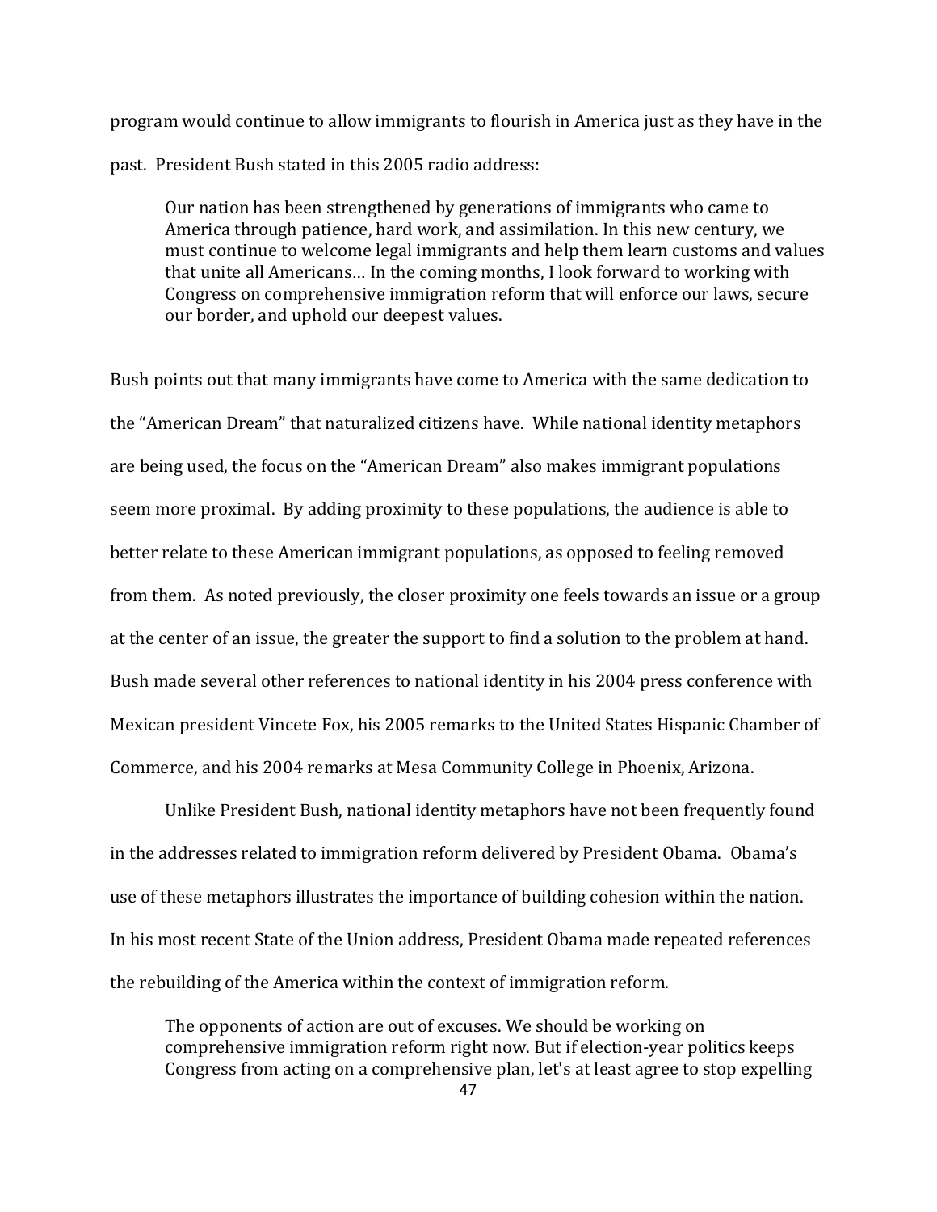program would continue to allow immigrants to flourish in America just as they have in the past. President Bush stated in this 2005 radio address:

> Our nation has been strengthened by generations of immigrants who came to America through patience, hard work, and assimilation. In this new century, we must continue to welcome legal immigrants and help them learn customs and values that unite all Americans… In the coming months, I look forward to working with Congress on comprehensive immigration reform that will enforce our laws, secure our border, and uphold our deepest values.

Bush points out that many immigrants have come to America with the same dedication to the "American Dream" that naturalized citizens have. While national identity metaphors are being used, the focus on the "American Dream" also makes immigrant populations seem more proximal. By adding proximity to these populations, the audience is able to better relate to these American immigrant populations, as opposed to feeling removed from them. As noted previously, the closer proximity one feels towards an issue or a group at the center of an issue, the greater the support to find a solution to the problem at hand. Bush made several other references to national identity in his 2004 press conference with Mexican president Vincete Fox, his 2005 remarks to the United States Hispanic Chamber of Commerce, and his 2004 remarks at Mesa Community College in Phoenix, Arizona.

Unlike President Bush, national identity metaphors have not been frequently found in the addresses related to immigration reform delivered by President Obama. Obama's use of these metaphors illustrates the importance of building cohesion within the nation. In his most recent State of the Union address, President Obama made repeated references the rebuilding of the America within the context of immigration reform.

> The opponents of action are out of excuses. We should be working on comprehensive immigration reform right now. But if election-year politics keeps Congress from acting on a comprehensive plan, let's at least agree to stop expelling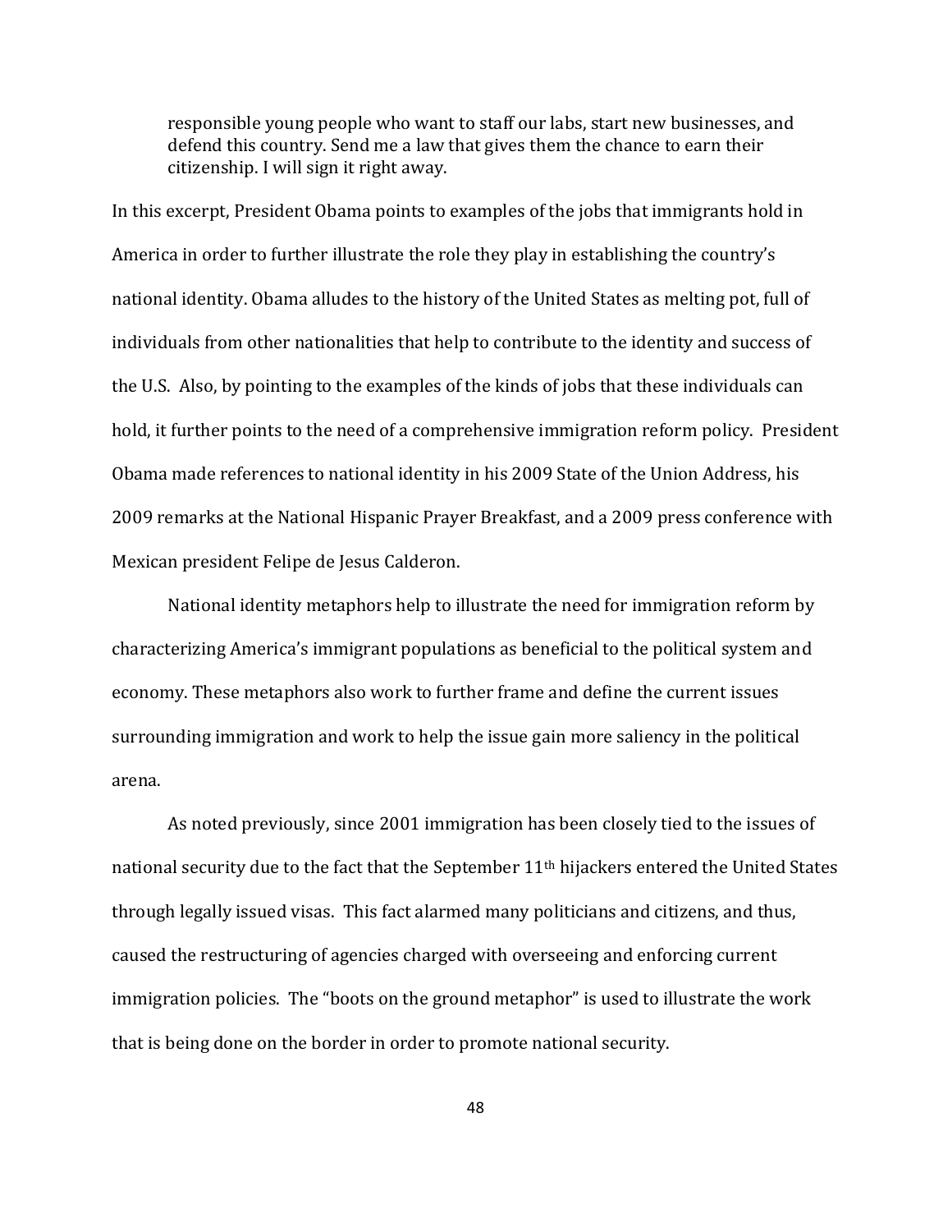> responsible young people who want to staff our labs, start new businesses, and defend this country. Send me a law that gives them the chance to earn their citizenship. I will sign it right away.

In this excerpt, President Obama points to examples of the jobs that immigrants hold in America in order to further illustrate the role they play in establishing the country's national identity. Obama alludes to the history of the United States as melting pot, full of individuals from other nationalities that help to contribute to the identity and success of the U.S. Also, by pointing to the examples of the kinds of jobs that these individuals can hold, it further points to the need of a comprehensive immigration reform policy. President Obama made references to national identity in his 2009 State of the Union Address, his 2009 remarks at the National Hispanic Prayer Breakfast, and a 2009 press conference with Mexican president Felipe de Jesus Calderon.

National identity metaphors help to illustrate the need for immigration reform by characterizing America's immigrant populations as beneficial to the political system and economy. These metaphors also work to further frame and define the current issues surrounding immigration and work to help the issue gain more saliency in the political arena.

As noted previously, since 2001 immigration has been closely tied to the issues of national security due to the fact that the September 11th hijackers entered the United States through legally issued visas. This fact alarmed many politicians and citizens, and thus, caused the restructuring of agencies charged with overseeing and enforcing current immigration policies. The "boots on the ground metaphor" is used to illustrate the work that is being done on the border in order to promote national security.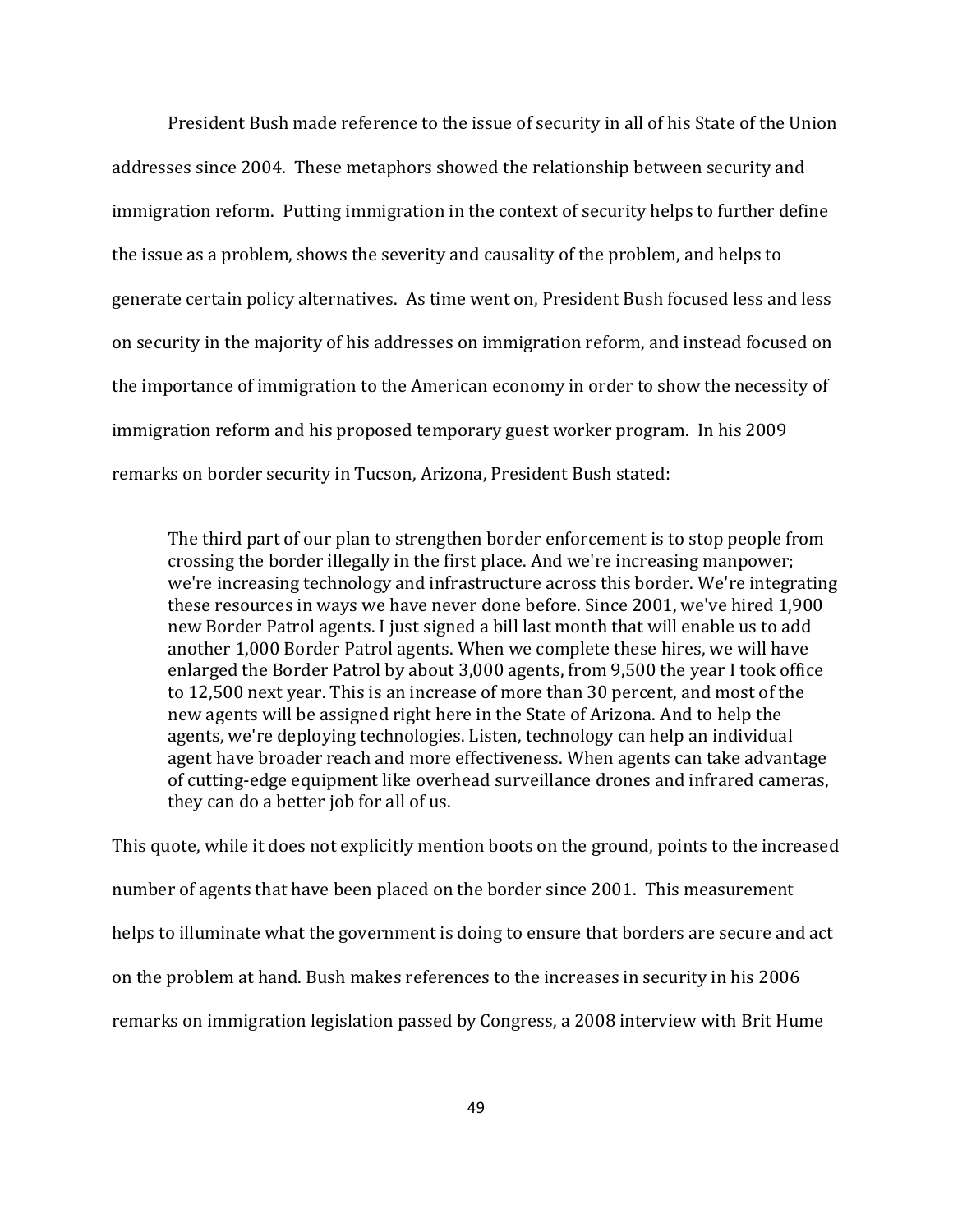President Bush made reference to the issue of security in all of his State of the Union addresses since 2004. These metaphors showed the relationship between security and immigration reform. Putting immigration in the context of security helps to further define the issue as a problem, shows the severity and causality of the problem, and helps to generate certain policy alternatives. As time went on, President Bush focused less and less on security in the majority of his addresses on immigration reform, and instead focused on the importance of immigration to the American economy in order to show the necessity of immigration reform and his proposed temporary guest worker program. In his 2009 remarks on border security in Tucson, Arizona, President Bush stated:

> The third part of our plan to strengthen border enforcement is to stop people from crossing the border illegally in the first place. And we're increasing manpower; we're increasing technology and infrastructure across this border. We're integrating these resources in ways we have never done before. Since 2001, we've hired 1,900 new Border Patrol agents. I just signed a bill last month that will enable us to add another 1,000 Border Patrol agents. When we complete these hires, we will have enlarged the Border Patrol by about 3,000 agents, from 9,500 the year I took office to 12,500 next year. This is an increase of more than 30 percent, and most of the new agents will be assigned right here in the State of Arizona. And to help the agents, we're deploying technologies. Listen, technology can help an individual agent have broader reach and more effectiveness. When agents can take advantage of cutting-edge equipment like overhead surveillance drones and infrared cameras, they can do a better job for all of us.

This quote, while it does not explicitly mention boots on the ground, points to the increased number of agents that have been placed on the border since 2001. This measurement helps to illuminate what the government is doing to ensure that borders are secure and act on the problem at hand. Bush makes references to the increases in security in his 2006 remarks on immigration legislation passed by Congress, a 2008 interview with Brit Hume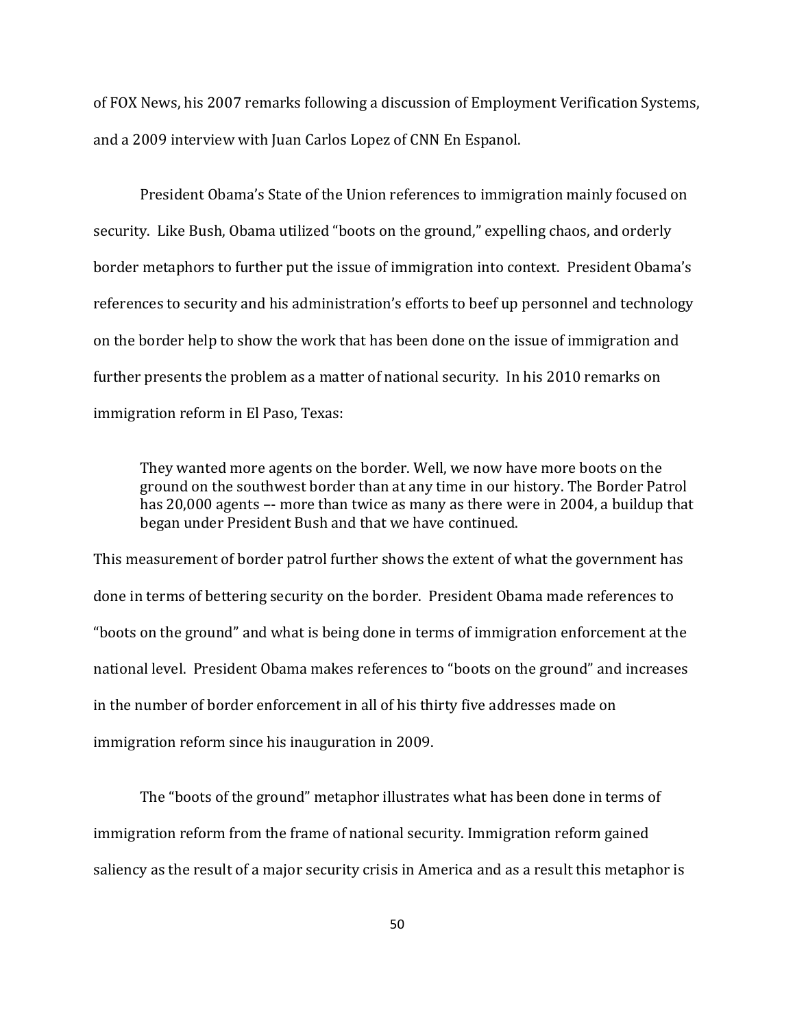of FOX News, his 2007 remarks following a discussion of Employment Verification Systems, and a 2009 interview with Juan Carlos Lopez of CNN En Espanol.

President Obama's State of the Union references to immigration mainly focused on security. Like Bush, Obama utilized "boots on the ground," expelling chaos, and orderly border metaphors to further put the issue of immigration into context. President Obama's references to security and his administration's efforts to beef up personnel and technology on the border help to show the work that has been done on the issue of immigration and further presents the problem as a matter of national security. In his 2010 remarks on immigration reform in El Paso, Texas:

> They wanted more agents on the border. Well, we now have more boots on the ground on the southwest border than at any time in our history. The Border Patrol has 20,000 agents –- more than twice as many as there were in 2004, a buildup that began under President Bush and that we have continued.

This measurement of border patrol further shows the extent of what the government has done in terms of bettering security on the border. President Obama made references to "boots on the ground" and what is being done in terms of immigration enforcement at the national level. President Obama makes references to "boots on the ground" and increases in the number of border enforcement in all of his thirty five addresses made on immigration reform since his inauguration in 2009.

The "boots of the ground" metaphor illustrates what has been done in terms of immigration reform from the frame of national security. Immigration reform gained saliency as the result of a major security crisis in America and as a result this metaphor is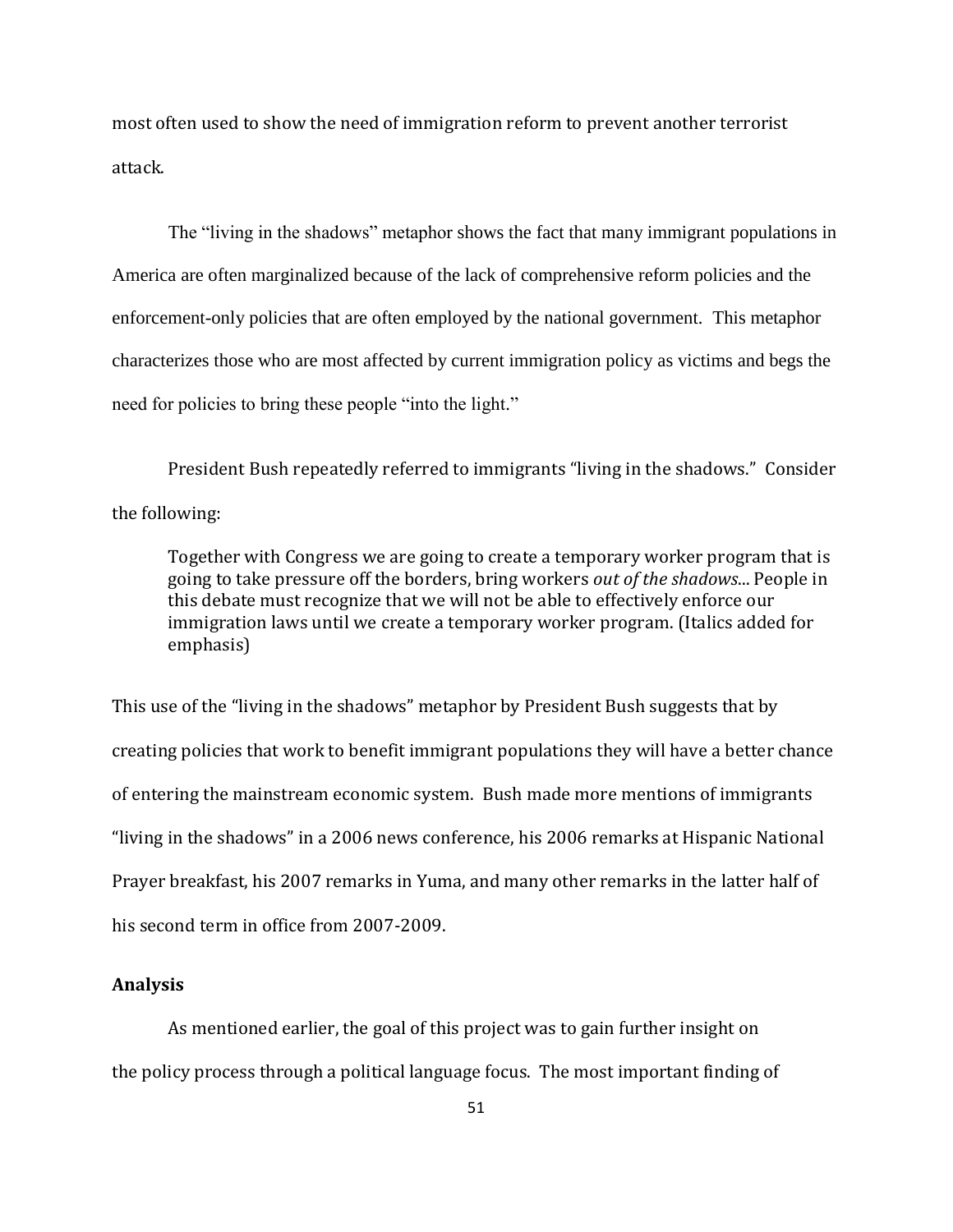most often used to show the need of immigration reform to prevent another terrorist attack.

The “living in the shadows” metaphor shows the fact that many immigrant populations in America are often marginalized because of the lack of comprehensive reform policies and the enforcement-only policies that are often employed by the national government. This metaphor characterizes those who are most affected by current immigration policy as victims and begs the need for policies to bring these people “into the light.”

President Bush repeatedly referred to immigrants “living in the shadows.” Consider the following:

> Together with Congress we are going to create a temporary worker program that is going to take pressure off the borders, bring workers *out of the shadows*... People in this debate must recognize that we will not be able to effectively enforce our immigration laws until we create a temporary worker program. (Italics added for emphasis)

This use of the “living in the shadows” metaphor by President Bush suggests that by creating policies that work to benefit immigrant populations they will have a better chance of entering the mainstream economic system. Bush made more mentions of immigrants “living in the shadows” in a 2006 news conference, his 2006 remarks at Hispanic National Prayer breakfast, his 2007 remarks in Yuma, and many other remarks in the latter half of his second term in office from 2007-2009.

**Analysis**

As mentioned earlier, the goal of this project was to gain further insight on the policy process through a political language focus. The most important finding of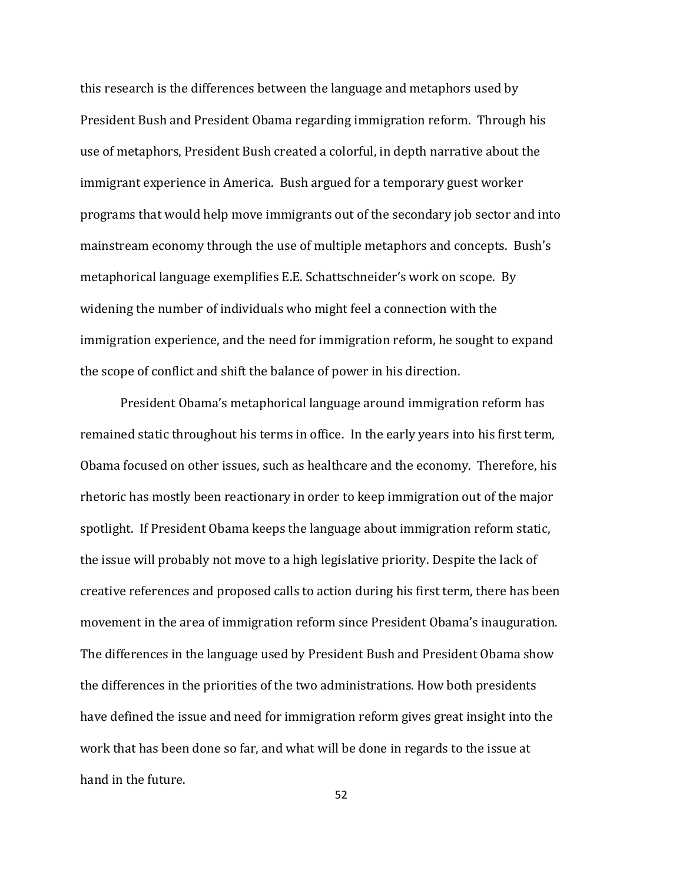this research is the differences between the language and metaphors used by President Bush and President Obama regarding immigration reform. Through his use of metaphors, President Bush created a colorful, in depth narrative about the immigrant experience in America. Bush argued for a temporary guest worker programs that would help move immigrants out of the secondary job sector and into mainstream economy through the use of multiple metaphors and concepts. Bush's metaphorical language exemplifies E.E. Schattschneider's work on scope. By widening the number of individuals who might feel a connection with the immigration experience, and the need for immigration reform, he sought to expand the scope of conflict and shift the balance of power in his direction.

President Obama's metaphorical language around immigration reform has remained static throughout his terms in office. In the early years into his first term, Obama focused on other issues, such as healthcare and the economy. Therefore, his rhetoric has mostly been reactionary in order to keep immigration out of the major spotlight. If President Obama keeps the language about immigration reform static, the issue will probably not move to a high legislative priority. Despite the lack of creative references and proposed calls to action during his first term, there has been movement in the area of immigration reform since President Obama's inauguration. The differences in the language used by President Bush and President Obama show the differences in the priorities of the two administrations. How both presidents have defined the issue and need for immigration reform gives great insight into the work that has been done so far, and what will be done in regards to the issue at hand in the future.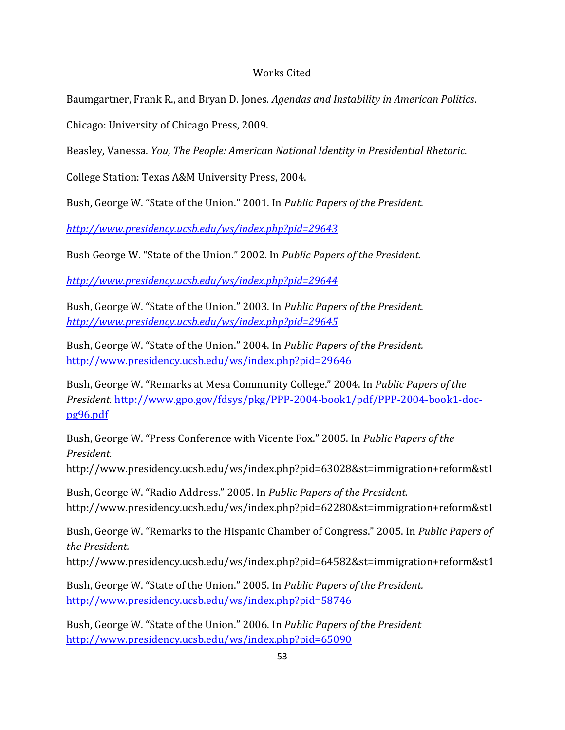Works Cited

Baumgartner, Frank R., and Bryan D. Jones. *Agendas and Instability in American Politics*.

Chicago: University of Chicago Press, 2009.

Beasley, Vanessa. *You, The People: American National Identity in Presidential Rhetoric.*

College Station: Texas A&M University Press, 2004.

Bush, George W. "State of the Union." 2001. In *Public Papers of the President.*

*http://www.presidency.ucsb.edu/ws/index.php?pid=29643*

Bush George W. "State of the Union." 2002. In *Public Papers of the President.*

*http://www.presidency.ucsb.edu/ws/index.php?pid=29644*

Bush, George W. "State of the Union." 2003. In *Public Papers of the President.* *http://www.presidency.ucsb.edu/ws/index.php?pid=29645*

Bush, George W. "State of the Union." 2004. In *Public Papers of the President.* http://www.presidency.ucsb.edu/ws/index.php?pid=29646

Bush, George W. "Remarks at Mesa Community College." 2004. In *Public Papers of the President.* http://www.gpo.gov/fdsys/pkg/PPP-2004-book1/pdf/PPP-2004-book1-doc-pg96.pdf

Bush, George W. "Press Conference with Vicente Fox." 2005. In *Public Papers of the President.* http://www.presidency.ucsb.edu/ws/index.php?pid=63028&st=immigration+reform&st1

Bush, George W. "Radio Address." 2005. In *Public Papers of the President.* http://www.presidency.ucsb.edu/ws/index.php?pid=62280&st=immigration+reform&st1

Bush, George W. "Remarks to the Hispanic Chamber of Congress." 2005. In *Public Papers of the President.* http://www.presidency.ucsb.edu/ws/index.php?pid=64582&st=immigration+reform&st1

Bush, George W. "State of the Union." 2005. In *Public Papers of the President.* http://www.presidency.ucsb.edu/ws/index.php?pid=58746

Bush, George W. "State of the Union." 2006. In *Public Papers of the President* http://www.presidency.ucsb.edu/ws/index.php?pid=65090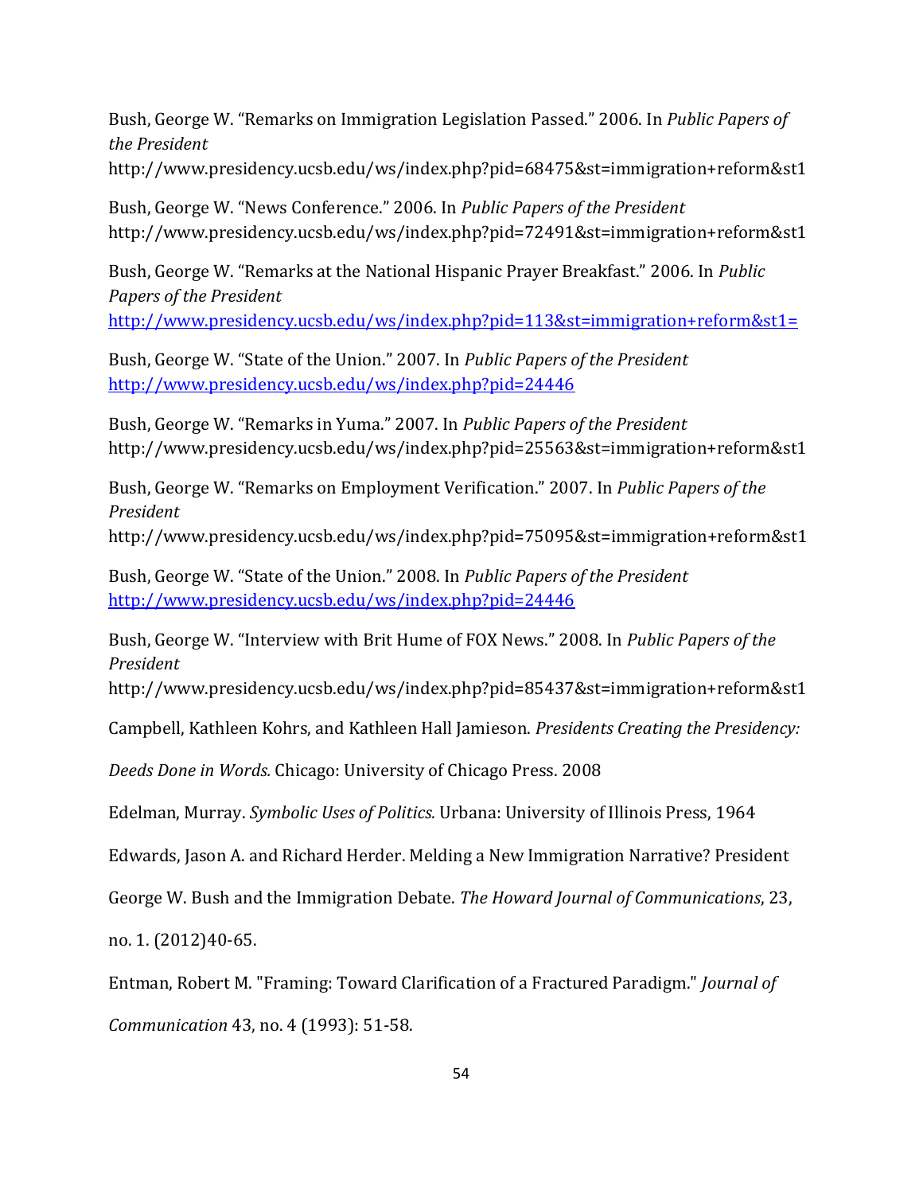Bush, George W. "Remarks on Immigration Legislation Passed." 2006. In *Public Papers of the President* http://www.presidency.ucsb.edu/ws/index.php?pid=68475&st=immigration+reform&st1

Bush, George W. "News Conference." 2006. In *Public Papers of the President* http://www.presidency.ucsb.edu/ws/index.php?pid=72491&st=immigration+reform&st1

Bush, George W. "Remarks at the National Hispanic Prayer Breakfast." 2006. In *Public Papers of the President* http://www.presidency.ucsb.edu/ws/index.php?pid=113&st=immigration+reform&st1=

Bush, George W. "State of the Union." 2007. In *Public Papers of the President* http://www.presidency.ucsb.edu/ws/index.php?pid=24446

Bush, George W. "Remarks in Yuma." 2007. In *Public Papers of the President* http://www.presidency.ucsb.edu/ws/index.php?pid=25563&st=immigration+reform&st1

Bush, George W. "Remarks on Employment Verification." 2007. In *Public Papers of the President* http://www.presidency.ucsb.edu/ws/index.php?pid=75095&st=immigration+reform&st1

Bush, George W. "State of the Union." 2008. In *Public Papers of the President* http://www.presidency.ucsb.edu/ws/index.php?pid=24446

Bush, George W. "Interview with Brit Hume of FOX News." 2008. In *Public Papers of the President* http://www.presidency.ucsb.edu/ws/index.php?pid=85437&st=immigration+reform&st1

Campbell, Kathleen Kohrs, and Kathleen Hall Jamieson. *Presidents Creating the Presidency: Deeds Done in Words.* Chicago: University of Chicago Press. 2008

Edelman, Murray. *Symbolic Uses of Politics.* Urbana: University of Illinois Press, 1964

Edwards, Jason A. and Richard Herder. Melding a New Immigration Narrative? President George W. Bush and the Immigration Debate. *The Howard Journal of Communications*, 23, no. 1. (2012)40-65.

Entman, Robert M. "Framing: Toward Clarification of a Fractured Paradigm." *Journal of Communication* 43, no. 4 (1993): 51-58.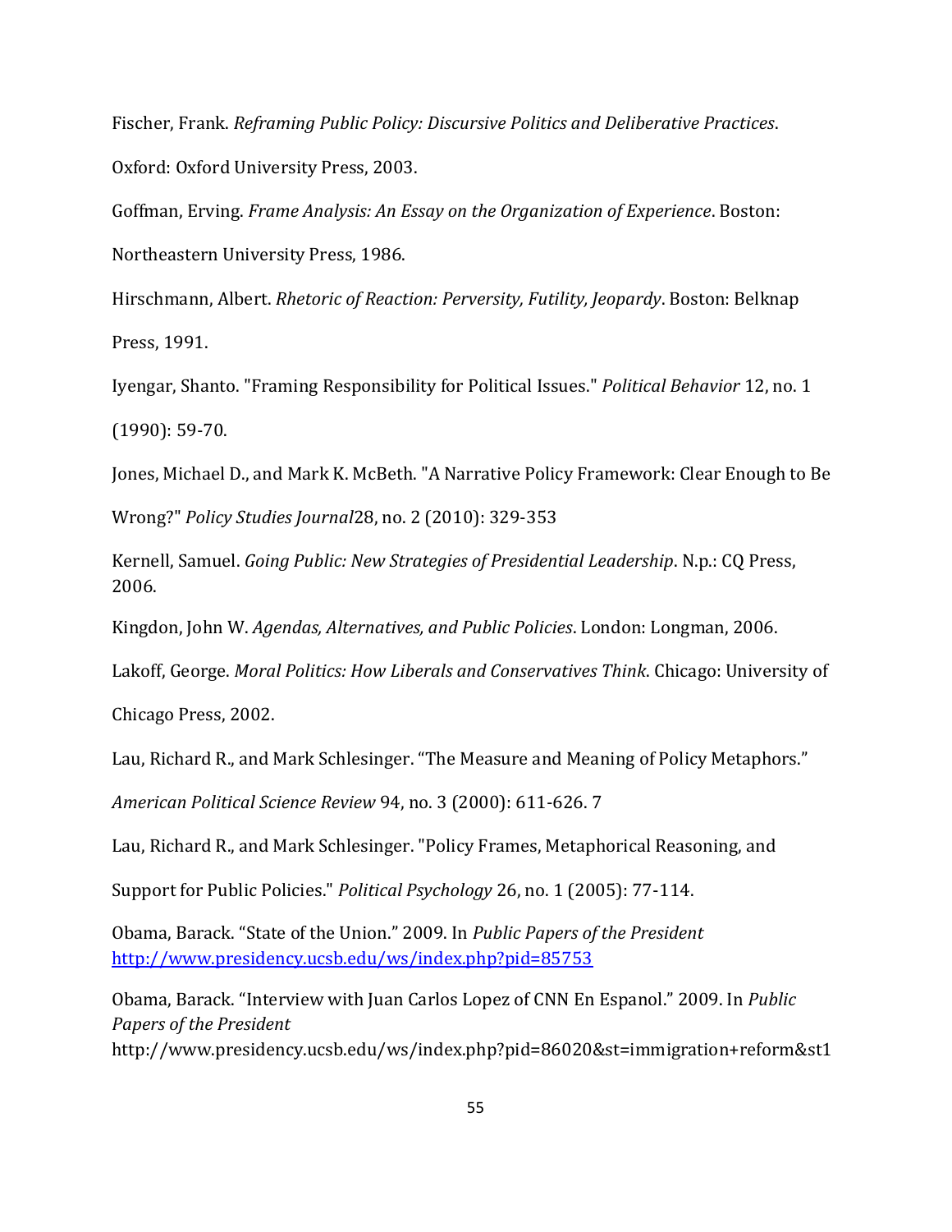Fischer, Frank. *Reframing Public Policy: Discursive Politics and Deliberative Practices*. Oxford: Oxford University Press, 2003.

Goffman, Erving. *Frame Analysis: An Essay on the Organization of Experience*. Boston: Northeastern University Press, 1986.

Hirschmann, Albert. *Rhetoric of Reaction: Perversity, Futility, Jeopardy*. Boston: Belknap Press, 1991.

Iyengar, Shanto. "Framing Responsibility for Political Issues." *Political Behavior* 12, no. 1 (1990): 59-70.

Jones, Michael D., and Mark K. McBeth. "A Narrative Policy Framework: Clear Enough to Be Wrong?" *Policy Studies Journal*28, no. 2 (2010): 329-353

Kernell, Samuel. *Going Public: New Strategies of Presidential Leadership*. N.p.: CQ Press, 2006.

Kingdon, John W. *Agendas, Alternatives, and Public Policies*. London: Longman, 2006.

Lakoff, George. *Moral Politics: How Liberals and Conservatives Think*. Chicago: University of Chicago Press, 2002.

Lau, Richard R., and Mark Schlesinger. "The Measure and Meaning of Policy Metaphors." *American Political Science Review* 94, no. 3 (2000): 611-626. 7

Lau, Richard R., and Mark Schlesinger. "Policy Frames, Metaphorical Reasoning, and Support for Public Policies." *Political Psychology* 26, no. 1 (2005): 77-114.

Obama, Barack. "State of the Union." 2009. In *Public Papers of the President* http://www.presidency.ucsb.edu/ws/index.php?pid=85753

Obama, Barack. "Interview with Juan Carlos Lopez of CNN En Espanol." 2009. In *Public Papers of the President* http://www.presidency.ucsb.edu/ws/index.php?pid=86020&st=immigration+reform&st1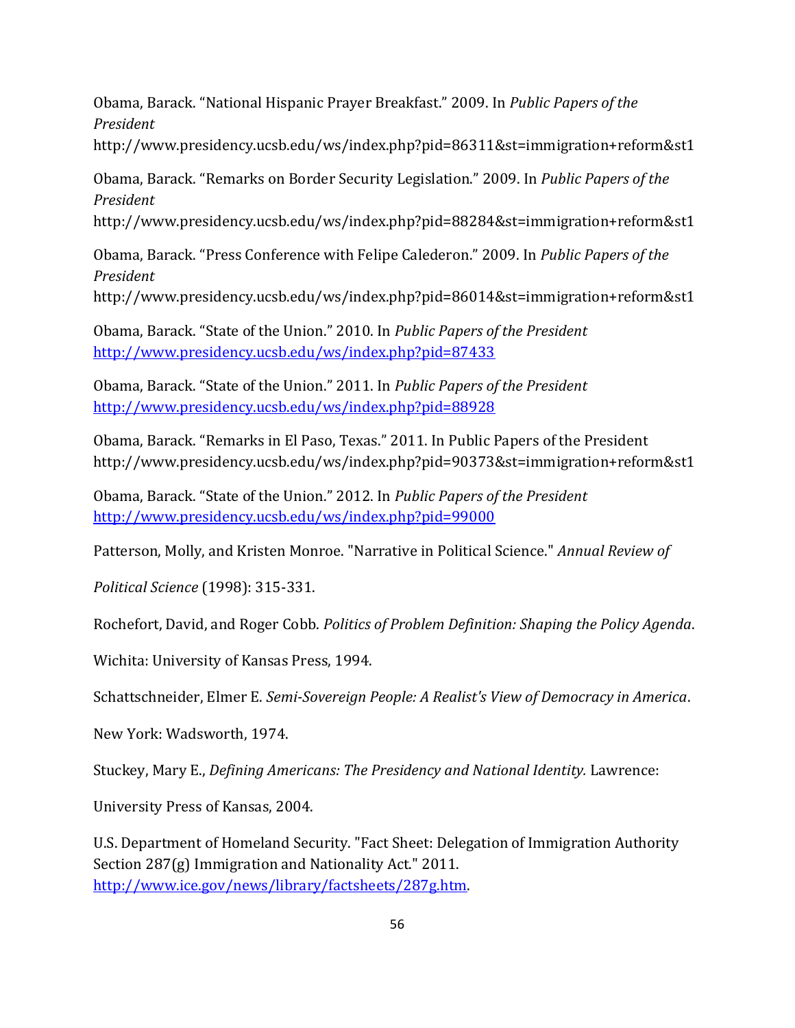Obama, Barack. “National Hispanic Prayer Breakfast.” 2009. In *Public Papers of the President* http://www.presidency.ucsb.edu/ws/index.php?pid=86311&st=immigration+reform&st1

Obama, Barack. “Remarks on Border Security Legislation.” 2009. In *Public Papers of the President* http://www.presidency.ucsb.edu/ws/index.php?pid=88284&st=immigration+reform&st1

Obama, Barack. “Press Conference with Felipe Calederon.” 2009. In *Public Papers of the President* http://www.presidency.ucsb.edu/ws/index.php?pid=86014&st=immigration+reform&st1

Obama, Barack. “State of the Union.” 2010. In *Public Papers of the President* http://www.presidency.ucsb.edu/ws/index.php?pid=87433

Obama, Barack. “State of the Union.” 2011. In *Public Papers of the President* http://www.presidency.ucsb.edu/ws/index.php?pid=88928

Obama, Barack. “Remarks in El Paso, Texas.” 2011. In Public Papers of the President http://www.presidency.ucsb.edu/ws/index.php?pid=90373&st=immigration+reform&st1

Obama, Barack. “State of the Union.” 2012. In *Public Papers of the President* http://www.presidency.ucsb.edu/ws/index.php?pid=99000

Patterson, Molly, and Kristen Monroe. "Narrative in Political Science." *Annual Review of Political Science* (1998): 315-331.

Rochefort, David, and Roger Cobb. *Politics of Problem Definition: Shaping the Policy Agenda*. Wichita: University of Kansas Press, 1994.

Schattschneider, Elmer E. *Semi-Sovereign People: A Realist's View of Democracy in America*. New York: Wadsworth, 1974.

Stuckey, Mary E., *Defining Americans: The Presidency and National Identity.* Lawrence: University Press of Kansas, 2004.

U.S. Department of Homeland Security. "Fact Sheet: Delegation of Immigration Authority Section 287(g) Immigration and Nationality Act." 2011. http://www.ice.gov/news/library/factsheets/287g.htm.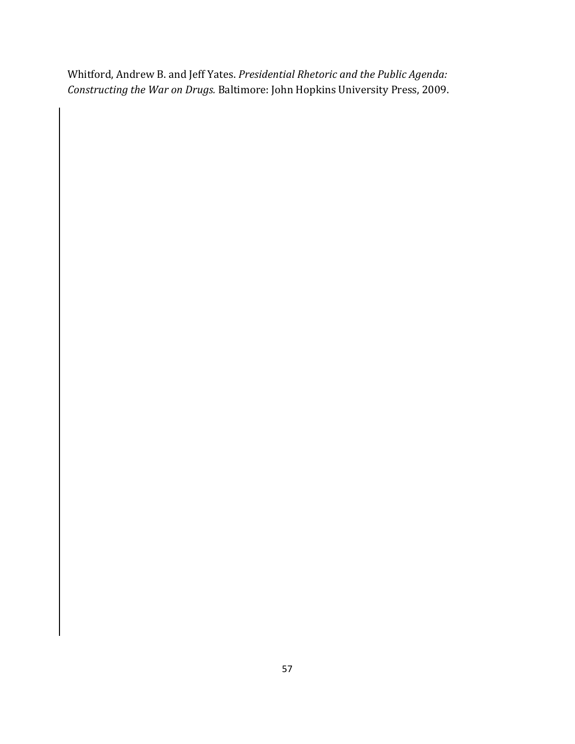Whitford, Andrew B. and Jeff Yates. *Presidential Rhetoric and the Public Agenda: Constructing the War on Drugs.* Baltimore: John Hopkins University Press, 2009.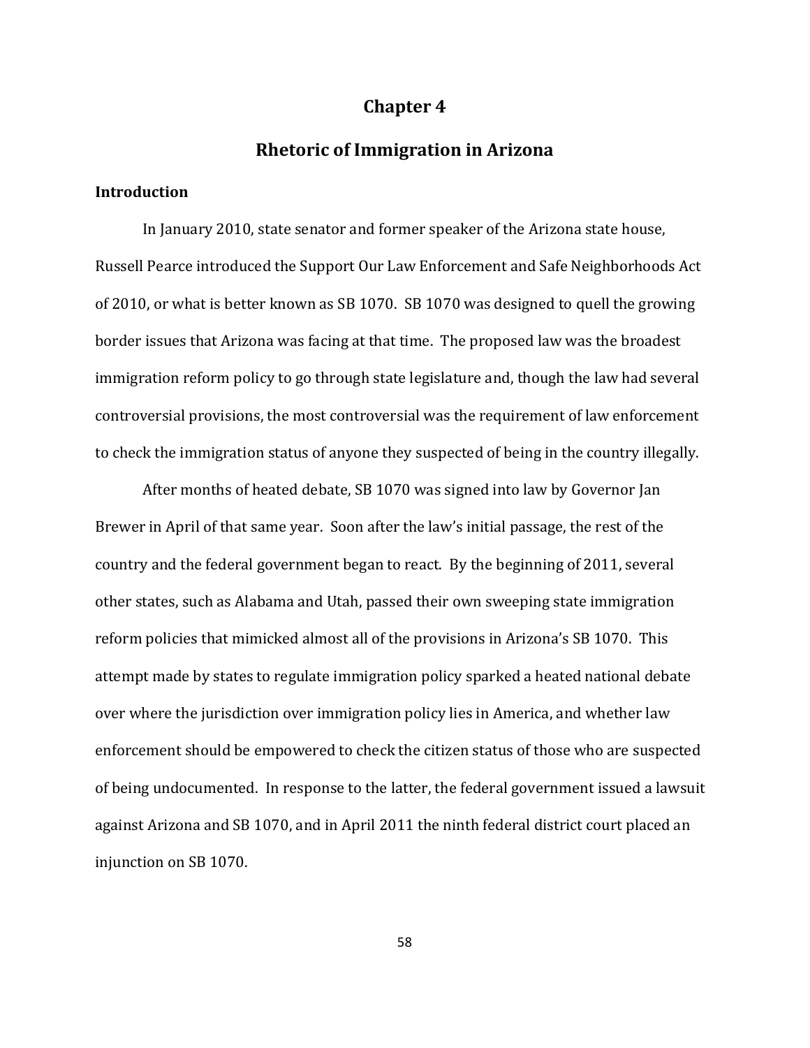# Chapter 4

# Rhetoric of Immigration in Arizona

### Introduction

In January 2010, state senator and former speaker of the Arizona state house, Russell Pearce introduced the Support Our Law Enforcement and Safe Neighborhoods Act of 2010, or what is better known as SB 1070. SB 1070 was designed to quell the growing border issues that Arizona was facing at that time. The proposed law was the broadest immigration reform policy to go through state legislature and, though the law had several controversial provisions, the most controversial was the requirement of law enforcement to check the immigration status of anyone they suspected of being in the country illegally.

After months of heated debate, SB 1070 was signed into law by Governor Jan Brewer in April of that same year. Soon after the law's initial passage, the rest of the country and the federal government began to react. By the beginning of 2011, several other states, such as Alabama and Utah, passed their own sweeping state immigration reform policies that mimicked almost all of the provisions in Arizona's SB 1070. This attempt made by states to regulate immigration policy sparked a heated national debate over where the jurisdiction over immigration policy lies in America, and whether law enforcement should be empowered to check the citizen status of those who are suspected of being undocumented. In response to the latter, the federal government issued a lawsuit against Arizona and SB 1070, and in April 2011 the ninth federal district court placed an injunction on SB 1070.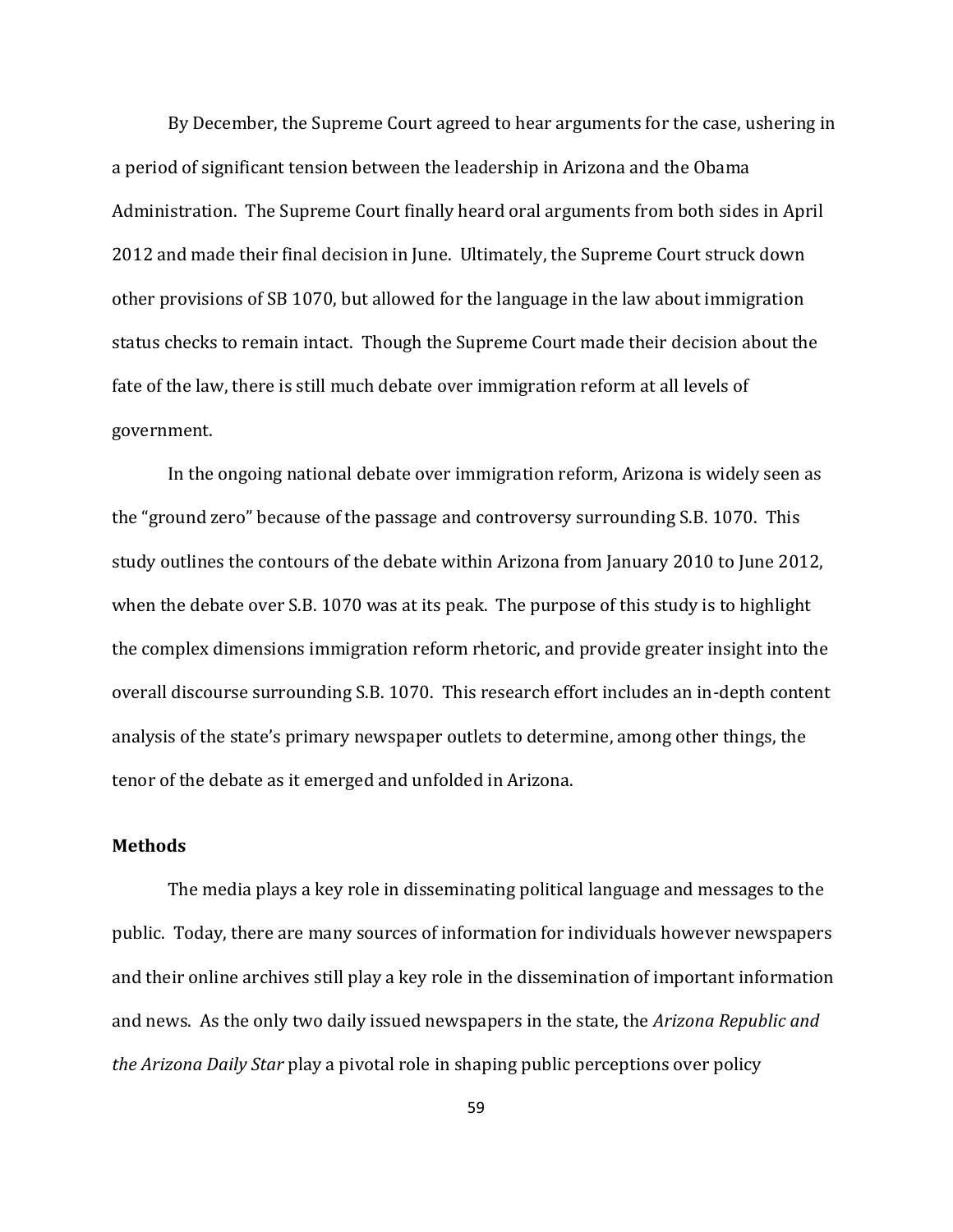By December, the Supreme Court agreed to hear arguments for the case, ushering in a period of significant tension between the leadership in Arizona and the Obama Administration. The Supreme Court finally heard oral arguments from both sides in April 2012 and made their final decision in June. Ultimately, the Supreme Court struck down other provisions of SB 1070, but allowed for the language in the law about immigration status checks to remain intact. Though the Supreme Court made their decision about the fate of the law, there is still much debate over immigration reform at all levels of government.

In the ongoing national debate over immigration reform, Arizona is widely seen as the "ground zero" because of the passage and controversy surrounding S.B. 1070. This study outlines the contours of the debate within Arizona from January 2010 to June 2012, when the debate over S.B. 1070 was at its peak. The purpose of this study is to highlight the complex dimensions immigration reform rhetoric, and provide greater insight into the overall discourse surrounding S.B. 1070. This research effort includes an in-depth content analysis of the state's primary newspaper outlets to determine, among other things, the tenor of the debate as it emerged and unfolded in Arizona.

**Methods**

The media plays a key role in disseminating political language and messages to the public. Today, there are many sources of information for individuals however newspapers and their online archives still play a key role in the dissemination of important information and news. As the only two daily issued newspapers in the state, the *Arizona Republic and the Arizona Daily Star* play a pivotal role in shaping public perceptions over policy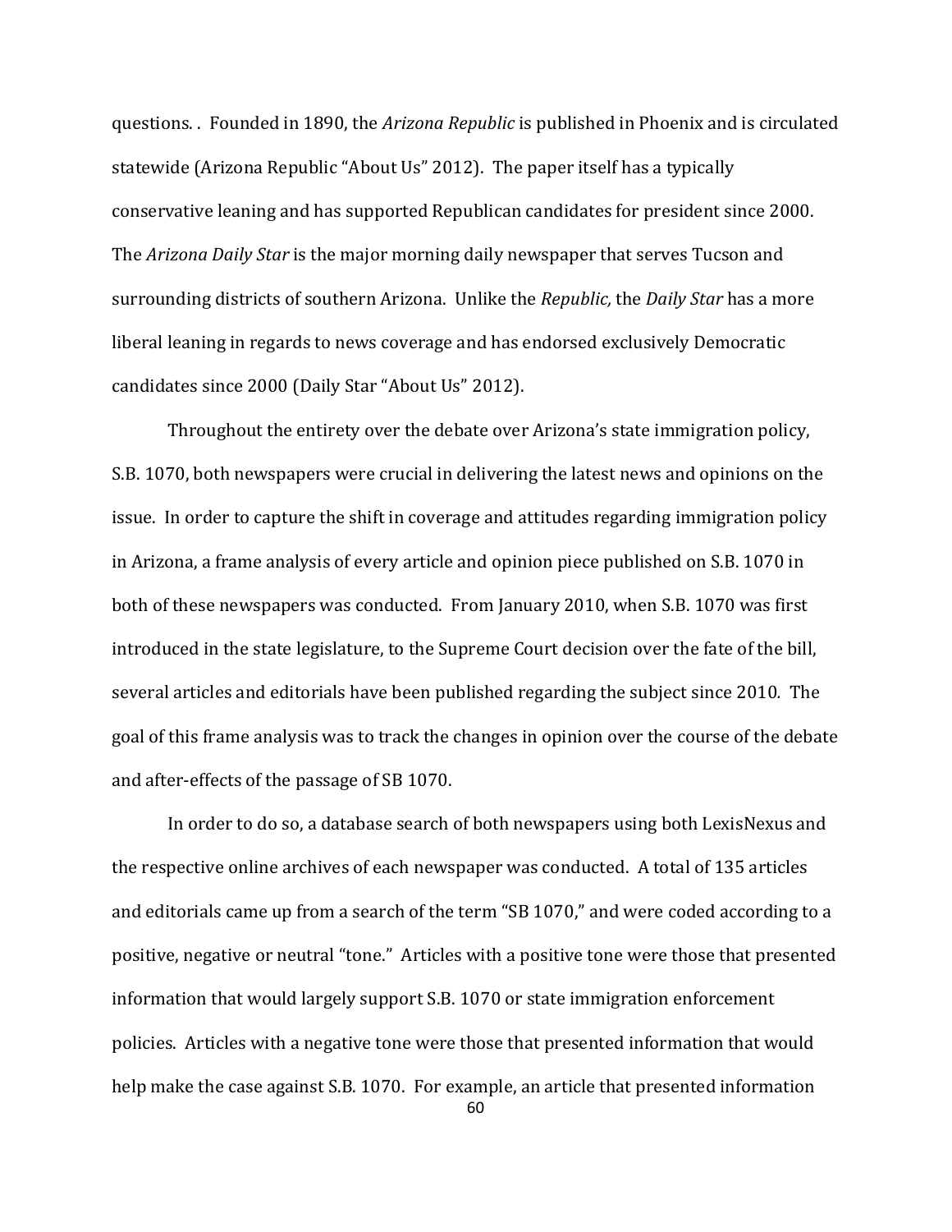questions. . Founded in 1890, the *Arizona Republic* is published in Phoenix and is circulated statewide (Arizona Republic "About Us" 2012). The paper itself has a typically conservative leaning and has supported Republican candidates for president since 2000. The *Arizona Daily Star* is the major morning daily newspaper that serves Tucson and surrounding districts of southern Arizona. Unlike the *Republic,* the *Daily Star* has a more liberal leaning in regards to news coverage and has endorsed exclusively Democratic candidates since 2000 (Daily Star "About Us" 2012).

Throughout the entirety over the debate over Arizona's state immigration policy, S.B. 1070, both newspapers were crucial in delivering the latest news and opinions on the issue. In order to capture the shift in coverage and attitudes regarding immigration policy in Arizona, a frame analysis of every article and opinion piece published on S.B. 1070 in both of these newspapers was conducted. From January 2010, when S.B. 1070 was first introduced in the state legislature, to the Supreme Court decision over the fate of the bill, several articles and editorials have been published regarding the subject since 2010. The goal of this frame analysis was to track the changes in opinion over the course of the debate and after-effects of the passage of SB 1070.

In order to do so, a database search of both newspapers using both LexisNexus and the respective online archives of each newspaper was conducted. A total of 135 articles and editorials came up from a search of the term "SB 1070," and were coded according to a positive, negative or neutral "tone." Articles with a positive tone were those that presented information that would largely support S.B. 1070 or state immigration enforcement policies. Articles with a negative tone were those that presented information that would help make the case against S.B. 1070. For example, an article that presented information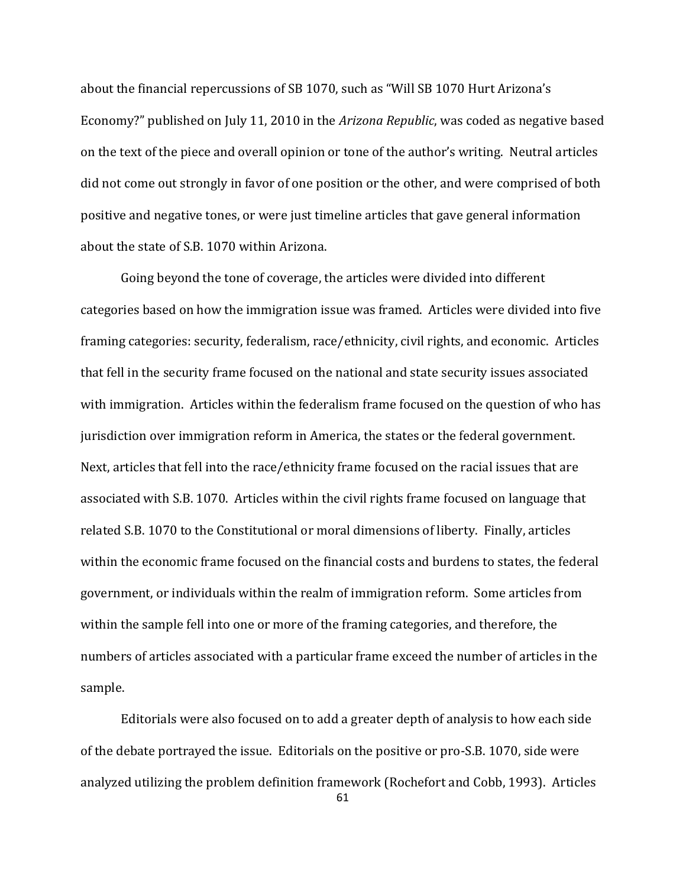about the financial repercussions of SB 1070, such as "Will SB 1070 Hurt Arizona's Economy?" published on July 11, 2010 in the *Arizona Republic*, was coded as negative based on the text of the piece and overall opinion or tone of the author's writing. Neutral articles did not come out strongly in favor of one position or the other, and were comprised of both positive and negative tones, or were just timeline articles that gave general information about the state of S.B. 1070 within Arizona.

Going beyond the tone of coverage, the articles were divided into different categories based on how the immigration issue was framed. Articles were divided into five framing categories: security, federalism, race/ethnicity, civil rights, and economic. Articles that fell in the security frame focused on the national and state security issues associated with immigration. Articles within the federalism frame focused on the question of who has jurisdiction over immigration reform in America, the states or the federal government. Next, articles that fell into the race/ethnicity frame focused on the racial issues that are associated with S.B. 1070. Articles within the civil rights frame focused on language that related S.B. 1070 to the Constitutional or moral dimensions of liberty. Finally, articles within the economic frame focused on the financial costs and burdens to states, the federal government, or individuals within the realm of immigration reform. Some articles from within the sample fell into one or more of the framing categories, and therefore, the numbers of articles associated with a particular frame exceed the number of articles in the sample.

Editorials were also focused on to add a greater depth of analysis to how each side of the debate portrayed the issue. Editorials on the positive or pro-S.B. 1070, side were analyzed utilizing the problem definition framework (Rochefort and Cobb, 1993). Articles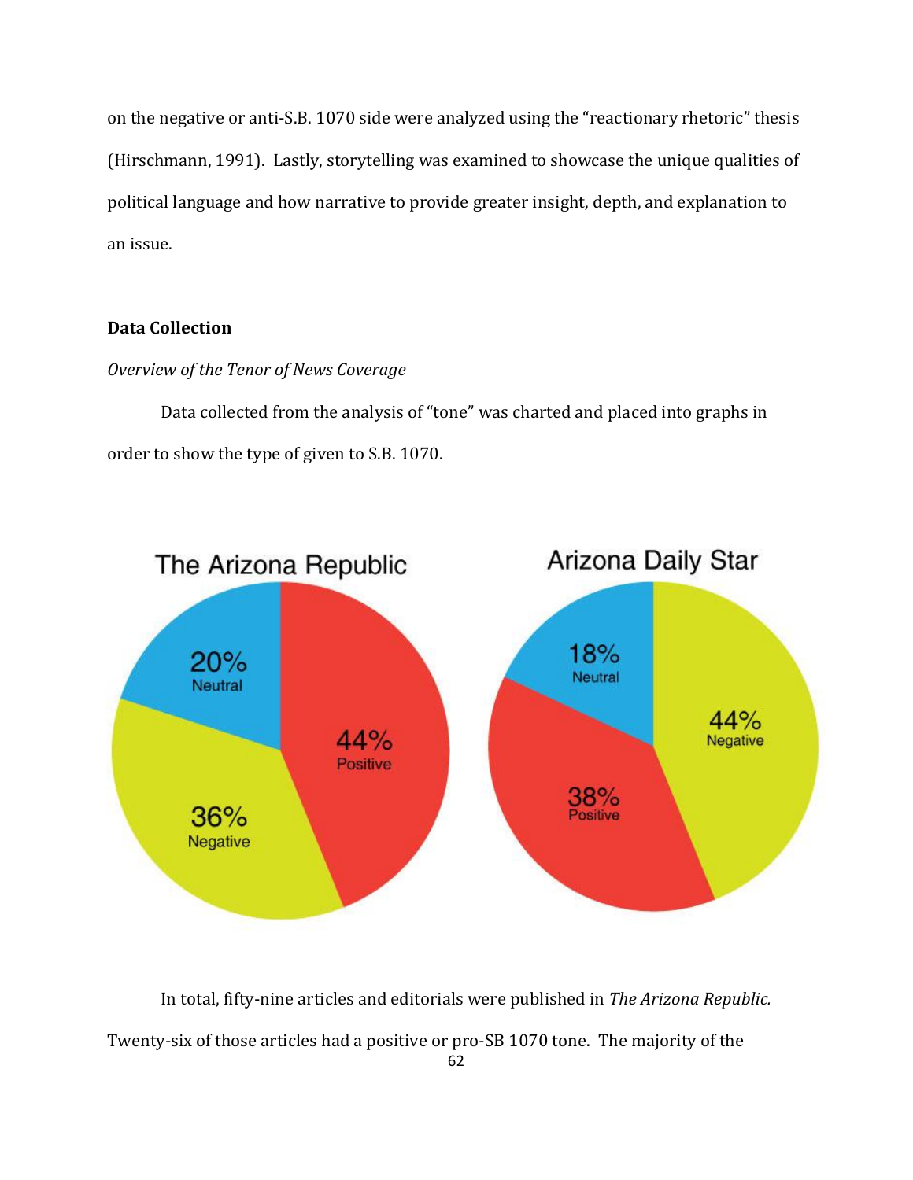on the negative or anti-S.B. 1070 side were analyzed using the "reactionary rhetoric" thesis (Hirschmann, 1991). Lastly, storytelling was examined to showcase the unique qualities of political language and how narrative to provide greater insight, depth, and explanation to an issue.

**Data Collection**

*Overview of the Tenor of News Coverage*

Data collected from the analysis of "tone" was charted and placed into graphs in order to show the type of given to S.B. 1070.

The Arizona Republic

20% Neutral

44% Positive

36% Negative

Arizona Daily Star

18% Neutral

44% Negative

38% Positive

In total, fifty-nine articles and editorials were published in *The Arizona Republic.* Twenty-six of those articles had a positive or pro-SB 1070 tone. The majority of the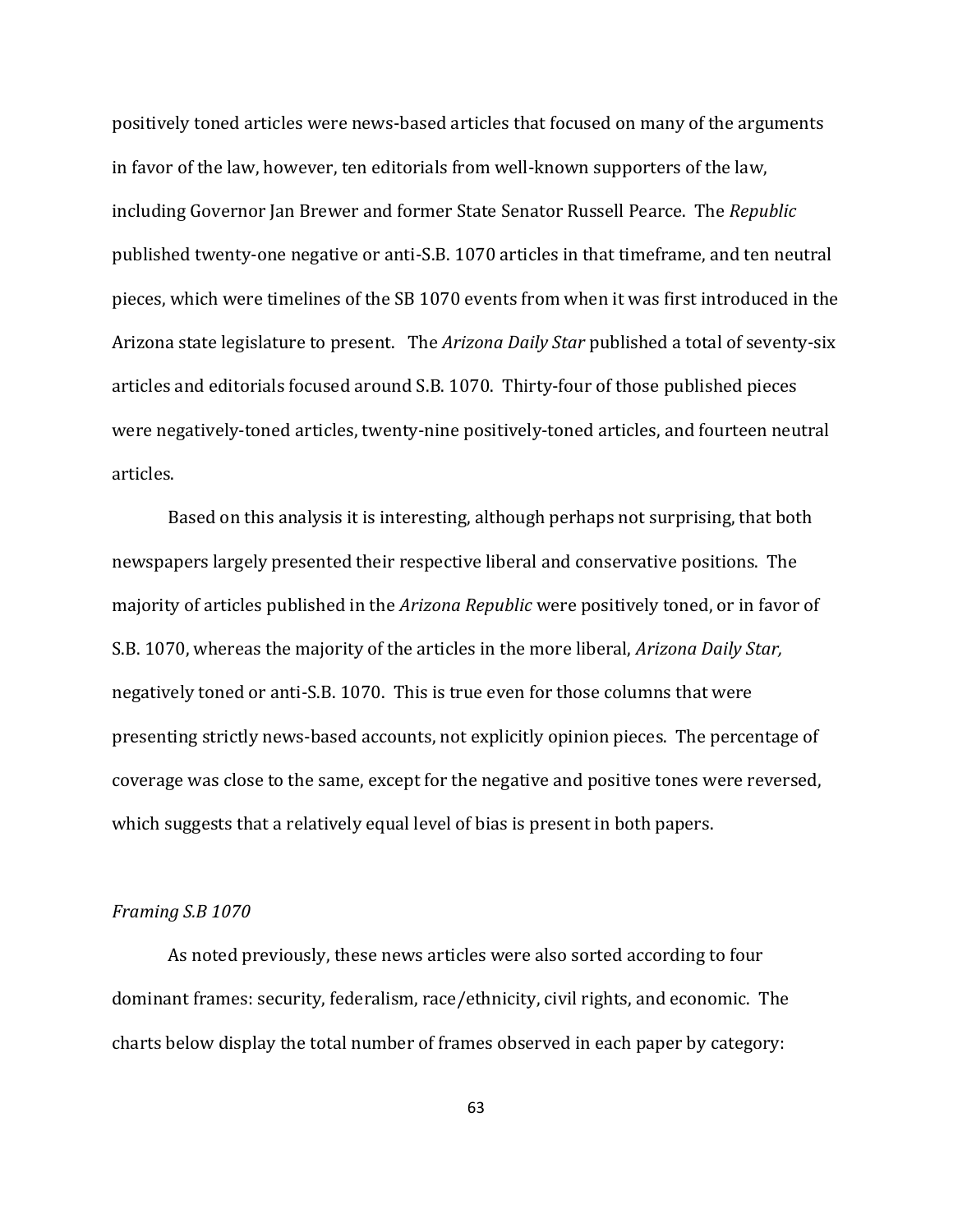positively toned articles were news-based articles that focused on many of the arguments in favor of the law, however, ten editorials from well-known supporters of the law, including Governor Jan Brewer and former State Senator Russell Pearce. The *Republic* published twenty-one negative or anti-S.B. 1070 articles in that timeframe, and ten neutral pieces, which were timelines of the SB 1070 events from when it was first introduced in the Arizona state legislature to present. The *Arizona Daily Star* published a total of seventy-six articles and editorials focused around S.B. 1070. Thirty-four of those published pieces were negatively-toned articles, twenty-nine positively-toned articles, and fourteen neutral articles.

Based on this analysis it is interesting, although perhaps not surprising, that both newspapers largely presented their respective liberal and conservative positions. The majority of articles published in the *Arizona Republic* were positively toned, or in favor of S.B. 1070, whereas the majority of the articles in the more liberal, *Arizona Daily Star,* negatively toned or anti-S.B. 1070. This is true even for those columns that were presenting strictly news-based accounts, not explicitly opinion pieces. The percentage of coverage was close to the same, except for the negative and positive tones were reversed, which suggests that a relatively equal level of bias is present in both papers.

*Framing S.B 1070*

As noted previously, these news articles were also sorted according to four dominant frames: security, federalism, race/ethnicity, civil rights, and economic. The charts below display the total number of frames observed in each paper by category: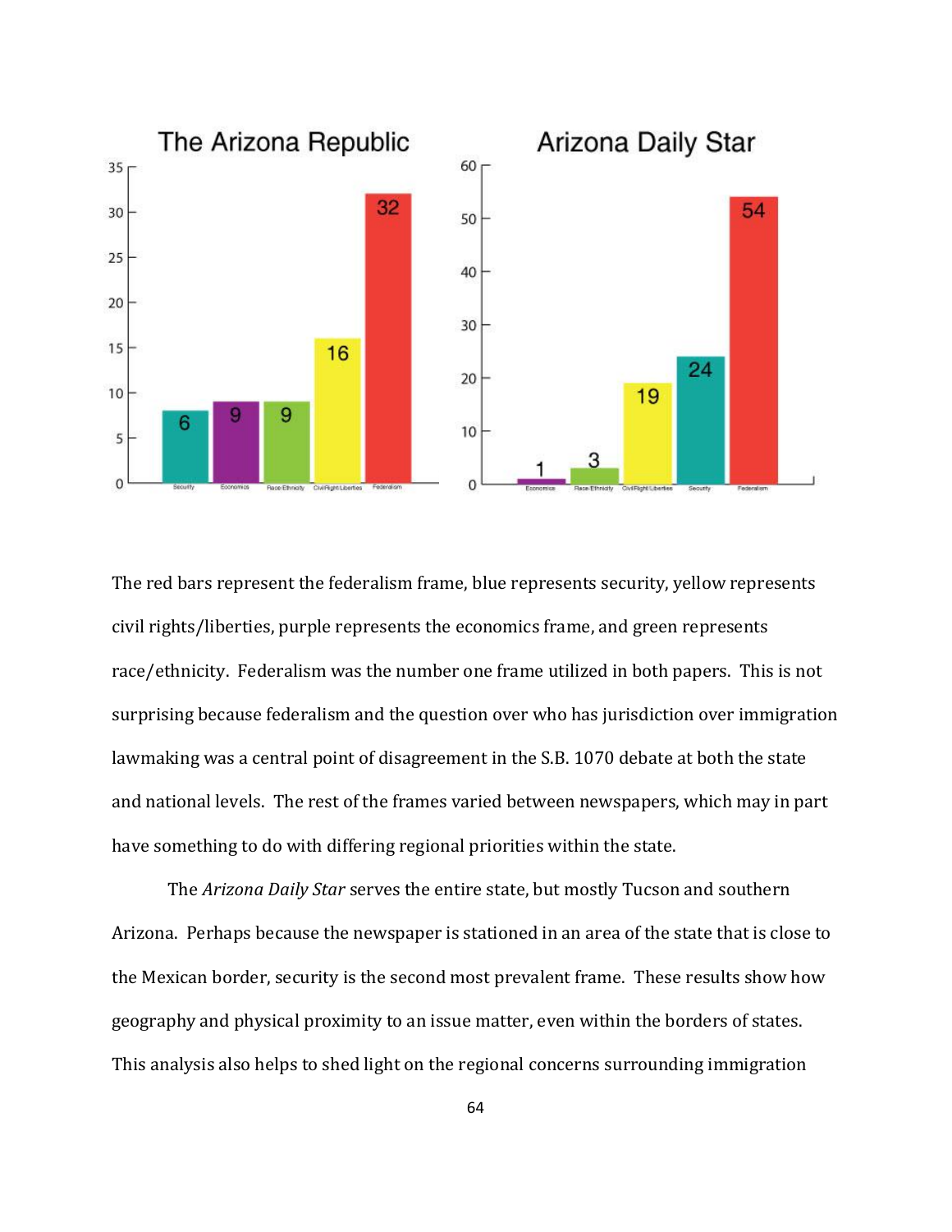**The Arizona Republic**

| Frame | Count |
|---|---|
| Security | 6 |
| Economics | 9 |
| Race/Ethnicity | 9 |
| Civil Right/Liberties | 16 |
| Federalism | 32 |

**Arizona Daily Star**

| Frame | Count |
|---|---|
| Economics | 1 |
| Race/Ethnicity | 3 |
| Civil Right/Liberties | 19 |
| Security | 24 |
| Federalism | 54 |

The red bars represent the federalism frame, blue represents security, yellow represents civil rights/liberties, purple represents the economics frame, and green represents race/ethnicity. Federalism was the number one frame utilized in both papers. This is not surprising because federalism and the question over who has jurisdiction over immigration lawmaking was a central point of disagreement in the S.B. 1070 debate at both the state and national levels. The rest of the frames varied between newspapers, which may in part have something to do with differing regional priorities within the state.

The *Arizona Daily Star* serves the entire state, but mostly Tucson and southern Arizona. Perhaps because the newspaper is stationed in an area of the state that is close to the Mexican border, security is the second most prevalent frame. These results show how geography and physical proximity to an issue matter, even within the borders of states. This analysis also helps to shed light on the regional concerns surrounding immigration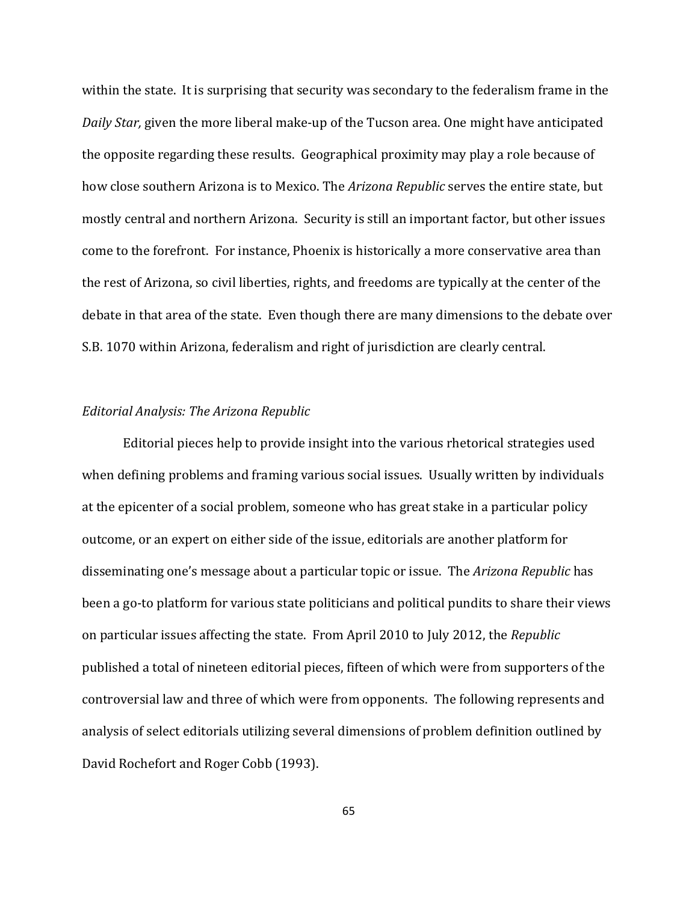within the state. It is surprising that security was secondary to the federalism frame in the *Daily Star,* given the more liberal make-up of the Tucson area. One might have anticipated the opposite regarding these results. Geographical proximity may play a role because of how close southern Arizona is to Mexico. The *Arizona Republic* serves the entire state, but mostly central and northern Arizona. Security is still an important factor, but other issues come to the forefront. For instance, Phoenix is historically a more conservative area than the rest of Arizona, so civil liberties, rights, and freedoms are typically at the center of the debate in that area of the state. Even though there are many dimensions to the debate over S.B. 1070 within Arizona, federalism and right of jurisdiction are clearly central.

### *Editorial Analysis: The Arizona Republic*

Editorial pieces help to provide insight into the various rhetorical strategies used when defining problems and framing various social issues. Usually written by individuals at the epicenter of a social problem, someone who has great stake in a particular policy outcome, or an expert on either side of the issue, editorials are another platform for disseminating one's message about a particular topic or issue. The *Arizona Republic* has been a go-to platform for various state politicians and political pundits to share their views on particular issues affecting the state. From April 2010 to July 2012, the *Republic* published a total of nineteen editorial pieces, fifteen of which were from supporters of the controversial law and three of which were from opponents. The following represents and analysis of select editorials utilizing several dimensions of problem definition outlined by David Rochefort and Roger Cobb (1993).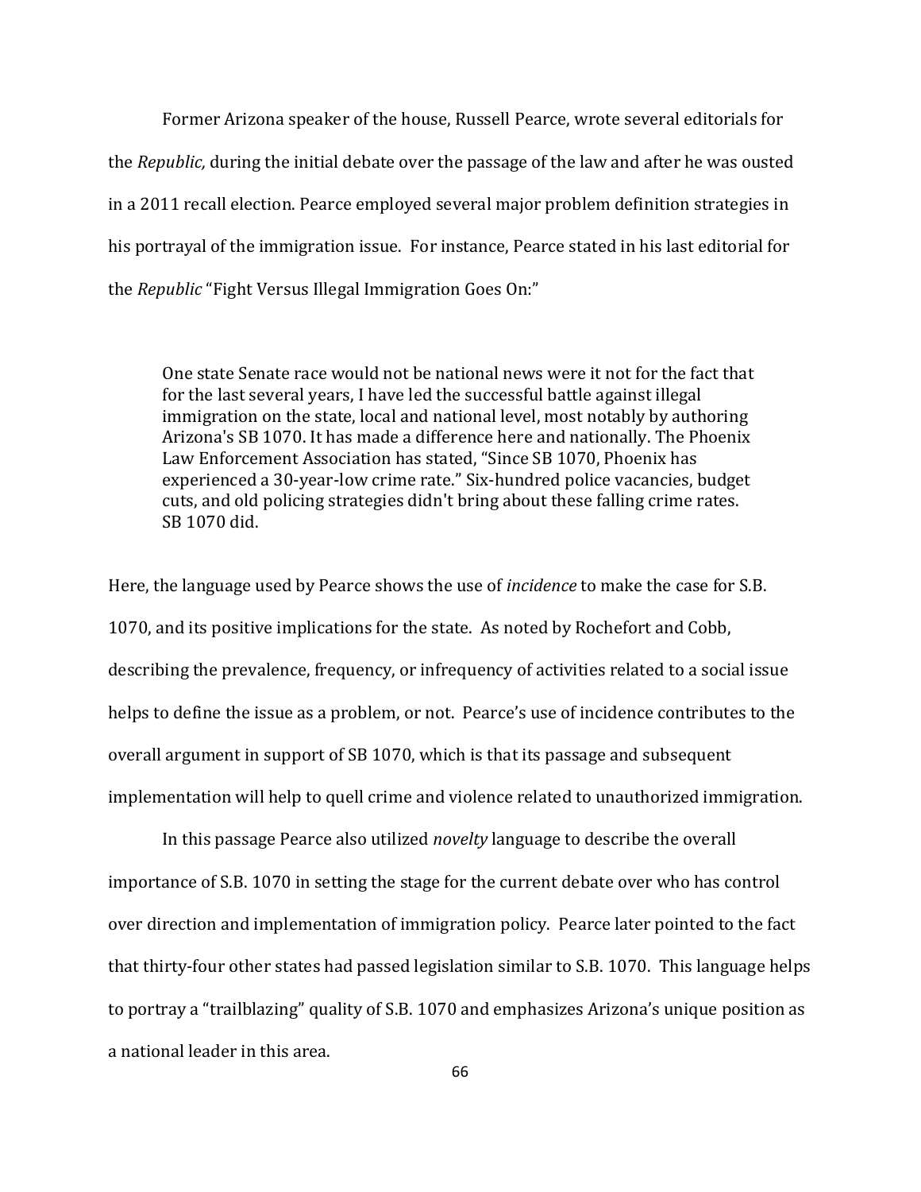Former Arizona speaker of the house, Russell Pearce, wrote several editorials for the *Republic,* during the initial debate over the passage of the law and after he was ousted in a 2011 recall election. Pearce employed several major problem definition strategies in his portrayal of the immigration issue. For instance, Pearce stated in his last editorial for the *Republic* "Fight Versus Illegal Immigration Goes On:"

> One state Senate race would not be national news were it not for the fact that for the last several years, I have led the successful battle against illegal immigration on the state, local and national level, most notably by authoring Arizona's SB 1070. It has made a difference here and nationally. The Phoenix Law Enforcement Association has stated, "Since SB 1070, Phoenix has experienced a 30-year-low crime rate." Six-hundred police vacancies, budget cuts, and old policing strategies didn't bring about these falling crime rates. SB 1070 did.

Here, the language used by Pearce shows the use of *incidence* to make the case for S.B. 1070, and its positive implications for the state. As noted by Rochefort and Cobb, describing the prevalence, frequency, or infrequency of activities related to a social issue helps to define the issue as a problem, or not. Pearce's use of incidence contributes to the overall argument in support of SB 1070, which is that its passage and subsequent implementation will help to quell crime and violence related to unauthorized immigration.

In this passage Pearce also utilized *novelty* language to describe the overall importance of S.B. 1070 in setting the stage for the current debate over who has control over direction and implementation of immigration policy. Pearce later pointed to the fact that thirty-four other states had passed legislation similar to S.B. 1070. This language helps to portray a "trailblazing" quality of S.B. 1070 and emphasizes Arizona's unique position as a national leader in this area.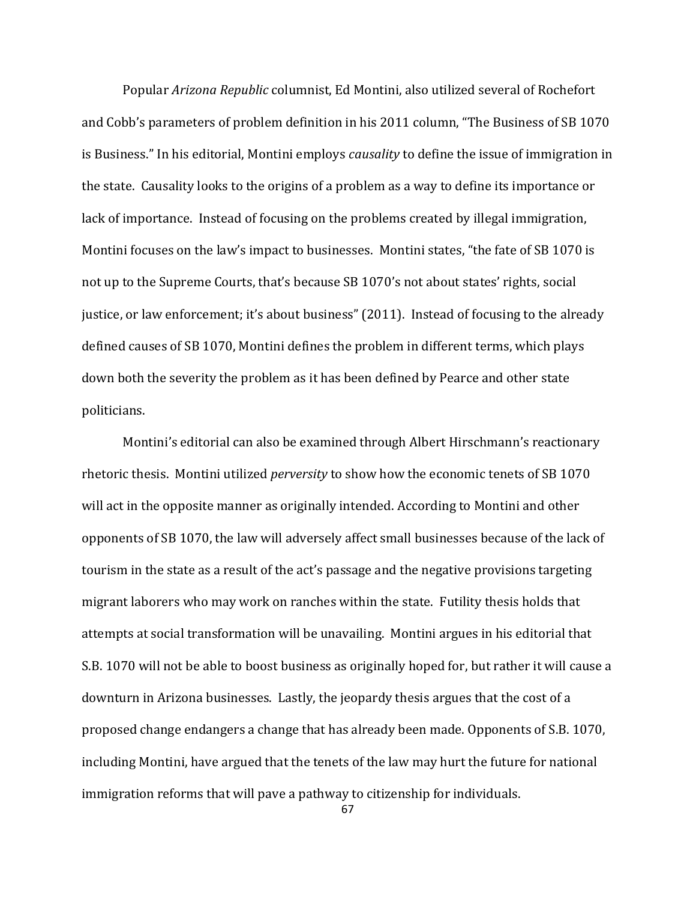Popular *Arizona Republic* columnist, Ed Montini, also utilized several of Rochefort and Cobb's parameters of problem definition in his 2011 column, "The Business of SB 1070 is Business." In his editorial, Montini employs *causality* to define the issue of immigration in the state. Causality looks to the origins of a problem as a way to define its importance or lack of importance. Instead of focusing on the problems created by illegal immigration, Montini focuses on the law's impact to businesses. Montini states, "the fate of SB 1070 is not up to the Supreme Courts, that's because SB 1070's not about states' rights, social justice, or law enforcement; it's about business" (2011). Instead of focusing to the already defined causes of SB 1070, Montini defines the problem in different terms, which plays down both the severity the problem as it has been defined by Pearce and other state politicians.

Montini's editorial can also be examined through Albert Hirschmann's reactionary rhetoric thesis. Montini utilized *perversity* to show how the economic tenets of SB 1070 will act in the opposite manner as originally intended. According to Montini and other opponents of SB 1070, the law will adversely affect small businesses because of the lack of tourism in the state as a result of the act's passage and the negative provisions targeting migrant laborers who may work on ranches within the state. Futility thesis holds that attempts at social transformation will be unavailing. Montini argues in his editorial that S.B. 1070 will not be able to boost business as originally hoped for, but rather it will cause a downturn in Arizona businesses. Lastly, the jeopardy thesis argues that the cost of a proposed change endangers a change that has already been made. Opponents of S.B. 1070, including Montini, have argued that the tenets of the law may hurt the future for national immigration reforms that will pave a pathway to citizenship for individuals.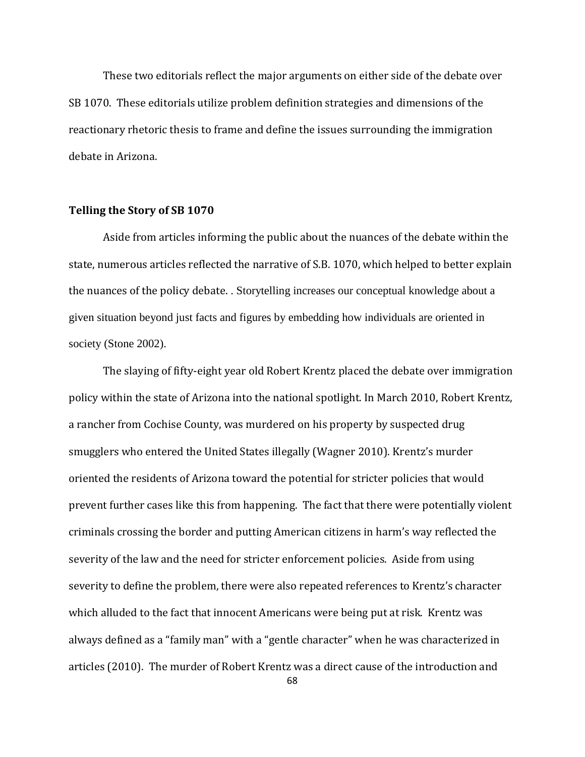These two editorials reflect the major arguments on either side of the debate over SB 1070. These editorials utilize problem definition strategies and dimensions of the reactionary rhetoric thesis to frame and define the issues surrounding the immigration debate in Arizona.

**Telling the Story of SB 1070**

Aside from articles informing the public about the nuances of the debate within the state, numerous articles reflected the narrative of S.B. 1070, which helped to better explain the nuances of the policy debate. . Storytelling increases our conceptual knowledge about a given situation beyond just facts and figures by embedding how individuals are oriented in society (Stone 2002).

The slaying of fifty-eight year old Robert Krentz placed the debate over immigration policy within the state of Arizona into the national spotlight. In March 2010, Robert Krentz, a rancher from Cochise County, was murdered on his property by suspected drug smugglers who entered the United States illegally (Wagner 2010). Krentz's murder oriented the residents of Arizona toward the potential for stricter policies that would prevent further cases like this from happening. The fact that there were potentially violent criminals crossing the border and putting American citizens in harm's way reflected the severity of the law and the need for stricter enforcement policies. Aside from using severity to define the problem, there were also repeated references to Krentz's character which alluded to the fact that innocent Americans were being put at risk. Krentz was always defined as a "family man" with a "gentle character" when he was characterized in articles (2010). The murder of Robert Krentz was a direct cause of the introduction and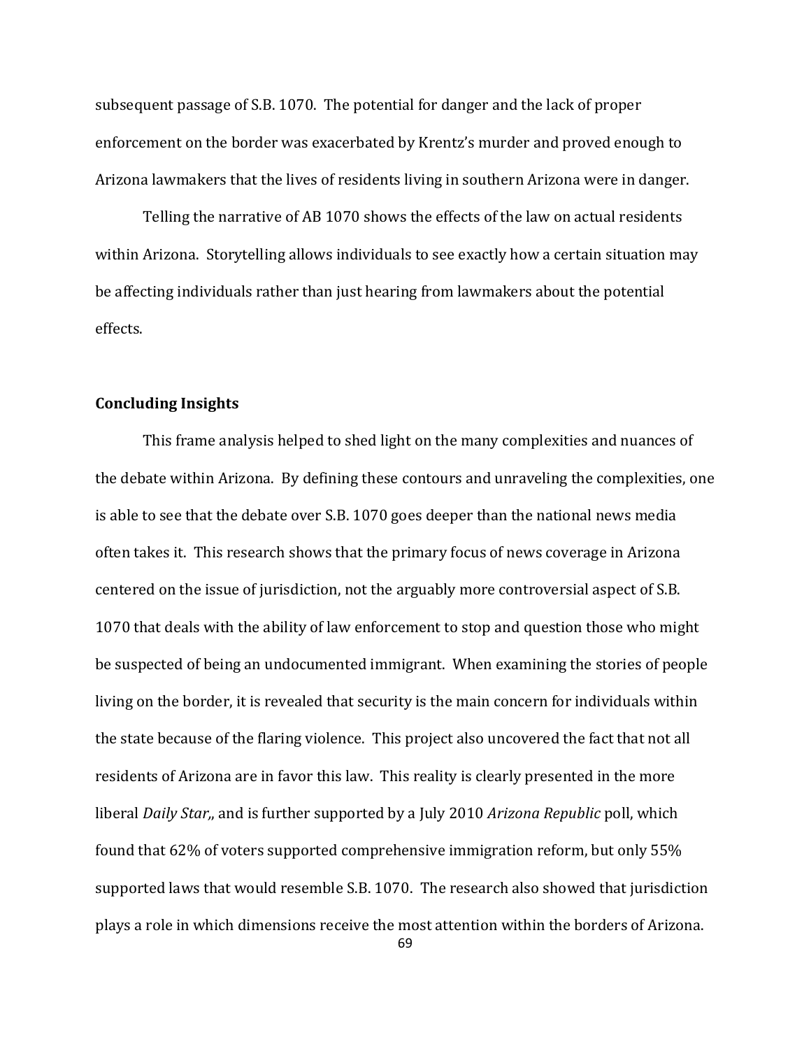subsequent passage of S.B. 1070. The potential for danger and the lack of proper enforcement on the border was exacerbated by Krentz's murder and proved enough to Arizona lawmakers that the lives of residents living in southern Arizona were in danger.

Telling the narrative of AB 1070 shows the effects of the law on actual residents within Arizona. Storytelling allows individuals to see exactly how a certain situation may be affecting individuals rather than just hearing from lawmakers about the potential effects.

### Concluding Insights

This frame analysis helped to shed light on the many complexities and nuances of the debate within Arizona. By defining these contours and unraveling the complexities, one is able to see that the debate over S.B. 1070 goes deeper than the national news media often takes it. This research shows that the primary focus of news coverage in Arizona centered on the issue of jurisdiction, not the arguably more controversial aspect of S.B. 1070 that deals with the ability of law enforcement to stop and question those who might be suspected of being an undocumented immigrant. When examining the stories of people living on the border, it is revealed that security is the main concern for individuals within the state because of the flaring violence. This project also uncovered the fact that not all residents of Arizona are in favor this law. This reality is clearly presented in the more liberal *Daily Star*,, and is further supported by a July 2010 *Arizona Republic* poll, which found that 62% of voters supported comprehensive immigration reform, but only 55% supported laws that would resemble S.B. 1070. The research also showed that jurisdiction plays a role in which dimensions receive the most attention within the borders of Arizona.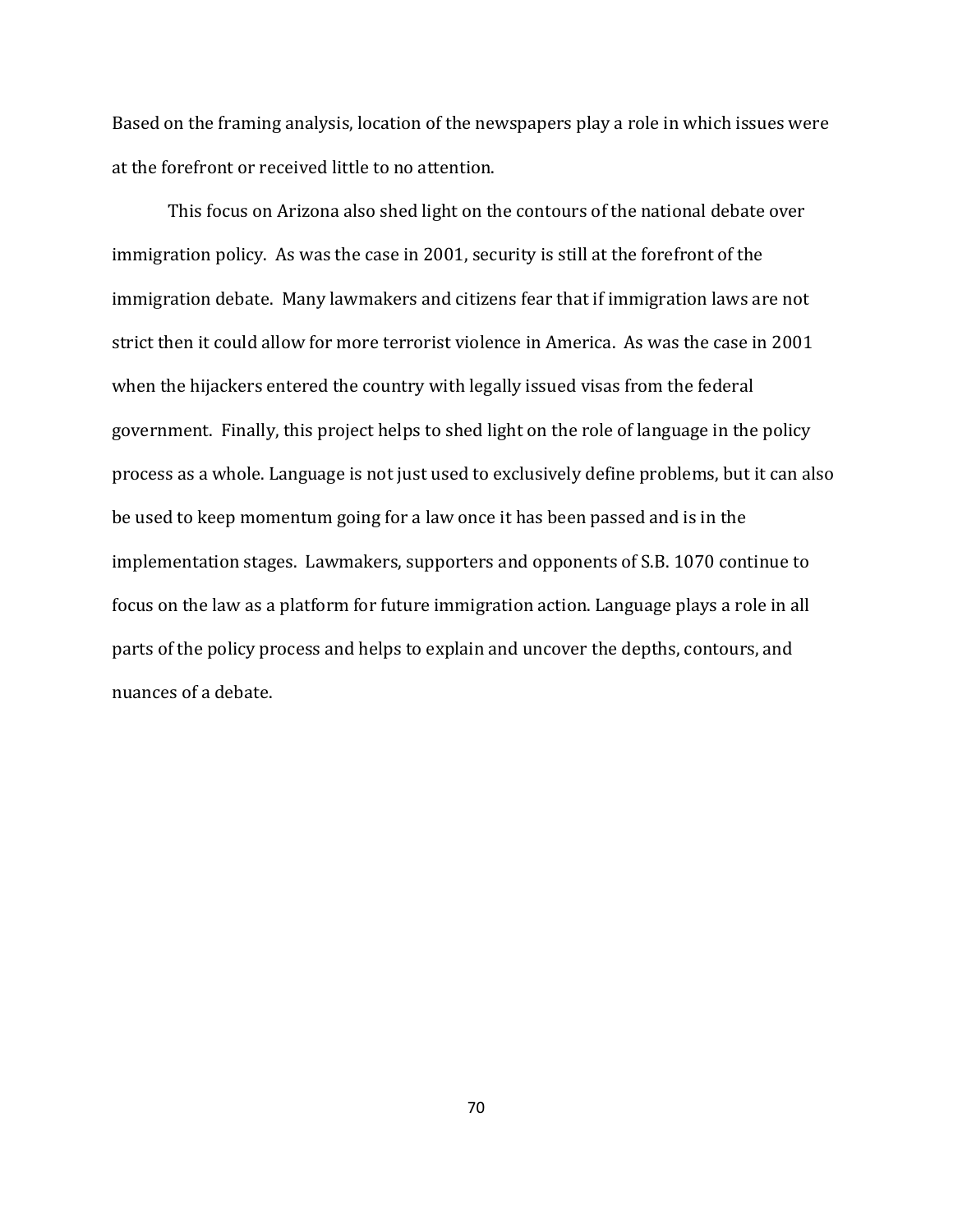Based on the framing analysis, location of the newspapers play a role in which issues were at the forefront or received little to no attention.

This focus on Arizona also shed light on the contours of the national debate over immigration policy. As was the case in 2001, security is still at the forefront of the immigration debate. Many lawmakers and citizens fear that if immigration laws are not strict then it could allow for more terrorist violence in America. As was the case in 2001 when the hijackers entered the country with legally issued visas from the federal government. Finally, this project helps to shed light on the role of language in the policy process as a whole. Language is not just used to exclusively define problems, but it can also be used to keep momentum going for a law once it has been passed and is in the implementation stages. Lawmakers, supporters and opponents of S.B. 1070 continue to focus on the law as a platform for future immigration action. Language plays a role in all parts of the policy process and helps to explain and uncover the depths, contours, and nuances of a debate.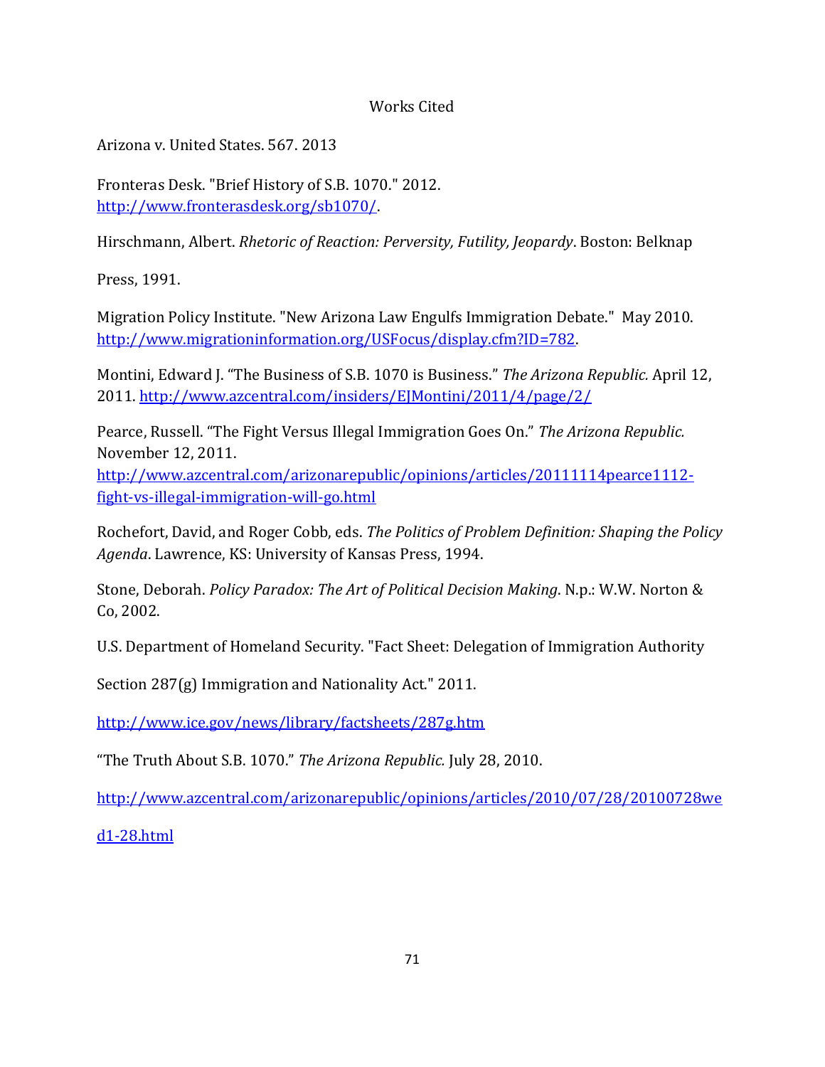# Works Cited

Arizona v. United States. 567. 2013

Fronteras Desk. "Brief History of S.B. 1070." 2012. http://www.fronterasdesk.org/sb1070/.

Hirschmann, Albert. *Rhetoric of Reaction: Perversity, Futility, Jeopardy*. Boston: Belknap Press, 1991.

Migration Policy Institute. "New Arizona Law Engulfs Immigration Debate." May 2010. http://www.migrationinformation.org/USFocus/display.cfm?ID=782.

Montini, Edward J. "The Business of S.B. 1070 is Business." *The Arizona Republic.* April 12, 2011. http://www.azcentral.com/insiders/EJMontini/2011/4/page/2/

Pearce, Russell. "The Fight Versus Illegal Immigration Goes On." *The Arizona Republic.* November 12, 2011. http://www.azcentral.com/arizonarepublic/opinions/articles/20111114pearce1112-fight-vs-illegal-immigration-will-go.html

Rochefort, David, and Roger Cobb, eds. *The Politics of Problem Definition: Shaping the Policy Agenda*. Lawrence, KS: University of Kansas Press, 1994.

Stone, Deborah. *Policy Paradox: The Art of Political Decision Making*. N.p.: W.W. Norton & Co, 2002.

U.S. Department of Homeland Security. "Fact Sheet: Delegation of Immigration Authority Section 287(g) Immigration and Nationality Act." 2011. http://www.ice.gov/news/library/factsheets/287g.htm

"The Truth About S.B. 1070." *The Arizona Republic.* July 28, 2010. http://www.azcentral.com/arizonarepublic/opinions/articles/2010/07/28/20100728wed1-28.html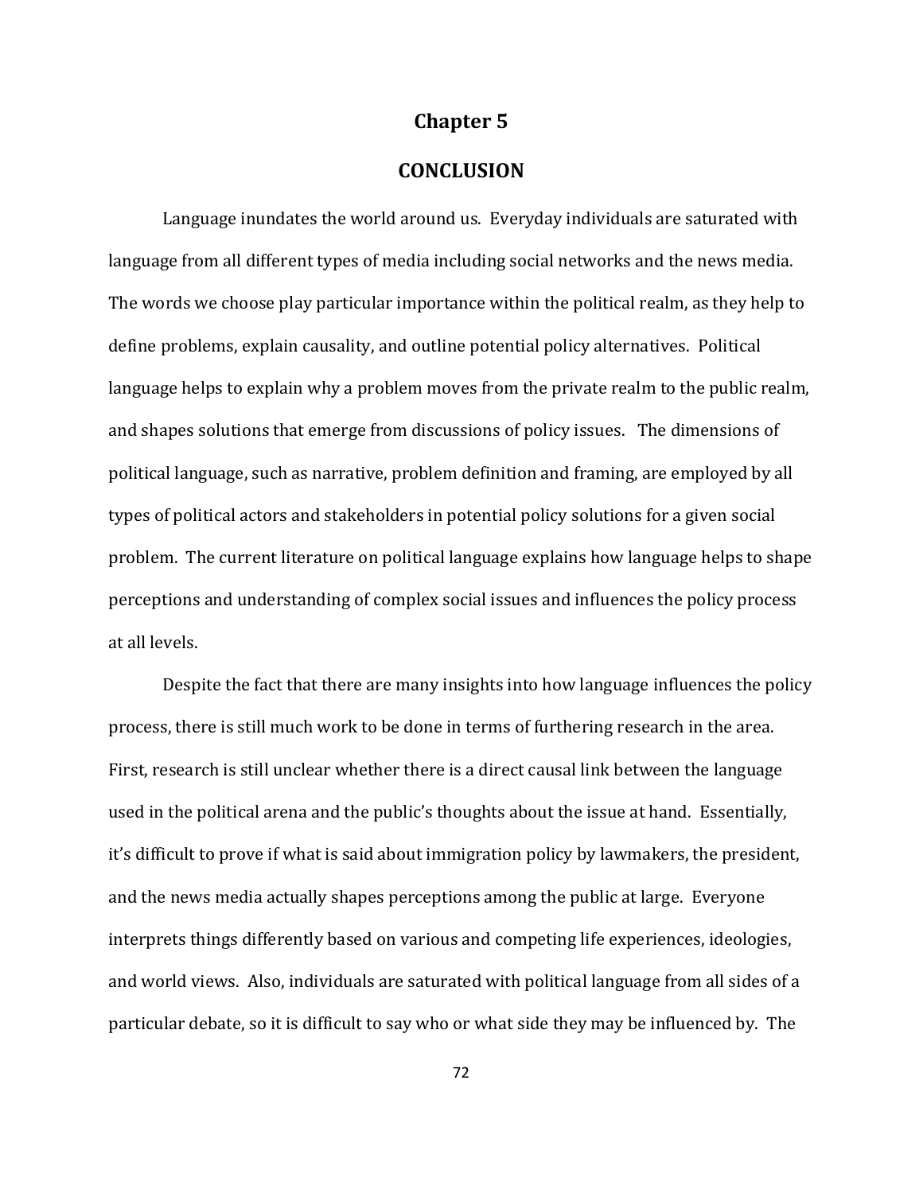# Chapter 5

## CONCLUSION

Language inundates the world around us. Everyday individuals are saturated with language from all different types of media including social networks and the news media. The words we choose play particular importance within the political realm, as they help to define problems, explain causality, and outline potential policy alternatives. Political language helps to explain why a problem moves from the private realm to the public realm, and shapes solutions that emerge from discussions of policy issues. The dimensions of political language, such as narrative, problem definition and framing, are employed by all types of political actors and stakeholders in potential policy solutions for a given social problem. The current literature on political language explains how language helps to shape perceptions and understanding of complex social issues and influences the policy process at all levels.

Despite the fact that there are many insights into how language influences the policy process, there is still much work to be done in terms of furthering research in the area. First, research is still unclear whether there is a direct causal link between the language used in the political arena and the public's thoughts about the issue at hand. Essentially, it's difficult to prove if what is said about immigration policy by lawmakers, the president, and the news media actually shapes perceptions among the public at large. Everyone interprets things differently based on various and competing life experiences, ideologies, and world views. Also, individuals are saturated with political language from all sides of a particular debate, so it is difficult to say who or what side they may be influenced by. The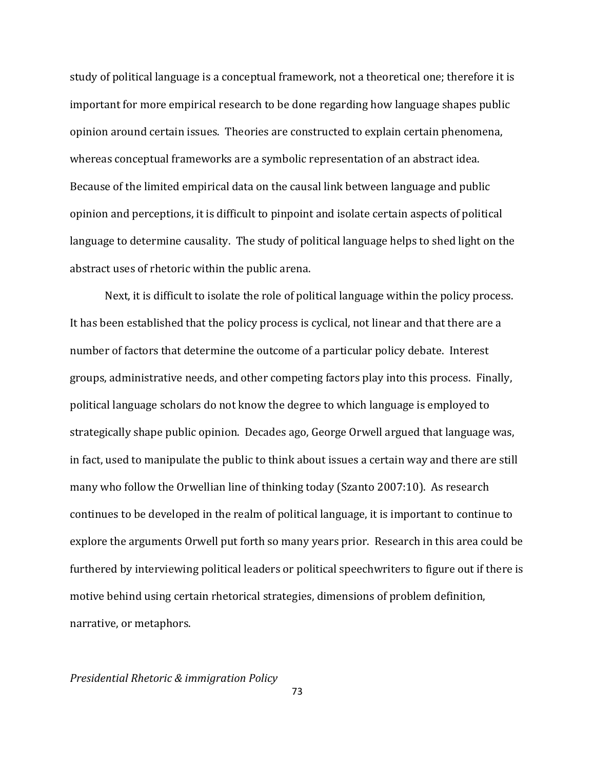study of political language is a conceptual framework, not a theoretical one; therefore it is important for more empirical research to be done regarding how language shapes public opinion around certain issues. Theories are constructed to explain certain phenomena, whereas conceptual frameworks are a symbolic representation of an abstract idea. Because of the limited empirical data on the causal link between language and public opinion and perceptions, it is difficult to pinpoint and isolate certain aspects of political language to determine causality. The study of political language helps to shed light on the abstract uses of rhetoric within the public arena.

Next, it is difficult to isolate the role of political language within the policy process. It has been established that the policy process is cyclical, not linear and that there are a number of factors that determine the outcome of a particular policy debate. Interest groups, administrative needs, and other competing factors play into this process. Finally, political language scholars do not know the degree to which language is employed to strategically shape public opinion. Decades ago, George Orwell argued that language was, in fact, used to manipulate the public to think about issues a certain way and there are still many who follow the Orwellian line of thinking today (Szanto 2007:10). As research continues to be developed in the realm of political language, it is important to continue to explore the arguments Orwell put forth so many years prior. Research in this area could be furthered by interviewing political leaders or political speechwriters to figure out if there is motive behind using certain rhetorical strategies, dimensions of problem definition, narrative, or metaphors.

*Presidential Rhetoric & immigration Policy*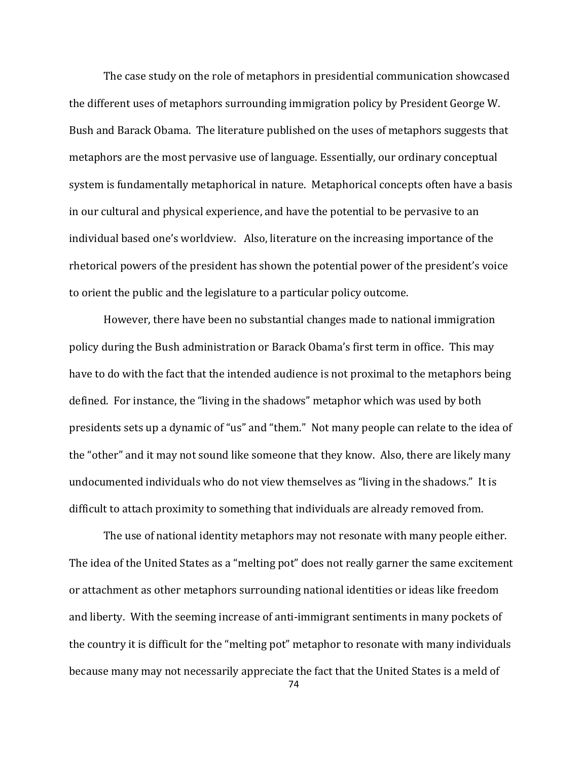The case study on the role of metaphors in presidential communication showcased the different uses of metaphors surrounding immigration policy by President George W. Bush and Barack Obama. The literature published on the uses of metaphors suggests that metaphors are the most pervasive use of language. Essentially, our ordinary conceptual system is fundamentally metaphorical in nature. Metaphorical concepts often have a basis in our cultural and physical experience, and have the potential to be pervasive to an individual based one's worldview. Also, literature on the increasing importance of the rhetorical powers of the president has shown the potential power of the president's voice to orient the public and the legislature to a particular policy outcome.

However, there have been no substantial changes made to national immigration policy during the Bush administration or Barack Obama's first term in office. This may have to do with the fact that the intended audience is not proximal to the metaphors being defined. For instance, the "living in the shadows" metaphor which was used by both presidents sets up a dynamic of "us" and "them." Not many people can relate to the idea of the "other" and it may not sound like someone that they know. Also, there are likely many undocumented individuals who do not view themselves as "living in the shadows." It is difficult to attach proximity to something that individuals are already removed from.

The use of national identity metaphors may not resonate with many people either. The idea of the United States as a "melting pot" does not really garner the same excitement or attachment as other metaphors surrounding national identities or ideas like freedom and liberty. With the seeming increase of anti-immigrant sentiments in many pockets of the country it is difficult for the "melting pot" metaphor to resonate with many individuals because many may not necessarily appreciate the fact that the United States is a meld of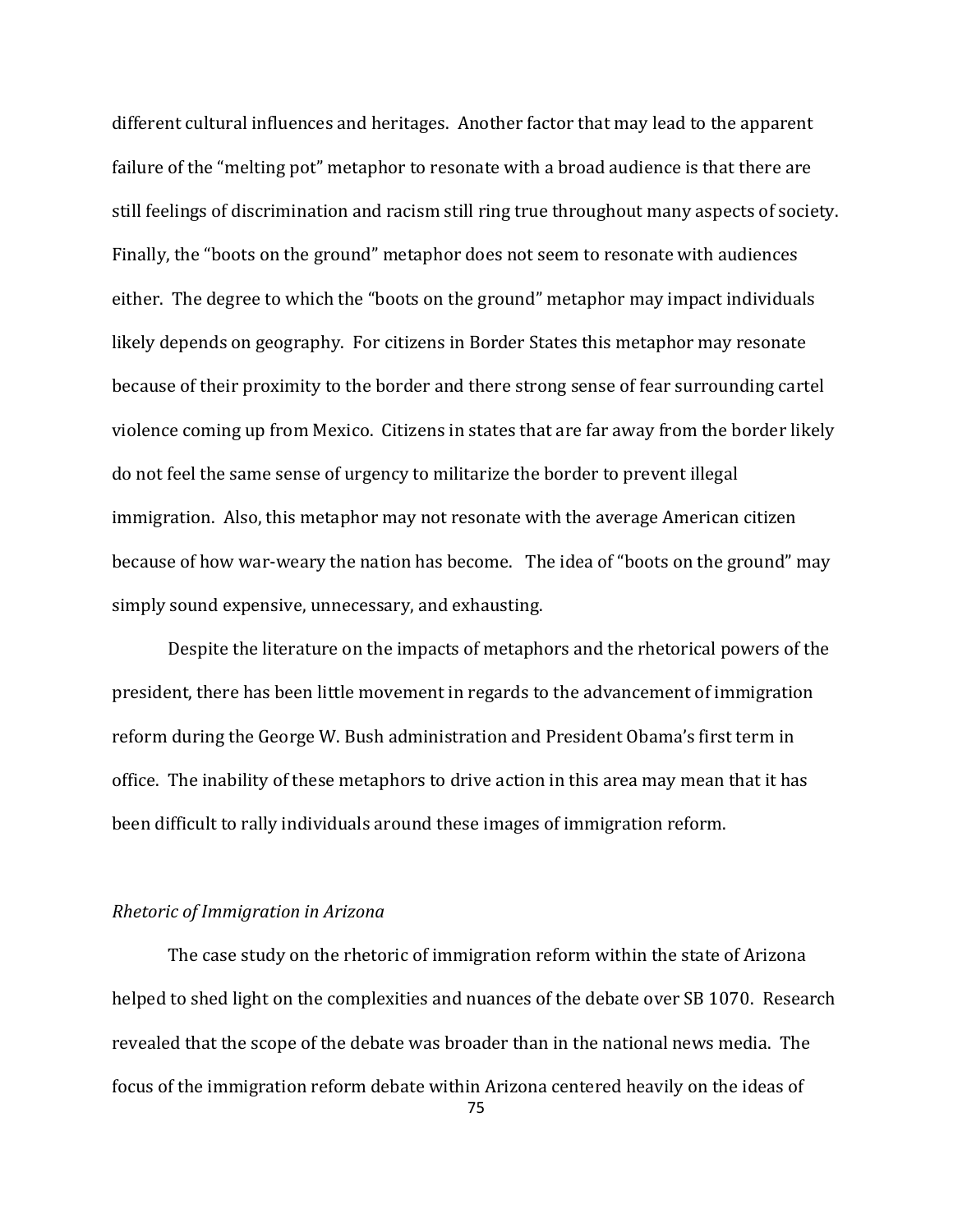different cultural influences and heritages. Another factor that may lead to the apparent failure of the "melting pot" metaphor to resonate with a broad audience is that there are still feelings of discrimination and racism still ring true throughout many aspects of society. Finally, the "boots on the ground" metaphor does not seem to resonate with audiences either. The degree to which the "boots on the ground" metaphor may impact individuals likely depends on geography. For citizens in Border States this metaphor may resonate because of their proximity to the border and there strong sense of fear surrounding cartel violence coming up from Mexico. Citizens in states that are far away from the border likely do not feel the same sense of urgency to militarize the border to prevent illegal immigration. Also, this metaphor may not resonate with the average American citizen because of how war-weary the nation has become. The idea of "boots on the ground" may simply sound expensive, unnecessary, and exhausting.

Despite the literature on the impacts of metaphors and the rhetorical powers of the president, there has been little movement in regards to the advancement of immigration reform during the George W. Bush administration and President Obama's first term in office. The inability of these metaphors to drive action in this area may mean that it has been difficult to rally individuals around these images of immigration reform.

*Rhetoric of Immigration in Arizona*

The case study on the rhetoric of immigration reform within the state of Arizona helped to shed light on the complexities and nuances of the debate over SB 1070. Research revealed that the scope of the debate was broader than in the national news media. The focus of the immigration reform debate within Arizona centered heavily on the ideas of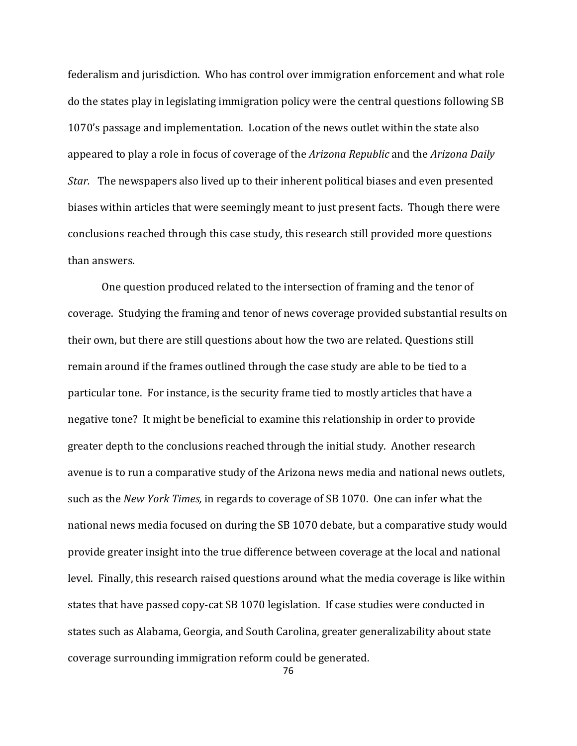federalism and jurisdiction. Who has control over immigration enforcement and what role do the states play in legislating immigration policy were the central questions following SB 1070's passage and implementation. Location of the news outlet within the state also appeared to play a role in focus of coverage of the *Arizona Republic* and the *Arizona Daily Star.* The newspapers also lived up to their inherent political biases and even presented biases within articles that were seemingly meant to just present facts. Though there were conclusions reached through this case study, this research still provided more questions than answers.

One question produced related to the intersection of framing and the tenor of coverage. Studying the framing and tenor of news coverage provided substantial results on their own, but there are still questions about how the two are related. Questions still remain around if the frames outlined through the case study are able to be tied to a particular tone. For instance, is the security frame tied to mostly articles that have a negative tone? It might be beneficial to examine this relationship in order to provide greater depth to the conclusions reached through the initial study. Another research avenue is to run a comparative study of the Arizona news media and national news outlets, such as the *New York Times,* in regards to coverage of SB 1070. One can infer what the national news media focused on during the SB 1070 debate, but a comparative study would provide greater insight into the true difference between coverage at the local and national level. Finally, this research raised questions around what the media coverage is like within states that have passed copy-cat SB 1070 legislation. If case studies were conducted in states such as Alabama, Georgia, and South Carolina, greater generalizability about state coverage surrounding immigration reform could be generated.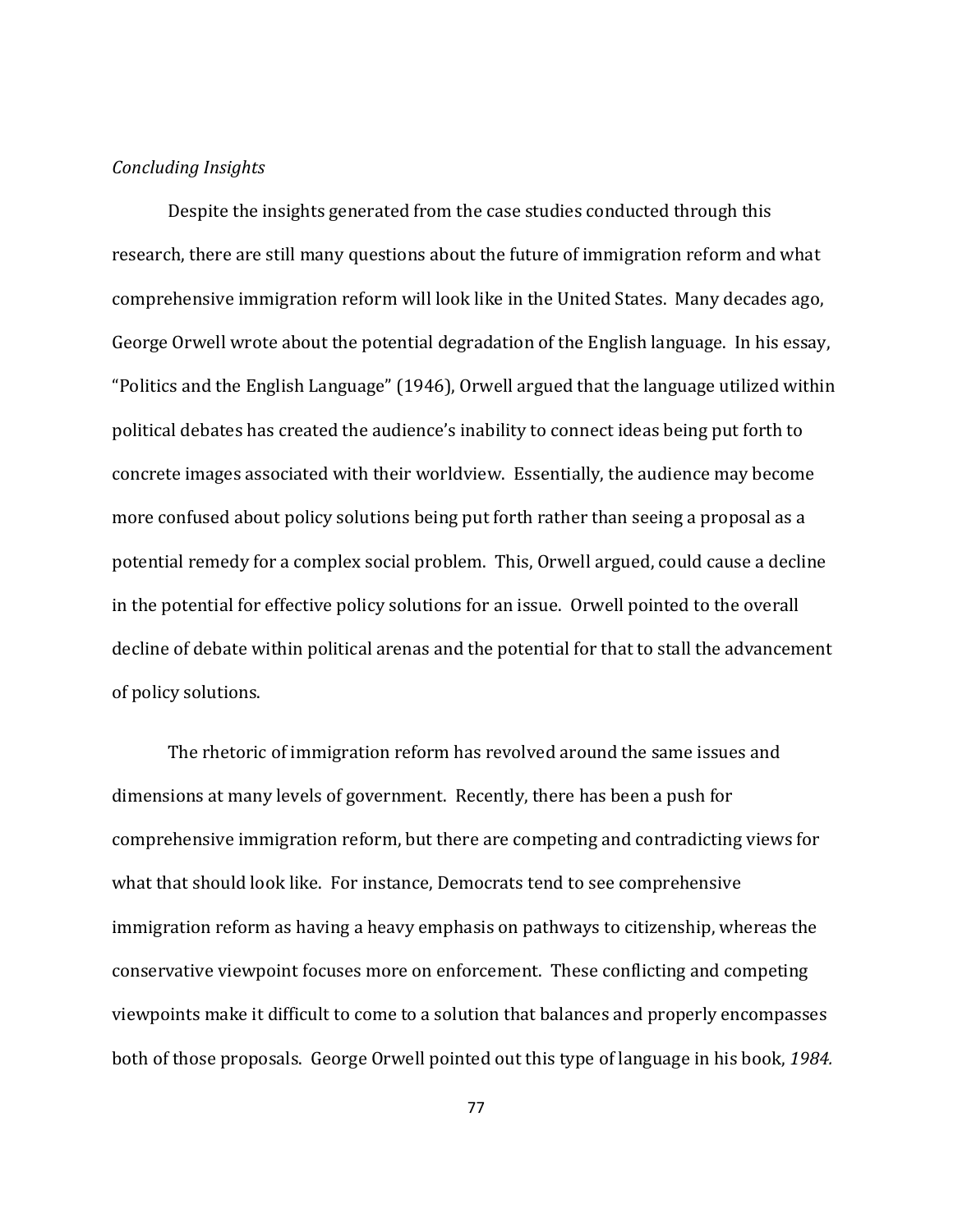*Concluding Insights*

Despite the insights generated from the case studies conducted through this research, there are still many questions about the future of immigration reform and what comprehensive immigration reform will look like in the United States. Many decades ago, George Orwell wrote about the potential degradation of the English language. In his essay, "Politics and the English Language" (1946), Orwell argued that the language utilized within political debates has created the audience's inability to connect ideas being put forth to concrete images associated with their worldview. Essentially, the audience may become more confused about policy solutions being put forth rather than seeing a proposal as a potential remedy for a complex social problem. This, Orwell argued, could cause a decline in the potential for effective policy solutions for an issue. Orwell pointed to the overall decline of debate within political arenas and the potential for that to stall the advancement of policy solutions.

The rhetoric of immigration reform has revolved around the same issues and dimensions at many levels of government. Recently, there has been a push for comprehensive immigration reform, but there are competing and contradicting views for what that should look like. For instance, Democrats tend to see comprehensive immigration reform as having a heavy emphasis on pathways to citizenship, whereas the conservative viewpoint focuses more on enforcement. These conflicting and competing viewpoints make it difficult to come to a solution that balances and properly encompasses both of those proposals. George Orwell pointed out this type of language in his book, *1984.*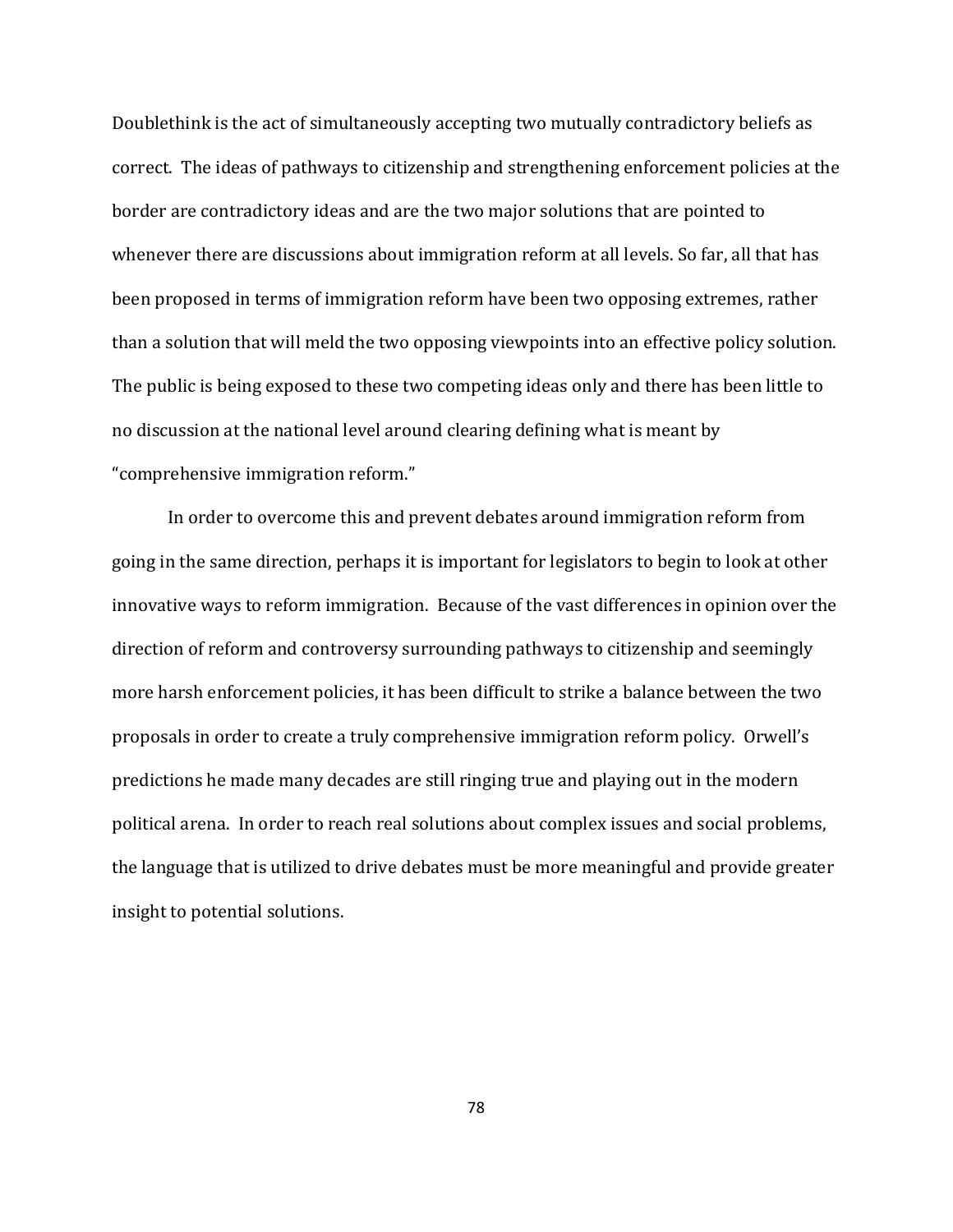Doublethink is the act of simultaneously accepting two mutually contradictory beliefs as correct. The ideas of pathways to citizenship and strengthening enforcement policies at the border are contradictory ideas and are the two major solutions that are pointed to whenever there are discussions about immigration reform at all levels. So far, all that has been proposed in terms of immigration reform have been two opposing extremes, rather than a solution that will meld the two opposing viewpoints into an effective policy solution. The public is being exposed to these two competing ideas only and there has been little to no discussion at the national level around clearing defining what is meant by "comprehensive immigration reform."

In order to overcome this and prevent debates around immigration reform from going in the same direction, perhaps it is important for legislators to begin to look at other innovative ways to reform immigration. Because of the vast differences in opinion over the direction of reform and controversy surrounding pathways to citizenship and seemingly more harsh enforcement policies, it has been difficult to strike a balance between the two proposals in order to create a truly comprehensive immigration reform policy. Orwell's predictions he made many decades are still ringing true and playing out in the modern political arena. In order to reach real solutions about complex issues and social problems, the language that is utilized to drive debates must be more meaningful and provide greater insight to potential solutions.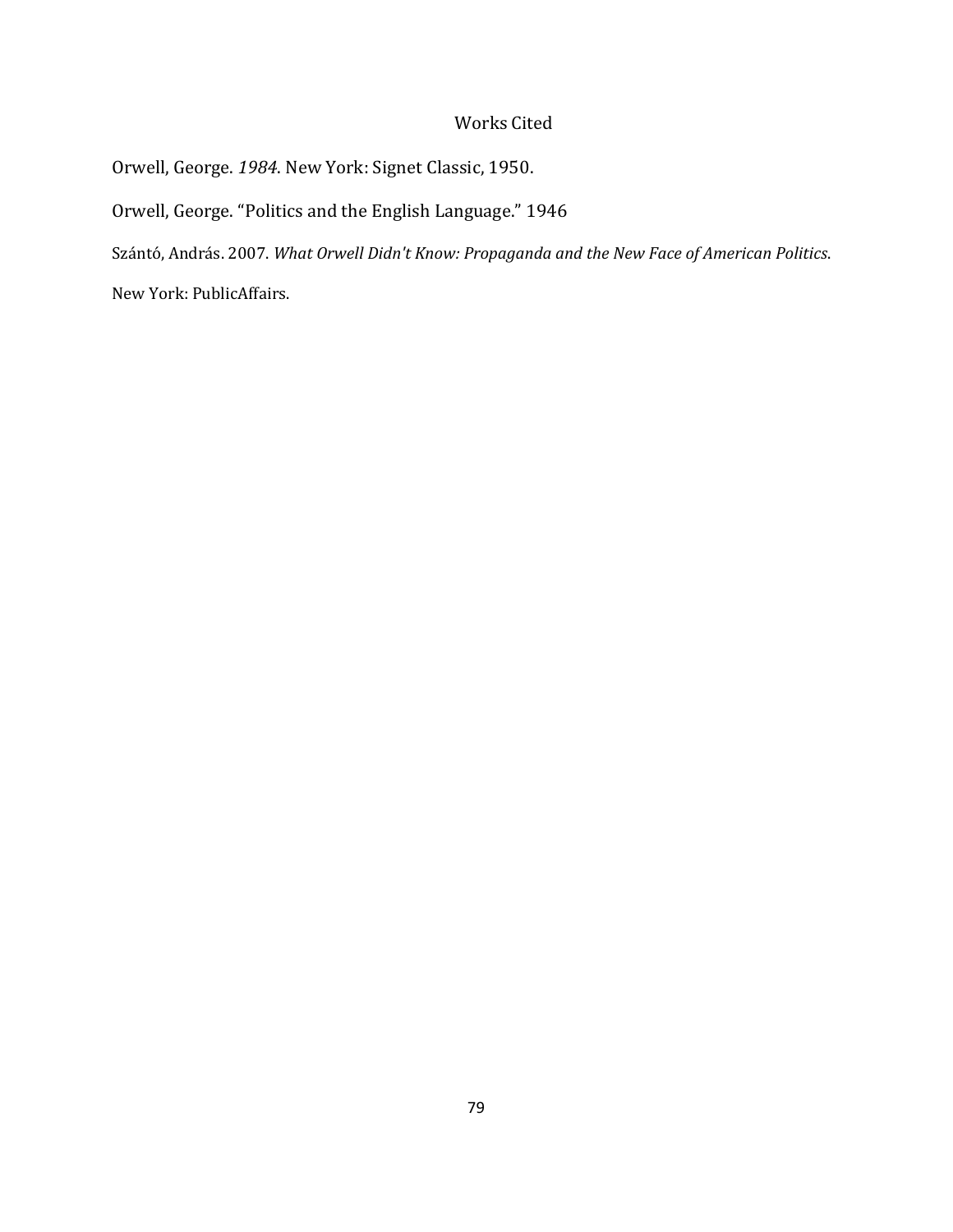# Works Cited

Orwell, George. *1984*. New York: Signet Classic, 1950.

Orwell, George. "Politics and the English Language." 1946

Szántó, András. 2007. *What Orwell Didn't Know: Propaganda and the New Face of American Politics*. New York: PublicAffairs.